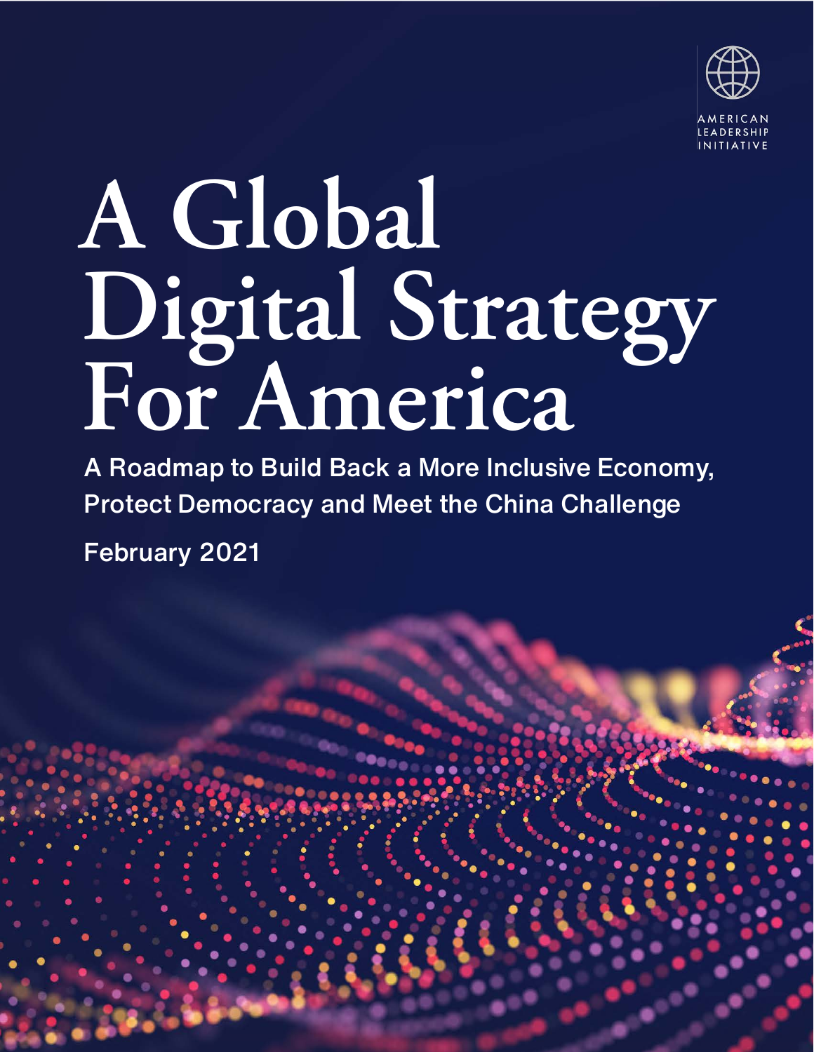AMERICAN LEADERSHIP INITIATIVE

# A Global Digital Strategy For America

## A Roadmap to Build Back a More Inclusive Economy, Protect Democracy and Meet the China Challenge

February 2021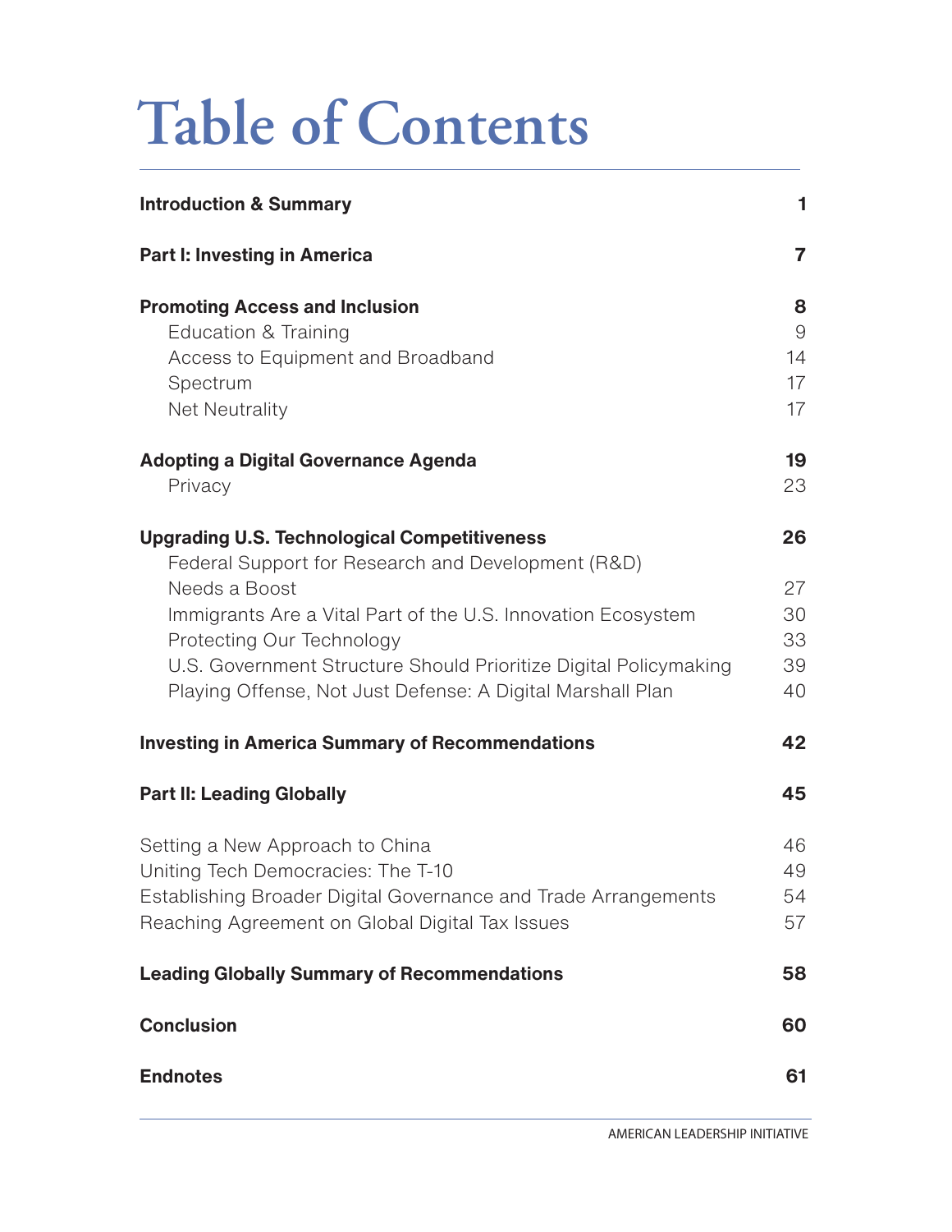# Table of Contents

| | |
|---|---|
| **Introduction & Summary** | **1** |
| **Part I: Investing in America** | **7** |
| **Promoting Access and Inclusion** | **8** |
| Education & Training | 9 |
| Access to Equipment and Broadband | 14 |
| Spectrum | 17 |
| Net Neutrality | 17 |
| **Adopting a Digital Governance Agenda** | **19** |
| Privacy | 23 |
| **Upgrading U.S. Technological Competitiveness** | **26** |
| Federal Support for Research and Development (R&D) Needs a Boost | 27 |
| Immigrants Are a Vital Part of the U.S. Innovation Ecosystem | 30 |
| Protecting Our Technology | 33 |
| U.S. Government Structure Should Prioritize Digital Policymaking | 39 |
| Playing Offense, Not Just Defense: A Digital Marshall Plan | 40 |
| **Investing in America Summary of Recommendations** | **42** |
| **Part II: Leading Globally** | **45** |
| Setting a New Approach to China | 46 |
| Uniting Tech Democracies: The T-10 | 49 |
| Establishing Broader Digital Governance and Trade Arrangements | 54 |
| Reaching Agreement on Global Digital Tax Issues | 57 |
| **Leading Globally Summary of Recommendations** | **58** |
| **Conclusion** | **60** |
| **Endnotes** | **61** |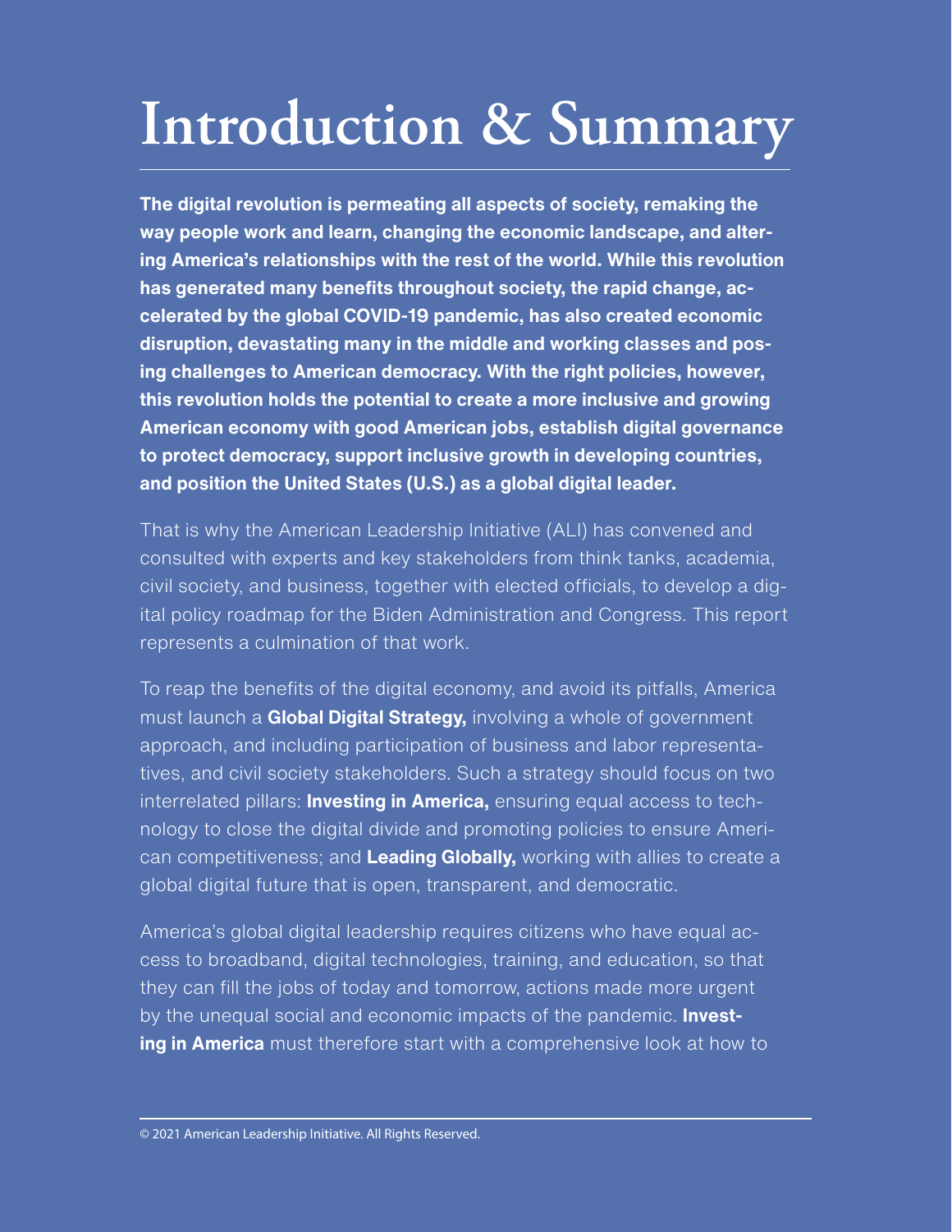# Introduction & Summary

**The digital revolution is permeating all aspects of society, remaking the way people work and learn, changing the economic landscape, and altering America's relationships with the rest of the world. While this revolution has generated many benefits throughout society, the rapid change, accelerated by the global COVID-19 pandemic, has also created economic disruption, devastating many in the middle and working classes and posing challenges to American democracy. With the right policies, however, this revolution holds the potential to create a more inclusive and growing American economy with good American jobs, establish digital governance to protect democracy, support inclusive growth in developing countries, and position the United States (U.S.) as a global digital leader.**

That is why the American Leadership Initiative (ALI) has convened and consulted with experts and key stakeholders from think tanks, academia, civil society, and business, together with elected officials, to develop a digital policy roadmap for the Biden Administration and Congress. This report represents a culmination of that work.

To reap the benefits of the digital economy, and avoid its pitfalls, America must launch a **Global Digital Strategy,** involving a whole of government approach, and including participation of business and labor representatives, and civil society stakeholders. Such a strategy should focus on two interrelated pillars: **Investing in America,** ensuring equal access to technology to close the digital divide and promoting policies to ensure American competitiveness; and **Leading Globally,** working with allies to create a global digital future that is open, transparent, and democratic.

America's global digital leadership requires citizens who have equal access to broadband, digital technologies, training, and education, so that they can fill the jobs of today and tomorrow, actions made more urgent by the unequal social and economic impacts of the pandemic. **Investing in America** must therefore start with a comprehensive look at how to

© 2021 American Leadership Initiative. All Rights Reserved.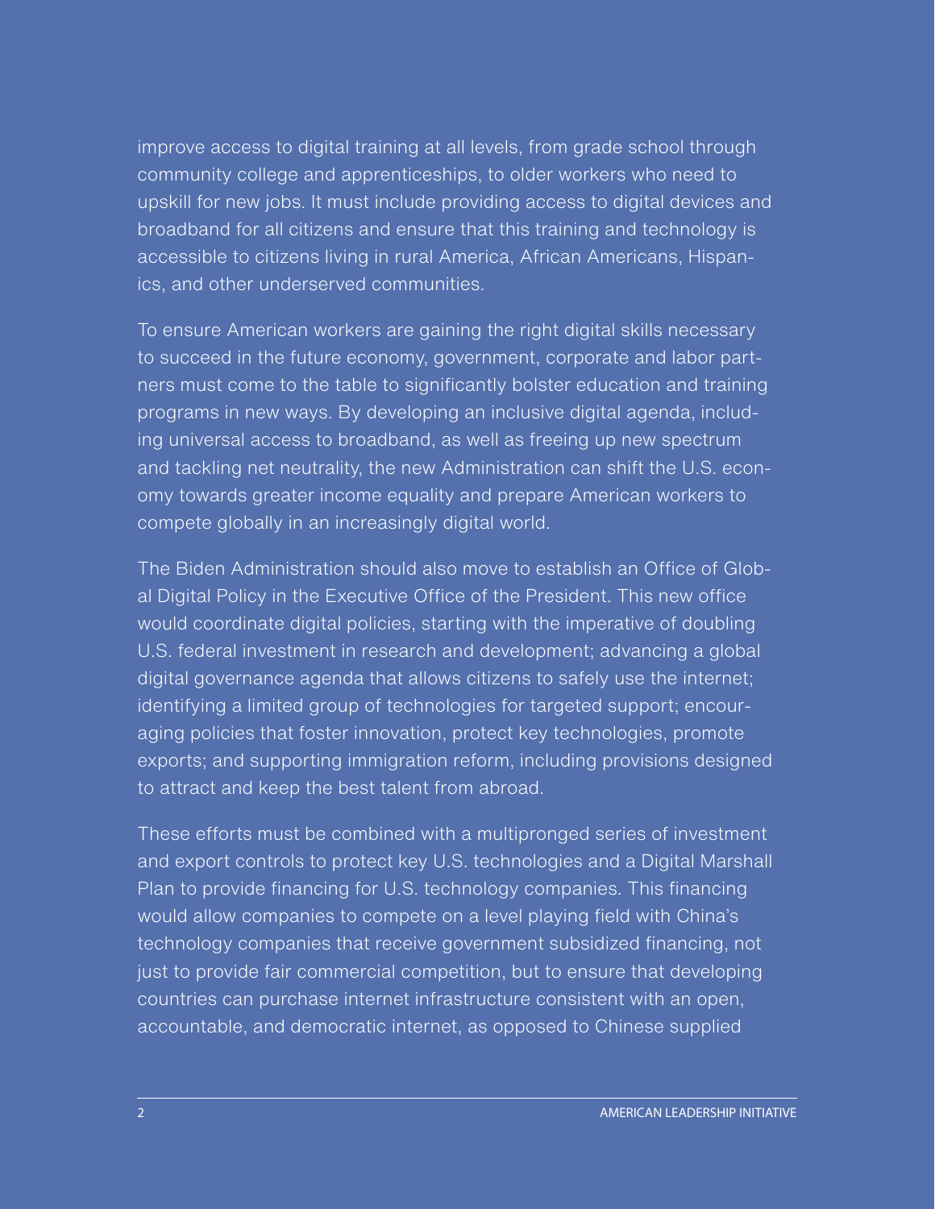improve access to digital training at all levels, from grade school through community college and apprenticeships, to older workers who need to upskill for new jobs. It must include providing access to digital devices and broadband for all citizens and ensure that this training and technology is accessible to citizens living in rural America, African Americans, Hispanics, and other underserved communities.

To ensure American workers are gaining the right digital skills necessary to succeed in the future economy, government, corporate and labor partners must come to the table to significantly bolster education and training programs in new ways. By developing an inclusive digital agenda, including universal access to broadband, as well as freeing up new spectrum and tackling net neutrality, the new Administration can shift the U.S. economy towards greater income equality and prepare American workers to compete globally in an increasingly digital world.

The Biden Administration should also move to establish an Office of Global Digital Policy in the Executive Office of the President. This new office would coordinate digital policies, starting with the imperative of doubling U.S. federal investment in research and development; advancing a global digital governance agenda that allows citizens to safely use the internet; identifying a limited group of technologies for targeted support; encouraging policies that foster innovation, protect key technologies, promote exports; and supporting immigration reform, including provisions designed to attract and keep the best talent from abroad.

These efforts must be combined with a multipronged series of investment and export controls to protect key U.S. technologies and a Digital Marshall Plan to provide financing for U.S. technology companies. This financing would allow companies to compete on a level playing field with China's technology companies that receive government subsidized financing, not just to provide fair commercial competition, but to ensure that developing countries can purchase internet infrastructure consistent with an open, accountable, and democratic internet, as opposed to Chinese supplied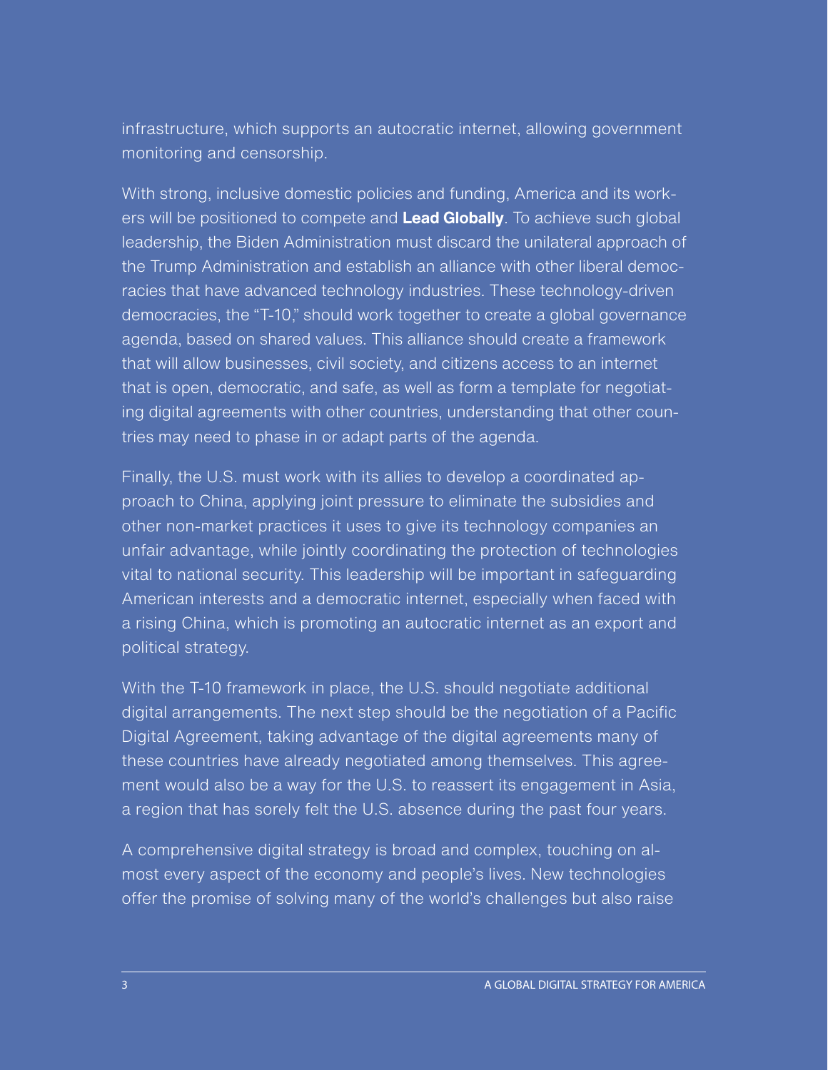infrastructure, which supports an autocratic internet, allowing government monitoring and censorship.

With strong, inclusive domestic policies and funding, America and its workers will be positioned to compete and **Lead Globally**. To achieve such global leadership, the Biden Administration must discard the unilateral approach of the Trump Administration and establish an alliance with other liberal democracies that have advanced technology industries. These technology-driven democracies, the "T-10," should work together to create a global governance agenda, based on shared values. This alliance should create a framework that will allow businesses, civil society, and citizens access to an internet that is open, democratic, and safe, as well as form a template for negotiating digital agreements with other countries, understanding that other countries may need to phase in or adapt parts of the agenda.

Finally, the U.S. must work with its allies to develop a coordinated approach to China, applying joint pressure to eliminate the subsidies and other non-market practices it uses to give its technology companies an unfair advantage, while jointly coordinating the protection of technologies vital to national security. This leadership will be important in safeguarding American interests and a democratic internet, especially when faced with a rising China, which is promoting an autocratic internet as an export and political strategy.

With the T-10 framework in place, the U.S. should negotiate additional digital arrangements. The next step should be the negotiation of a Pacific Digital Agreement, taking advantage of the digital agreements many of these countries have already negotiated among themselves. This agreement would also be a way for the U.S. to reassert its engagement in Asia, a region that has sorely felt the U.S. absence during the past four years.

A comprehensive digital strategy is broad and complex, touching on almost every aspect of the economy and people's lives. New technologies offer the promise of solving many of the world's challenges but also raise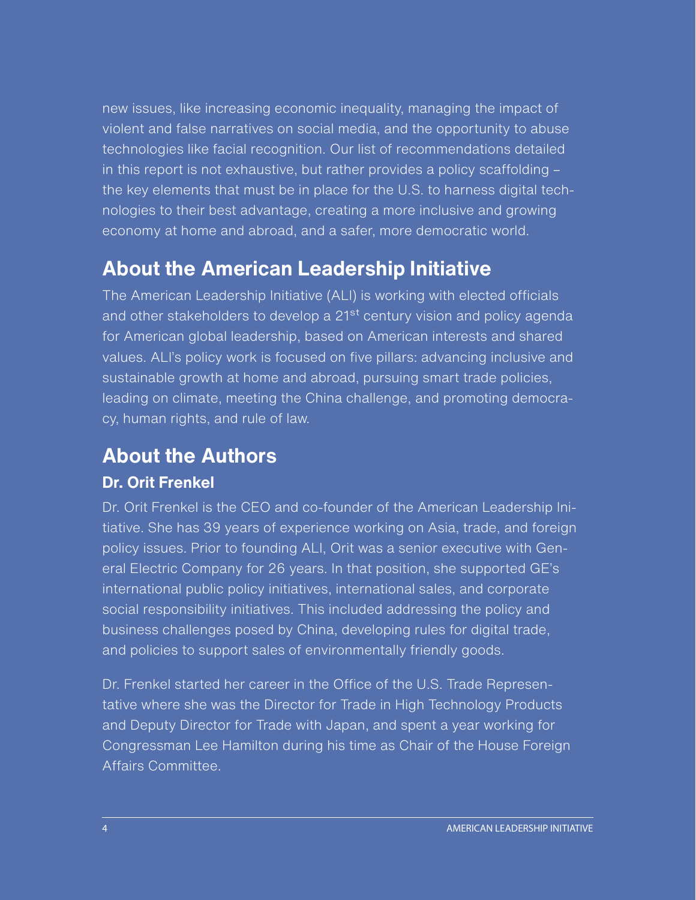new issues, like increasing economic inequality, managing the impact of violent and false narratives on social media, and the opportunity to abuse technologies like facial recognition. Our list of recommendations detailed in this report is not exhaustive, but rather provides a policy scaffolding – the key elements that must be in place for the U.S. to harness digital technologies to their best advantage, creating a more inclusive and growing economy at home and abroad, and a safer, more democratic world.

## About the American Leadership Initiative

The American Leadership Initiative (ALI) is working with elected officials and other stakeholders to develop a 21st century vision and policy agenda for American global leadership, based on American interests and shared values. ALI's policy work is focused on five pillars: advancing inclusive and sustainable growth at home and abroad, pursuing smart trade policies, leading on climate, meeting the China challenge, and promoting democracy, human rights, and rule of law.

## About the Authors

### Dr. Orit Frenkel

Dr. Orit Frenkel is the CEO and co-founder of the American Leadership Initiative. She has 39 years of experience working on Asia, trade, and foreign policy issues. Prior to founding ALI, Orit was a senior executive with General Electric Company for 26 years. In that position, she supported GE's international public policy initiatives, international sales, and corporate social responsibility initiatives. This included addressing the policy and business challenges posed by China, developing rules for digital trade, and policies to support sales of environmentally friendly goods.

Dr. Frenkel started her career in the Office of the U.S. Trade Representative where she was the Director for Trade in High Technology Products and Deputy Director for Trade with Japan, and spent a year working for Congressman Lee Hamilton during his time as Chair of the House Foreign Affairs Committee.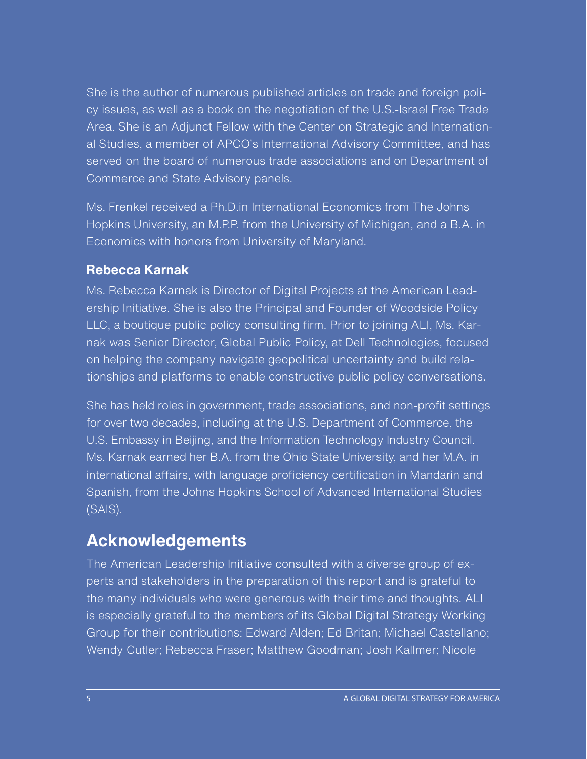She is the author of numerous published articles on trade and foreign policy issues, as well as a book on the negotiation of the U.S.-Israel Free Trade Area. She is an Adjunct Fellow with the Center on Strategic and International Studies, a member of APCO's International Advisory Committee, and has served on the board of numerous trade associations and on Department of Commerce and State Advisory panels.

Ms. Frenkel received a Ph.D.in International Economics from The Johns Hopkins University, an M.P.P. from the University of Michigan, and a B.A. in Economics with honors from University of Maryland.

### Rebecca Karnak

Ms. Rebecca Karnak is Director of Digital Projects at the American Leadership Initiative. She is also the Principal and Founder of Woodside Policy LLC, a boutique public policy consulting firm. Prior to joining ALI, Ms. Karnak was Senior Director, Global Public Policy, at Dell Technologies, focused on helping the company navigate geopolitical uncertainty and build relationships and platforms to enable constructive public policy conversations.

She has held roles in government, trade associations, and non-profit settings for over two decades, including at the U.S. Department of Commerce, the U.S. Embassy in Beijing, and the Information Technology Industry Council. Ms. Karnak earned her B.A. from the Ohio State University, and her M.A. in international affairs, with language proficiency certification in Mandarin and Spanish, from the Johns Hopkins School of Advanced International Studies (SAIS).

## Acknowledgements

The American Leadership Initiative consulted with a diverse group of experts and stakeholders in the preparation of this report and is grateful to the many individuals who were generous with their time and thoughts. ALI is especially grateful to the members of its Global Digital Strategy Working Group for their contributions: Edward Alden; Ed Britan; Michael Castellano; Wendy Cutler; Rebecca Fraser; Matthew Goodman; Josh Kallmer; Nicole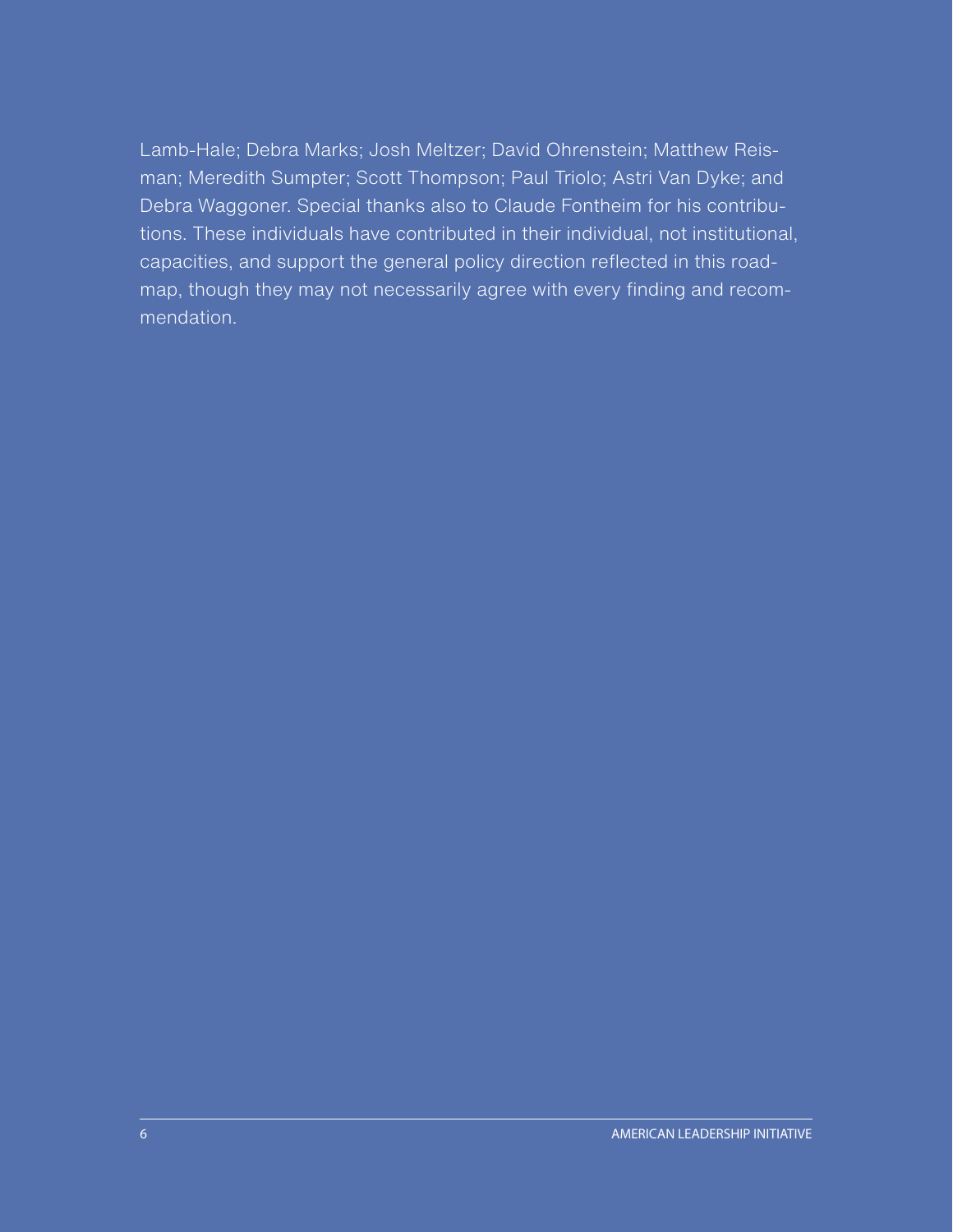Lamb-Hale; Debra Marks; Josh Meltzer; David Ohrenstein; Matthew Reisman; Meredith Sumpter; Scott Thompson; Paul Triolo; Astri Van Dyke; and Debra Waggoner. Special thanks also to Claude Fontheim for his contributions. These individuals have contributed in their individual, not institutional, capacities, and support the general policy direction reflected in this roadmap, though they may not necessarily agree with every finding and recommendation.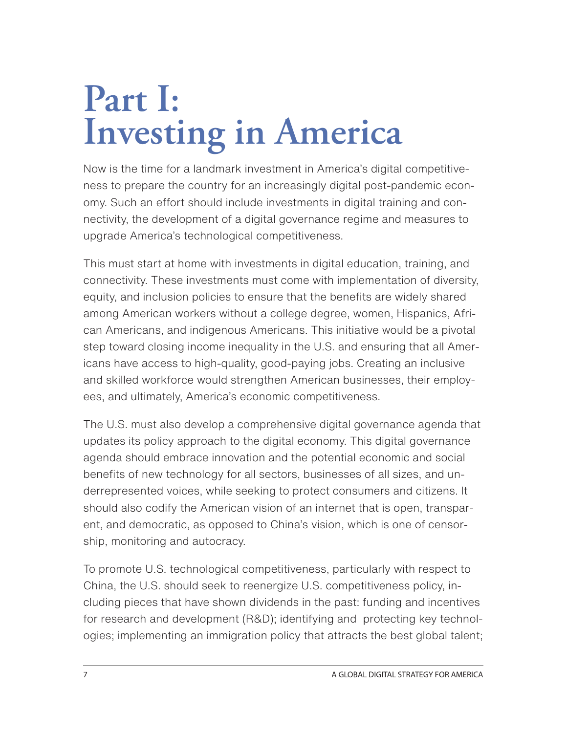# Part I: Investing in America

Now is the time for a landmark investment in America's digital competitiveness to prepare the country for an increasingly digital post-pandemic economy. Such an effort should include investments in digital training and connectivity, the development of a digital governance regime and measures to upgrade America's technological competitiveness.

This must start at home with investments in digital education, training, and connectivity. These investments must come with implementation of diversity, equity, and inclusion policies to ensure that the benefits are widely shared among American workers without a college degree, women, Hispanics, African Americans, and indigenous Americans. This initiative would be a pivotal step toward closing income inequality in the U.S. and ensuring that all Americans have access to high-quality, good-paying jobs. Creating an inclusive and skilled workforce would strengthen American businesses, their employees, and ultimately, America's economic competitiveness.

The U.S. must also develop a comprehensive digital governance agenda that updates its policy approach to the digital economy. This digital governance agenda should embrace innovation and the potential economic and social benefits of new technology for all sectors, businesses of all sizes, and underrepresented voices, while seeking to protect consumers and citizens. It should also codify the American vision of an internet that is open, transparent, and democratic, as opposed to China's vision, which is one of censorship, monitoring and autocracy.

To promote U.S. technological competitiveness, particularly with respect to China, the U.S. should seek to reenergize U.S. competitiveness policy, including pieces that have shown dividends in the past: funding and incentives for research and development (R&D); identifying and protecting key technologies; implementing an immigration policy that attracts the best global talent;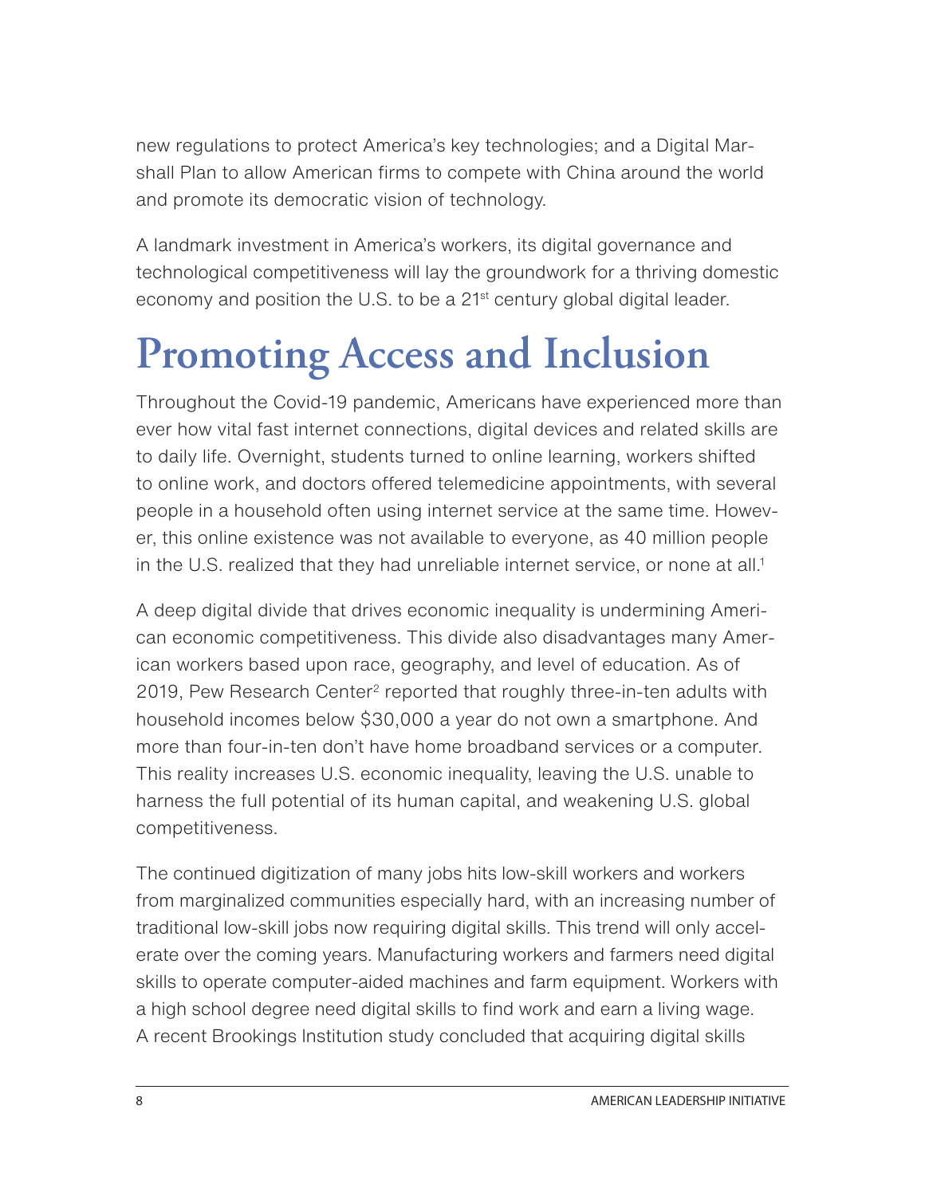new regulations to protect America's key technologies; and a Digital Marshall Plan to allow American firms to compete with China around the world and promote its democratic vision of technology.

A landmark investment in America's workers, its digital governance and technological competitiveness will lay the groundwork for a thriving domestic economy and position the U.S. to be a 21st century global digital leader.

# Promoting Access and Inclusion

Throughout the Covid-19 pandemic, Americans have experienced more than ever how vital fast internet connections, digital devices and related skills are to daily life. Overnight, students turned to online learning, workers shifted to online work, and doctors offered telemedicine appointments, with several people in a household often using internet service at the same time. However, this online existence was not available to everyone, as 40 million people in the U.S. realized that they had unreliable internet service, or none at all.[1]

A deep digital divide that drives economic inequality is undermining American economic competitiveness. This divide also disadvantages many American workers based upon race, geography, and level of education. As of 2019, Pew Research Center[2] reported that roughly three-in-ten adults with household incomes below $30,000 a year do not own a smartphone. And more than four-in-ten don't have home broadband services or a computer. This reality increases U.S. economic inequality, leaving the U.S. unable to harness the full potential of its human capital, and weakening U.S. global competitiveness.

The continued digitization of many jobs hits low-skill workers and workers from marginalized communities especially hard, with an increasing number of traditional low-skill jobs now requiring digital skills. This trend will only accelerate over the coming years. Manufacturing workers and farmers need digital skills to operate computer-aided machines and farm equipment. Workers with a high school degree need digital skills to find work and earn a living wage. A recent Brookings Institution study concluded that acquiring digital skills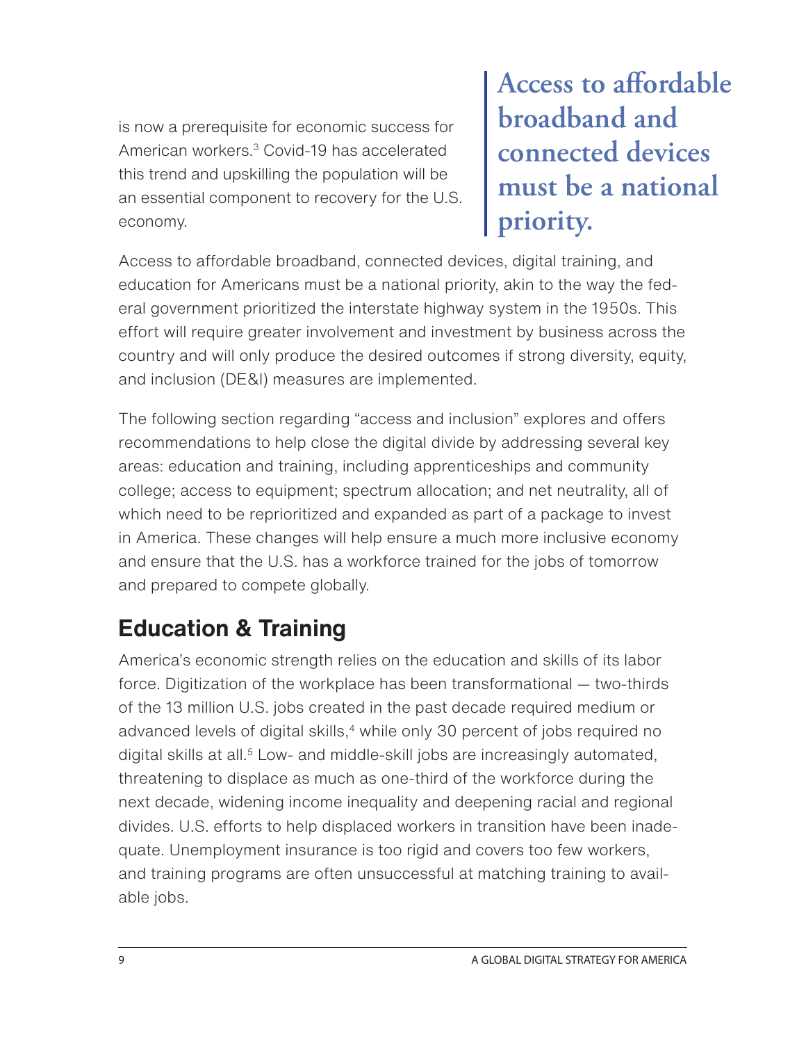is now a prerequisite for economic success for American workers.[3] Covid-19 has accelerated this trend and upskilling the population will be an essential component to recovery for the U.S. economy.

> **Access to affordable broadband and connected devices must be a national priority.**

Access to affordable broadband, connected devices, digital training, and education for Americans must be a national priority, akin to the way the federal government prioritized the interstate highway system in the 1950s. This effort will require greater involvement and investment by business across the country and will only produce the desired outcomes if strong diversity, equity, and inclusion (DE&I) measures are implemented.

The following section regarding "access and inclusion" explores and offers recommendations to help close the digital divide by addressing several key areas: education and training, including apprenticeships and community college; access to equipment; spectrum allocation; and net neutrality, all of which need to be reprioritized and expanded as part of a package to invest in America. These changes will help ensure a much more inclusive economy and ensure that the U.S. has a workforce trained for the jobs of tomorrow and prepared to compete globally.

## Education & Training

America's economic strength relies on the education and skills of its labor force. Digitization of the workplace has been transformational — two-thirds of the 13 million U.S. jobs created in the past decade required medium or advanced levels of digital skills,[4] while only 30 percent of jobs required no digital skills at all.[5] Low- and middle-skill jobs are increasingly automated, threatening to displace as much as one-third of the workforce during the next decade, widening income inequality and deepening racial and regional divides. U.S. efforts to help displaced workers in transition have been inadequate. Unemployment insurance is too rigid and covers too few workers, and training programs are often unsuccessful at matching training to available jobs.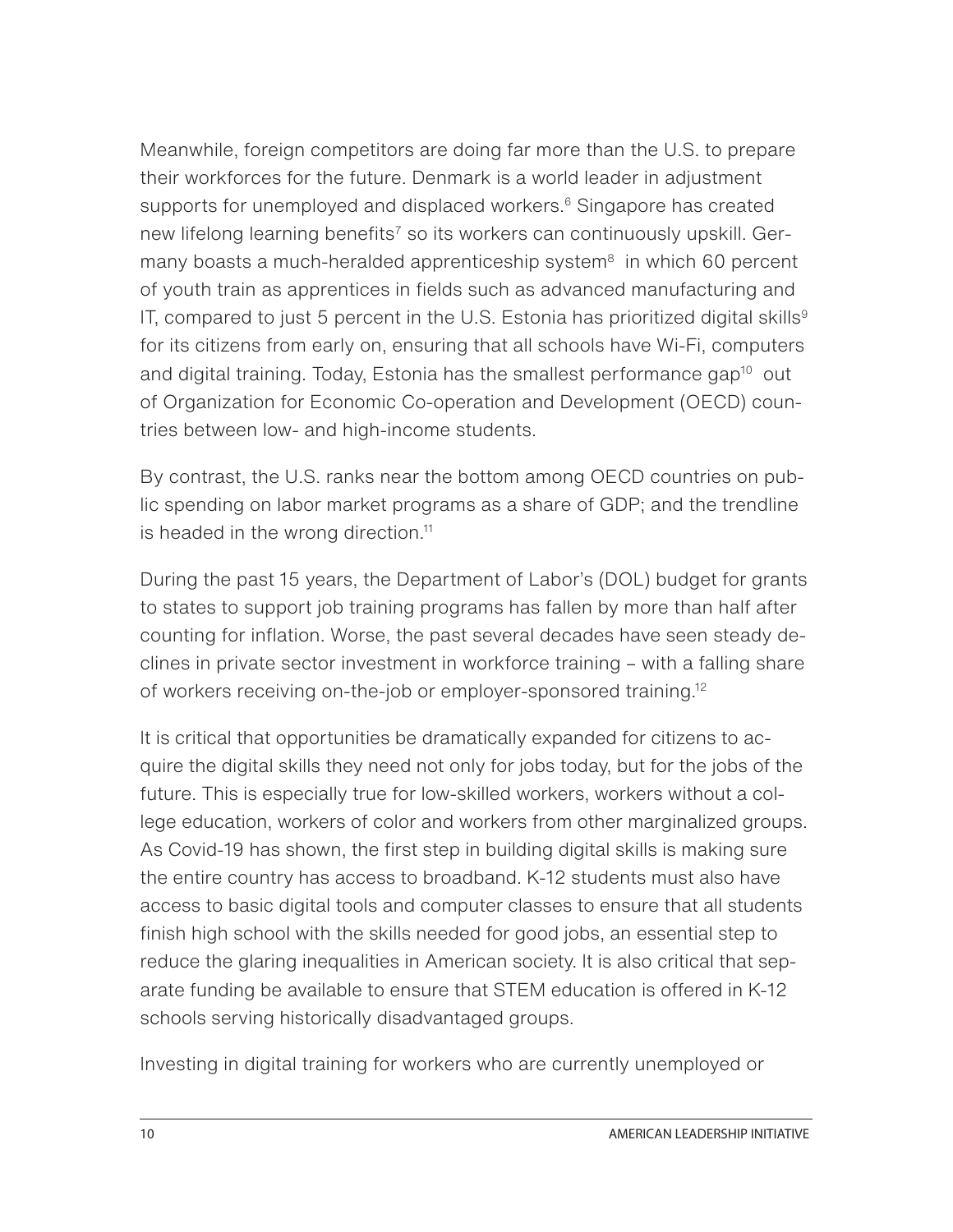Meanwhile, foreign competitors are doing far more than the U.S. to prepare their workforces for the future. Denmark is a world leader in adjustment supports for unemployed and displaced workers.[6] Singapore has created new lifelong learning benefits[7] so its workers can continuously upskill. Germany boasts a much-heralded apprenticeship system[8] in which 60 percent of youth train as apprentices in fields such as advanced manufacturing and IT, compared to just 5 percent in the U.S. Estonia has prioritized digital skills[9] for its citizens from early on, ensuring that all schools have Wi-Fi, computers and digital training. Today, Estonia has the smallest performance gap[10] out of Organization for Economic Co-operation and Development (OECD) countries between low- and high-income students.

By contrast, the U.S. ranks near the bottom among OECD countries on public spending on labor market programs as a share of GDP; and the trendline is headed in the wrong direction.[11]

During the past 15 years, the Department of Labor's (DOL) budget for grants to states to support job training programs has fallen by more than half after counting for inflation. Worse, the past several decades have seen steady declines in private sector investment in workforce training – with a falling share of workers receiving on-the-job or employer-sponsored training.[12]

It is critical that opportunities be dramatically expanded for citizens to acquire the digital skills they need not only for jobs today, but for the jobs of the future. This is especially true for low-skilled workers, workers without a college education, workers of color and workers from other marginalized groups. As Covid-19 has shown, the first step in building digital skills is making sure the entire country has access to broadband. K-12 students must also have access to basic digital tools and computer classes to ensure that all students finish high school with the skills needed for good jobs, an essential step to reduce the glaring inequalities in American society. It is also critical that separate funding be available to ensure that STEM education is offered in K-12 schools serving historically disadvantaged groups.

Investing in digital training for workers who are currently unemployed or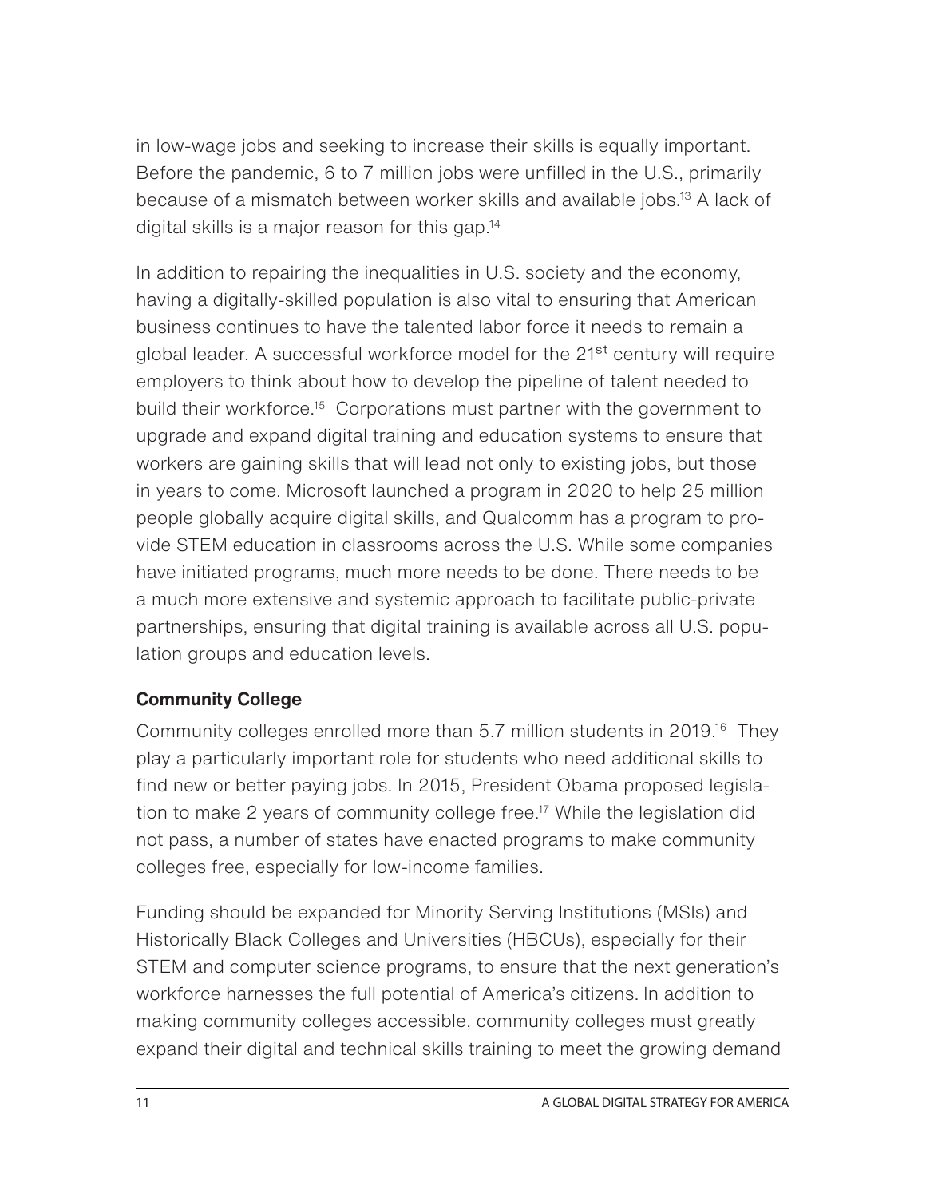in low-wage jobs and seeking to increase their skills is equally important. Before the pandemic, 6 to 7 million jobs were unfilled in the U.S., primarily because of a mismatch between worker skills and available jobs.[13] A lack of digital skills is a major reason for this gap.[14]

In addition to repairing the inequalities in U.S. society and the economy, having a digitally-skilled population is also vital to ensuring that American business continues to have the talented labor force it needs to remain a global leader. A successful workforce model for the 21st century will require employers to think about how to develop the pipeline of talent needed to build their workforce.[15] Corporations must partner with the government to upgrade and expand digital training and education systems to ensure that workers are gaining skills that will lead not only to existing jobs, but those in years to come. Microsoft launched a program in 2020 to help 25 million people globally acquire digital skills, and Qualcomm has a program to provide STEM education in classrooms across the U.S. While some companies have initiated programs, much more needs to be done. There needs to be a much more extensive and systemic approach to facilitate public-private partnerships, ensuring that digital training is available across all U.S. population groups and education levels.

### Community College

Community colleges enrolled more than 5.7 million students in 2019.[16] They play a particularly important role for students who need additional skills to find new or better paying jobs. In 2015, President Obama proposed legislation to make 2 years of community college free.[17] While the legislation did not pass, a number of states have enacted programs to make community colleges free, especially for low-income families.

Funding should be expanded for Minority Serving Institutions (MSIs) and Historically Black Colleges and Universities (HBCUs), especially for their STEM and computer science programs, to ensure that the next generation's workforce harnesses the full potential of America's citizens. In addition to making community colleges accessible, community colleges must greatly expand their digital and technical skills training to meet the growing demand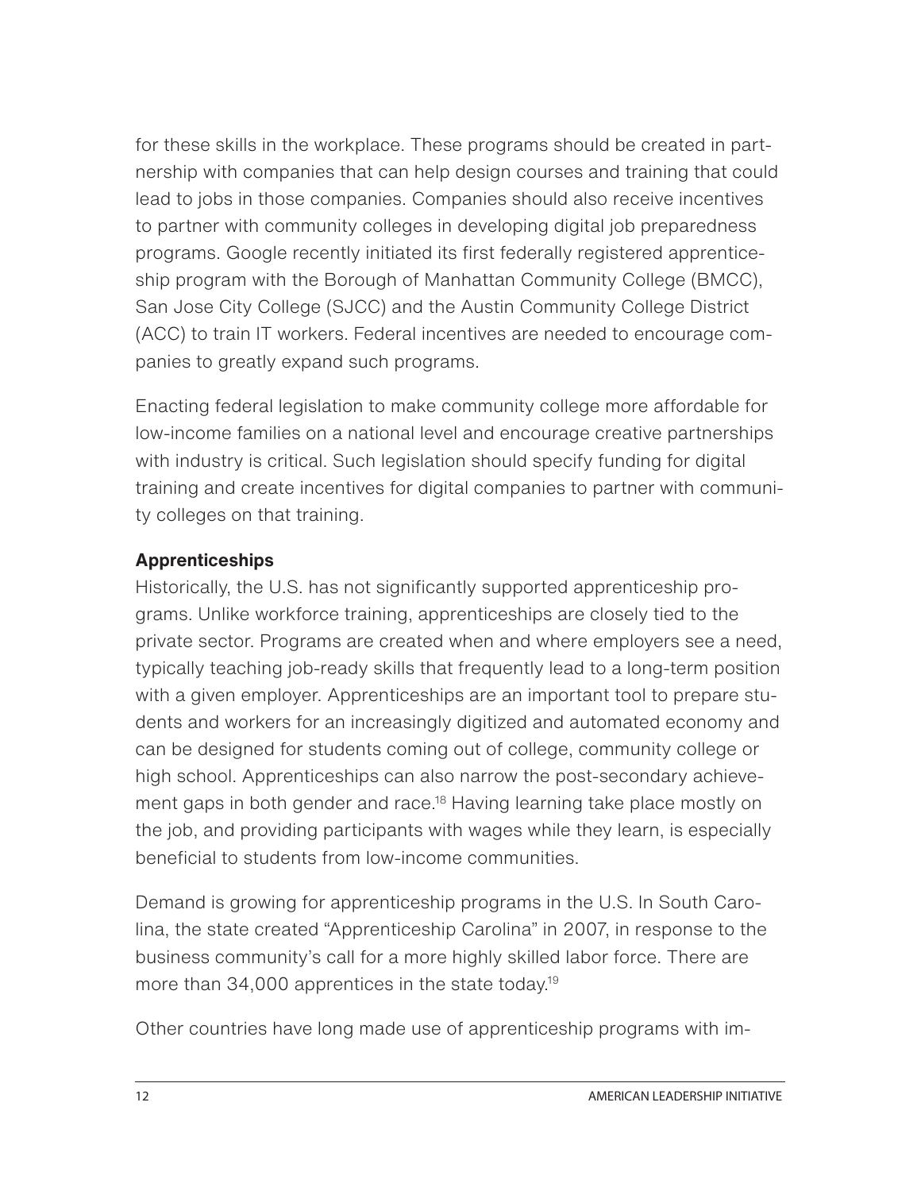for these skills in the workplace. These programs should be created in partnership with companies that can help design courses and training that could lead to jobs in those companies. Companies should also receive incentives to partner with community colleges in developing digital job preparedness programs. Google recently initiated its first federally registered apprenticeship program with the Borough of Manhattan Community College (BMCC), San Jose City College (SJCC) and the Austin Community College District (ACC) to train IT workers. Federal incentives are needed to encourage companies to greatly expand such programs.

Enacting federal legislation to make community college more affordable for low-income families on a national level and encourage creative partnerships with industry is critical. Such legislation should specify funding for digital training and create incentives for digital companies to partner with community colleges on that training.

**Apprenticeships**

Historically, the U.S. has not significantly supported apprenticeship programs. Unlike workforce training, apprenticeships are closely tied to the private sector. Programs are created when and where employers see a need, typically teaching job-ready skills that frequently lead to a long-term position with a given employer. Apprenticeships are an important tool to prepare students and workers for an increasingly digitized and automated economy and can be designed for students coming out of college, community college or high school. Apprenticeships can also narrow the post-secondary achievement gaps in both gender and race.[18] Having learning take place mostly on the job, and providing participants with wages while they learn, is especially beneficial to students from low-income communities.

Demand is growing for apprenticeship programs in the U.S. In South Carolina, the state created "Apprenticeship Carolina" in 2007, in response to the business community's call for a more highly skilled labor force. There are more than 34,000 apprentices in the state today.[19]

Other countries have long made use of apprenticeship programs with im-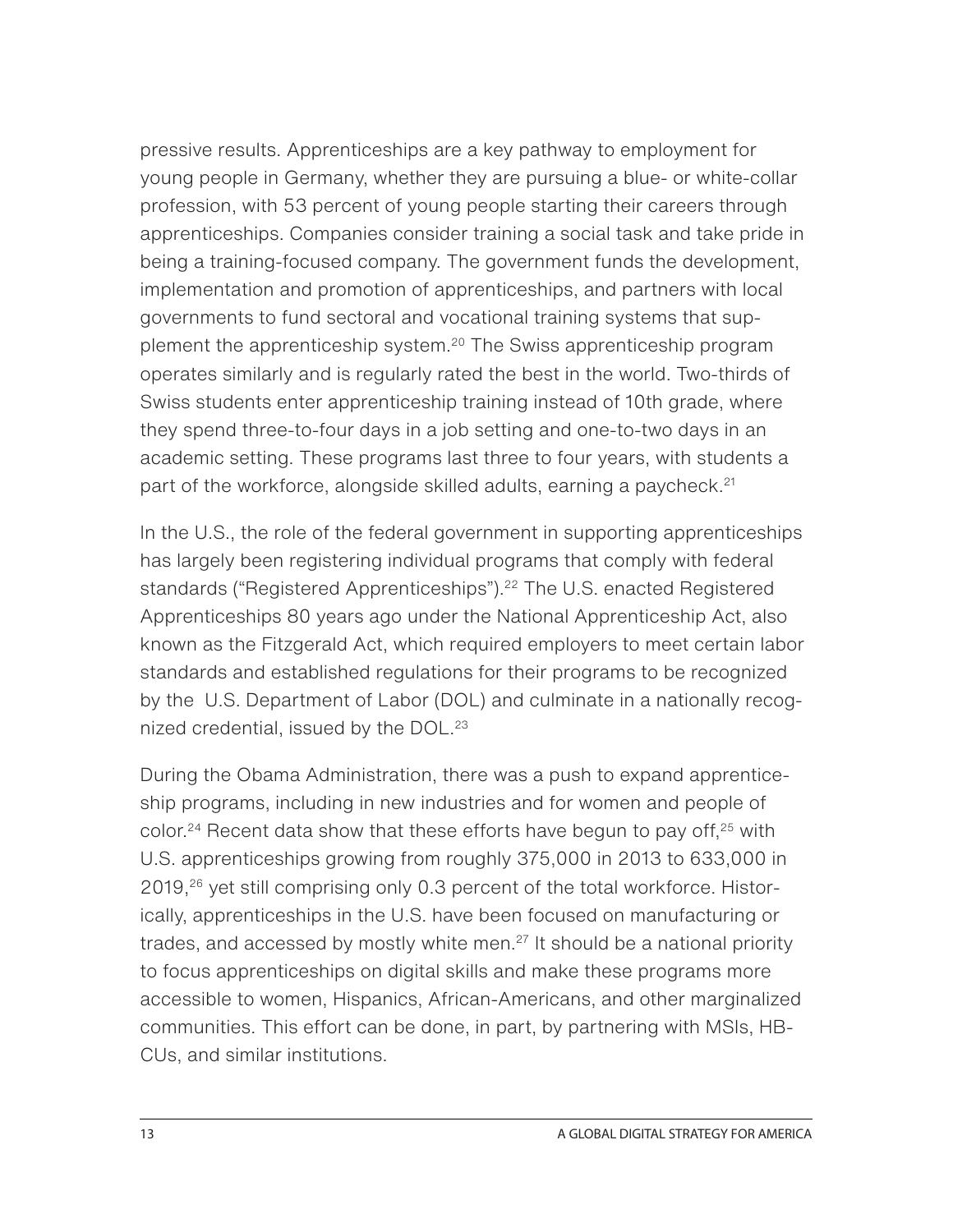pressive results. Apprenticeships are a key pathway to employment for young people in Germany, whether they are pursuing a blue- or white-collar profession, with 53 percent of young people starting their careers through apprenticeships. Companies consider training a social task and take pride in being a training-focused company. The government funds the development, implementation and promotion of apprenticeships, and partners with local governments to fund sectoral and vocational training systems that supplement the apprenticeship system.[20] The Swiss apprenticeship program operates similarly and is regularly rated the best in the world. Two-thirds of Swiss students enter apprenticeship training instead of 10th grade, where they spend three-to-four days in a job setting and one-to-two days in an academic setting. These programs last three to four years, with students a part of the workforce, alongside skilled adults, earning a paycheck.[21]

In the U.S., the role of the federal government in supporting apprenticeships has largely been registering individual programs that comply with federal standards ("Registered Apprenticeships").[22] The U.S. enacted Registered Apprenticeships 80 years ago under the National Apprenticeship Act, also known as the Fitzgerald Act, which required employers to meet certain labor standards and established regulations for their programs to be recognized by the U.S. Department of Labor (DOL) and culminate in a nationally recognized credential, issued by the DOL.[23]

During the Obama Administration, there was a push to expand apprenticeship programs, including in new industries and for women and people of color.[24] Recent data show that these efforts have begun to pay off,[25] with U.S. apprenticeships growing from roughly 375,000 in 2013 to 633,000 in 2019,[26] yet still comprising only 0.3 percent of the total workforce. Historically, apprenticeships in the U.S. have been focused on manufacturing or trades, and accessed by mostly white men.[27] It should be a national priority to focus apprenticeships on digital skills and make these programs more accessible to women, Hispanics, African-Americans, and other marginalized communities. This effort can be done, in part, by partnering with MSIs, HBCUs, and similar institutions.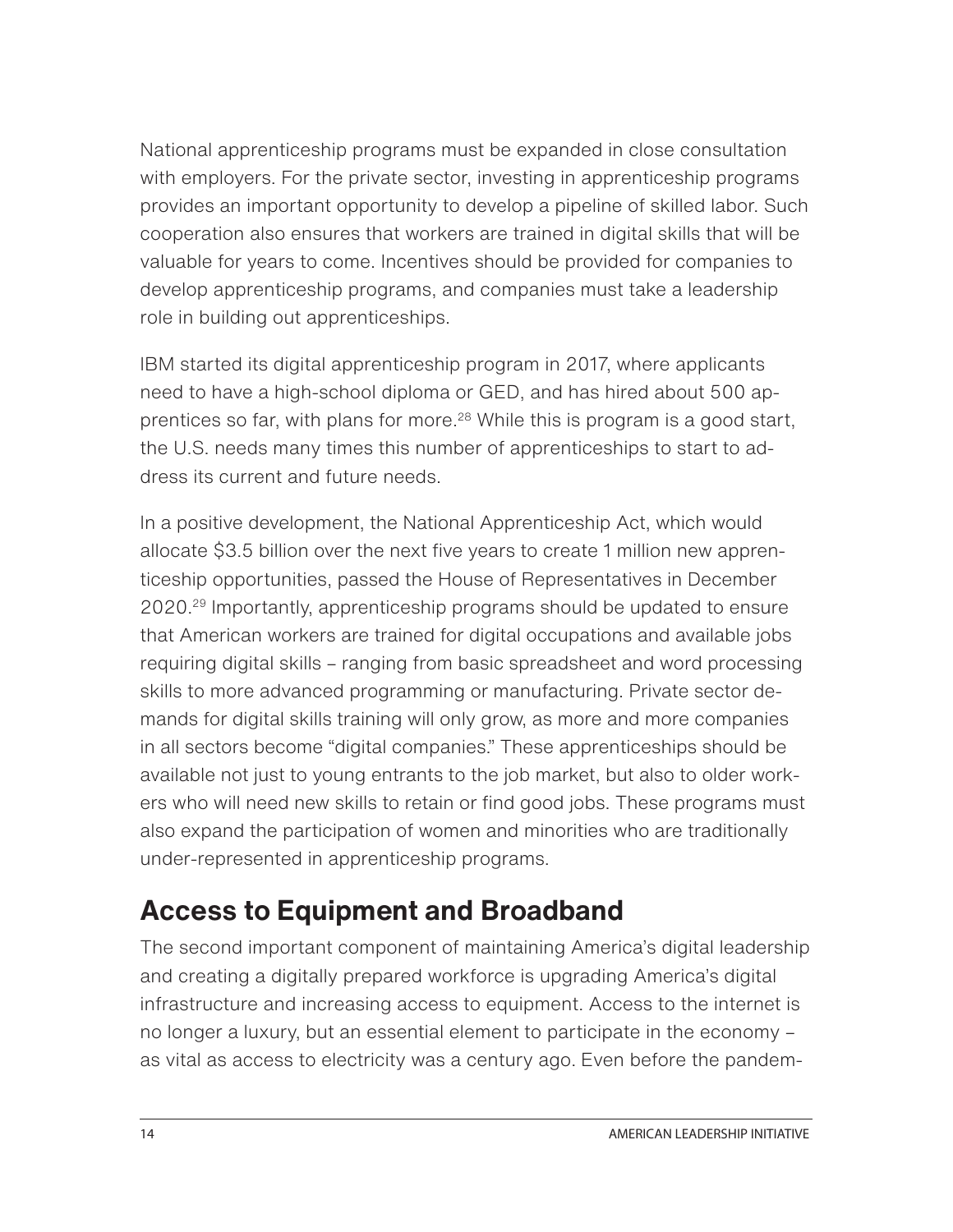National apprenticeship programs must be expanded in close consultation with employers. For the private sector, investing in apprenticeship programs provides an important opportunity to develop a pipeline of skilled labor. Such cooperation also ensures that workers are trained in digital skills that will be valuable for years to come. Incentives should be provided for companies to develop apprenticeship programs, and companies must take a leadership role in building out apprenticeships.

IBM started its digital apprenticeship program in 2017, where applicants need to have a high-school diploma or GED, and has hired about 500 apprentices so far, with plans for more.[28] While this is program is a good start, the U.S. needs many times this number of apprenticeships to start to address its current and future needs.

In a positive development, the National Apprenticeship Act, which would allocate $3.5 billion over the next five years to create 1 million new apprenticeship opportunities, passed the House of Representatives in December 2020.[29] Importantly, apprenticeship programs should be updated to ensure that American workers are trained for digital occupations and available jobs requiring digital skills – ranging from basic spreadsheet and word processing skills to more advanced programming or manufacturing. Private sector demands for digital skills training will only grow, as more and more companies in all sectors become "digital companies." These apprenticeships should be available not just to young entrants to the job market, but also to older workers who will need new skills to retain or find good jobs. These programs must also expand the participation of women and minorities who are traditionally under-represented in apprenticeship programs.

## Access to Equipment and Broadband

The second important component of maintaining America's digital leadership and creating a digitally prepared workforce is upgrading America's digital infrastructure and increasing access to equipment. Access to the internet is no longer a luxury, but an essential element to participate in the economy – as vital as access to electricity was a century ago. Even before the pandem-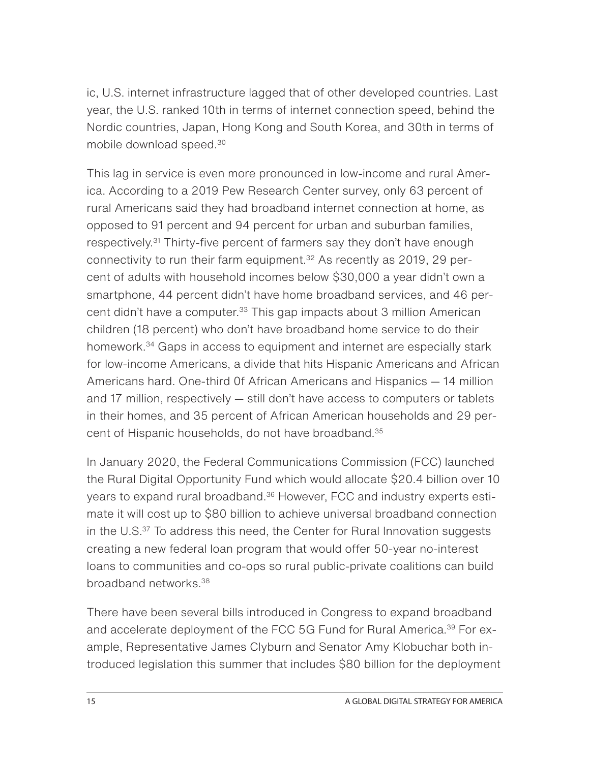ic, U.S. internet infrastructure lagged that of other developed countries. Last year, the U.S. ranked 10th in terms of internet connection speed, behind the Nordic countries, Japan, Hong Kong and South Korea, and 30th in terms of mobile download speed.[30]

This lag in service is even more pronounced in low-income and rural America. According to a 2019 Pew Research Center survey, only 63 percent of rural Americans said they had broadband internet connection at home, as opposed to 91 percent and 94 percent for urban and suburban families, respectively.[31] Thirty-five percent of farmers say they don't have enough connectivity to run their farm equipment.[32] As recently as 2019, 29 percent of adults with household incomes below $30,000 a year didn't own a smartphone, 44 percent didn't have home broadband services, and 46 percent didn't have a computer.[33] This gap impacts about 3 million American children (18 percent) who don't have broadband home service to do their homework.[34] Gaps in access to equipment and internet are especially stark for low-income Americans, a divide that hits Hispanic Americans and African Americans hard. One-third 0f African Americans and Hispanics — 14 million and 17 million, respectively — still don't have access to computers or tablets in their homes, and 35 percent of African American households and 29 percent of Hispanic households, do not have broadband.[35]

In January 2020, the Federal Communications Commission (FCC) launched the Rural Digital Opportunity Fund which would allocate $20.4 billion over 10 years to expand rural broadband.[36] However, FCC and industry experts estimate it will cost up to $80 billion to achieve universal broadband connection in the U.S.[37] To address this need, the Center for Rural Innovation suggests creating a new federal loan program that would offer 50-year no-interest loans to communities and co-ops so rural public-private coalitions can build broadband networks.[38]

There have been several bills introduced in Congress to expand broadband and accelerate deployment of the FCC 5G Fund for Rural America.[39] For example, Representative James Clyburn and Senator Amy Klobuchar both introduced legislation this summer that includes $80 billion for the deployment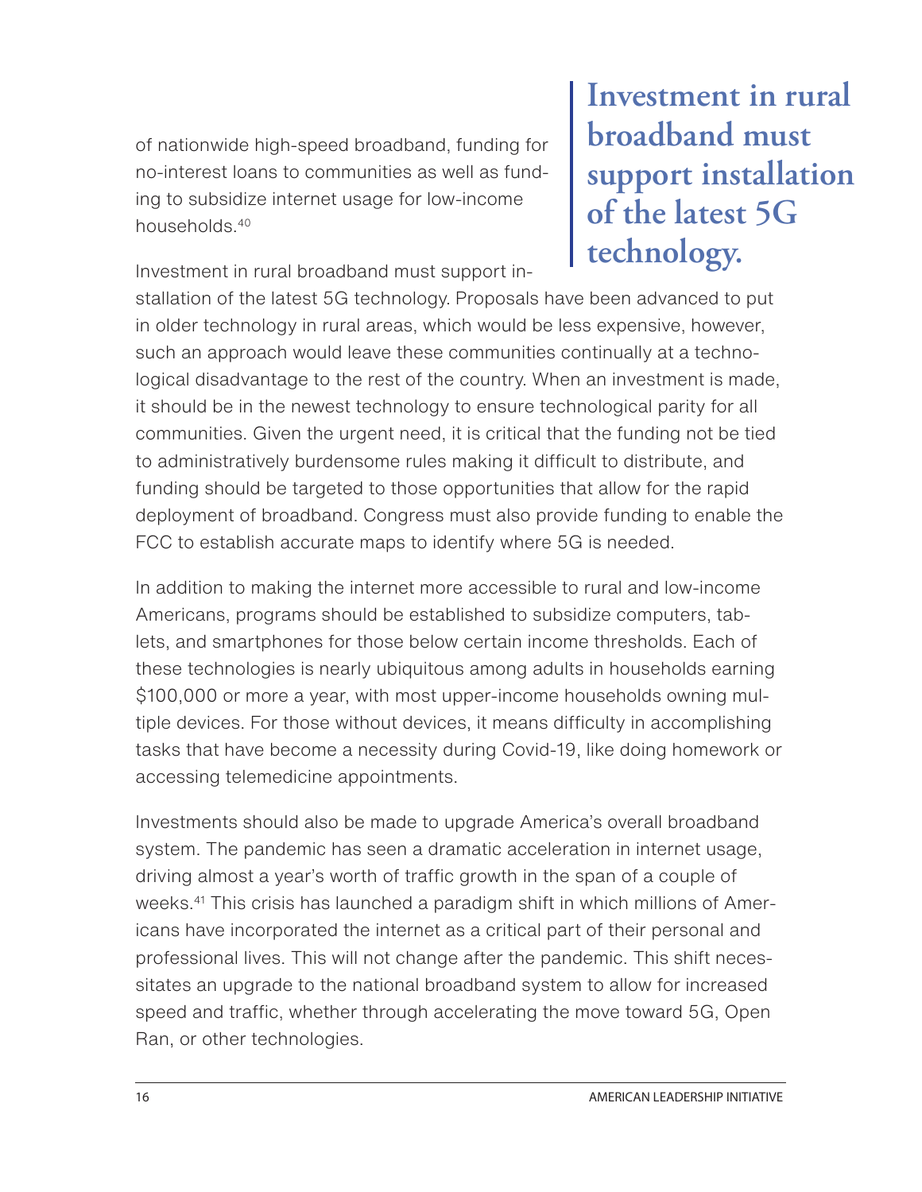of nationwide high-speed broadband, funding for no-interest loans to communities as well as funding to subsidize internet usage for low-income households.[40]

> **Investment in rural broadband must support installation of the latest 5G technology.**

Investment in rural broadband must support installation of the latest 5G technology. Proposals have been advanced to put in older technology in rural areas, which would be less expensive, however, such an approach would leave these communities continually at a technological disadvantage to the rest of the country. When an investment is made, it should be in the newest technology to ensure technological parity for all communities. Given the urgent need, it is critical that the funding not be tied to administratively burdensome rules making it difficult to distribute, and funding should be targeted to those opportunities that allow for the rapid deployment of broadband. Congress must also provide funding to enable the FCC to establish accurate maps to identify where 5G is needed.

In addition to making the internet more accessible to rural and low-income Americans, programs should be established to subsidize computers, tablets, and smartphones for those below certain income thresholds. Each of these technologies is nearly ubiquitous among adults in households earning $100,000 or more a year, with most upper-income households owning multiple devices. For those without devices, it means difficulty in accomplishing tasks that have become a necessity during Covid-19, like doing homework or accessing telemedicine appointments.

Investments should also be made to upgrade America's overall broadband system. The pandemic has seen a dramatic acceleration in internet usage, driving almost a year's worth of traffic growth in the span of a couple of weeks.[41] This crisis has launched a paradigm shift in which millions of Americans have incorporated the internet as a critical part of their personal and professional lives. This will not change after the pandemic. This shift necessitates an upgrade to the national broadband system to allow for increased speed and traffic, whether through accelerating the move toward 5G, Open Ran, or other technologies.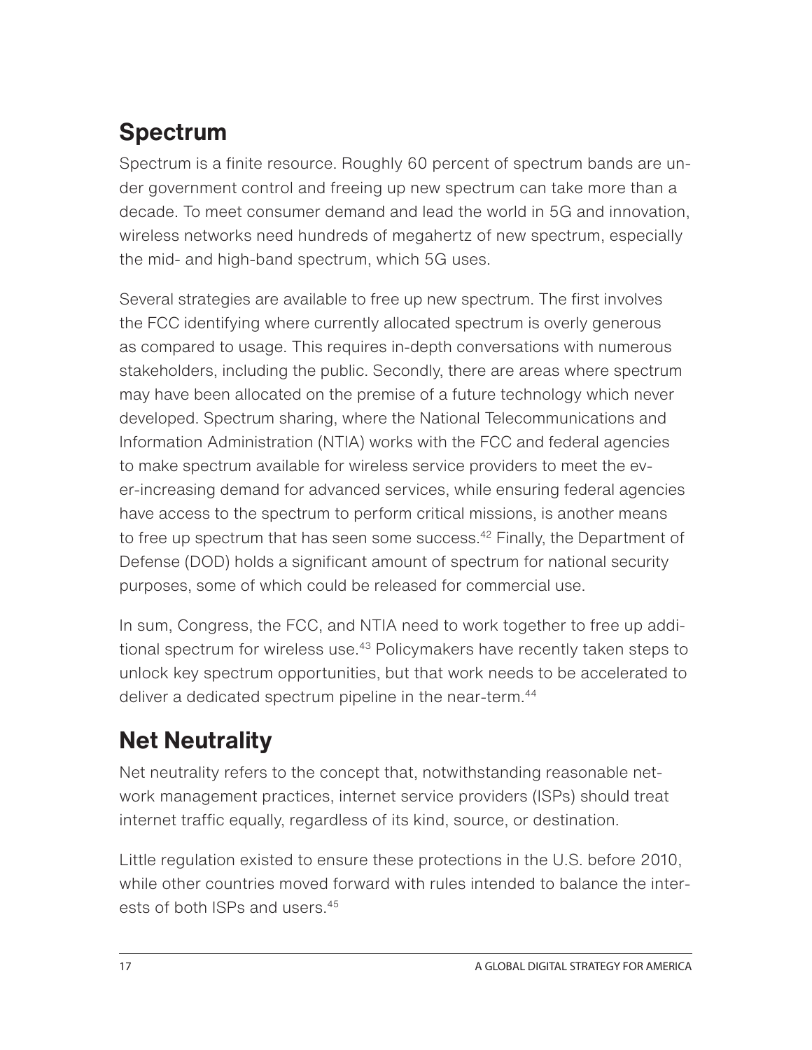## Spectrum

Spectrum is a finite resource. Roughly 60 percent of spectrum bands are under government control and freeing up new spectrum can take more than a decade. To meet consumer demand and lead the world in 5G and innovation, wireless networks need hundreds of megahertz of new spectrum, especially the mid- and high-band spectrum, which 5G uses.

Several strategies are available to free up new spectrum. The first involves the FCC identifying where currently allocated spectrum is overly generous as compared to usage. This requires in-depth conversations with numerous stakeholders, including the public. Secondly, there are areas where spectrum may have been allocated on the premise of a future technology which never developed. Spectrum sharing, where the National Telecommunications and Information Administration (NTIA) works with the FCC and federal agencies to make spectrum available for wireless service providers to meet the ever-increasing demand for advanced services, while ensuring federal agencies have access to the spectrum to perform critical missions, is another means to free up spectrum that has seen some success.[42] Finally, the Department of Defense (DOD) holds a significant amount of spectrum for national security purposes, some of which could be released for commercial use.

In sum, Congress, the FCC, and NTIA need to work together to free up additional spectrum for wireless use.[43] Policymakers have recently taken steps to unlock key spectrum opportunities, but that work needs to be accelerated to deliver a dedicated spectrum pipeline in the near-term.[44]

## Net Neutrality

Net neutrality refers to the concept that, notwithstanding reasonable network management practices, internet service providers (ISPs) should treat internet traffic equally, regardless of its kind, source, or destination.

Little regulation existed to ensure these protections in the U.S. before 2010, while other countries moved forward with rules intended to balance the interests of both ISPs and users.[45]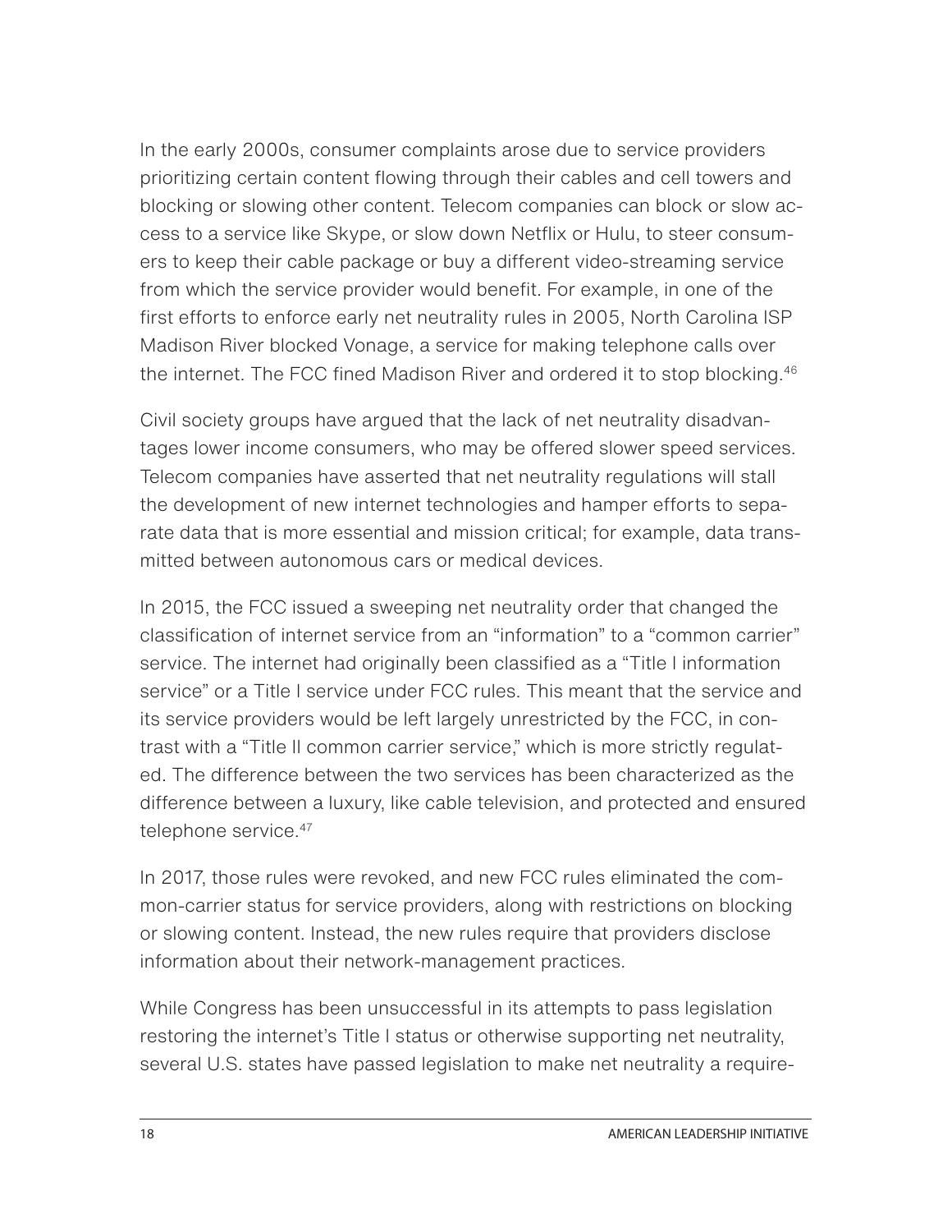In the early 2000s, consumer complaints arose due to service providers prioritizing certain content flowing through their cables and cell towers and blocking or slowing other content. Telecom companies can block or slow access to a service like Skype, or slow down Netflix or Hulu, to steer consumers to keep their cable package or buy a different video-streaming service from which the service provider would benefit. For example, in one of the first efforts to enforce early net neutrality rules in 2005, North Carolina ISP Madison River blocked Vonage, a service for making telephone calls over the internet. The FCC fined Madison River and ordered it to stop blocking.[46]

Civil society groups have argued that the lack of net neutrality disadvantages lower income consumers, who may be offered slower speed services. Telecom companies have asserted that net neutrality regulations will stall the development of new internet technologies and hamper efforts to separate data that is more essential and mission critical; for example, data transmitted between autonomous cars or medical devices.

In 2015, the FCC issued a sweeping net neutrality order that changed the classification of internet service from an "information" to a "common carrier" service. The internet had originally been classified as a "Title I information service" or a Title I service under FCC rules. This meant that the service and its service providers would be left largely unrestricted by the FCC, in contrast with a "Title II common carrier service," which is more strictly regulated. The difference between the two services has been characterized as the difference between a luxury, like cable television, and protected and ensured telephone service.[47]

In 2017, those rules were revoked, and new FCC rules eliminated the common-carrier status for service providers, along with restrictions on blocking or slowing content. Instead, the new rules require that providers disclose information about their network-management practices.

While Congress has been unsuccessful in its attempts to pass legislation restoring the internet's Title I status or otherwise supporting net neutrality, several U.S. states have passed legislation to make net neutrality a require-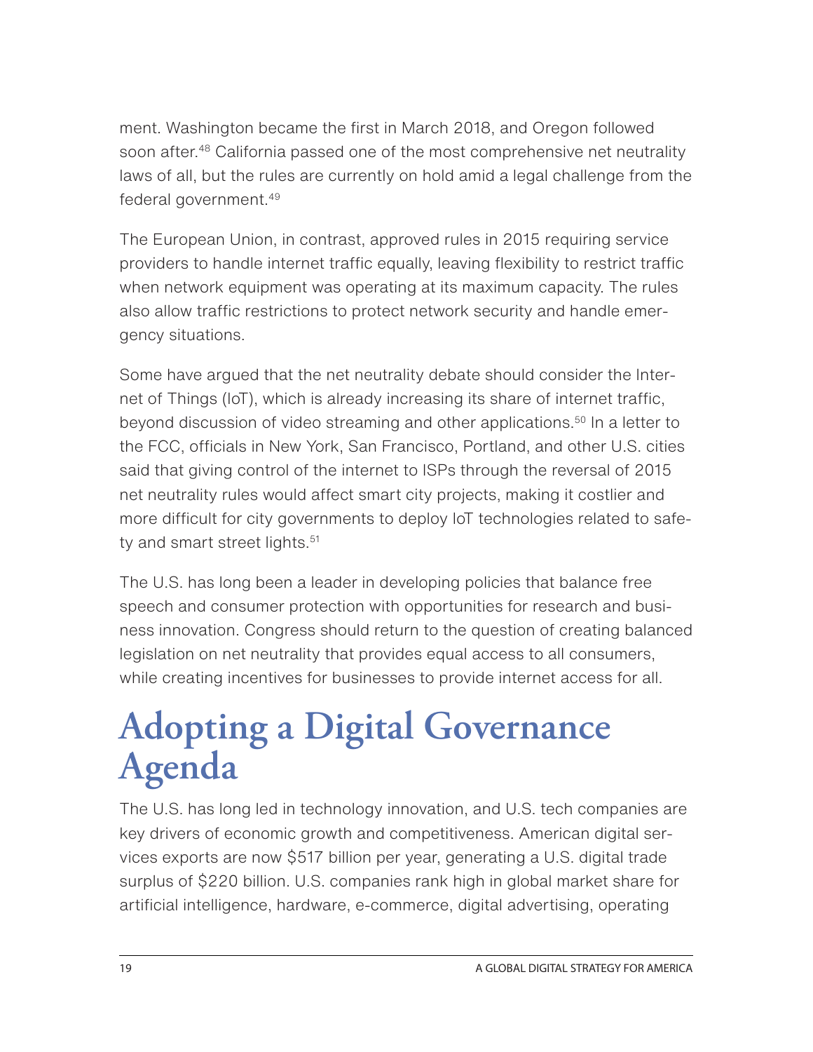ment. Washington became the first in March 2018, and Oregon followed soon after.[48] California passed one of the most comprehensive net neutrality laws of all, but the rules are currently on hold amid a legal challenge from the federal government.[49]

The European Union, in contrast, approved rules in 2015 requiring service providers to handle internet traffic equally, leaving flexibility to restrict traffic when network equipment was operating at its maximum capacity. The rules also allow traffic restrictions to protect network security and handle emergency situations.

Some have argued that the net neutrality debate should consider the Internet of Things (IoT), which is already increasing its share of internet traffic, beyond discussion of video streaming and other applications.[50] In a letter to the FCC, officials in New York, San Francisco, Portland, and other U.S. cities said that giving control of the internet to ISPs through the reversal of 2015 net neutrality rules would affect smart city projects, making it costlier and more difficult for city governments to deploy IoT technologies related to safety and smart street lights.[51]

The U.S. has long been a leader in developing policies that balance free speech and consumer protection with opportunities for research and business innovation. Congress should return to the question of creating balanced legislation on net neutrality that provides equal access to all consumers, while creating incentives for businesses to provide internet access for all.

# Adopting a Digital Governance Agenda

The U.S. has long led in technology innovation, and U.S. tech companies are key drivers of economic growth and competitiveness. American digital services exports are now $517 billion per year, generating a U.S. digital trade surplus of $220 billion. U.S. companies rank high in global market share for artificial intelligence, hardware, e-commerce, digital advertising, operating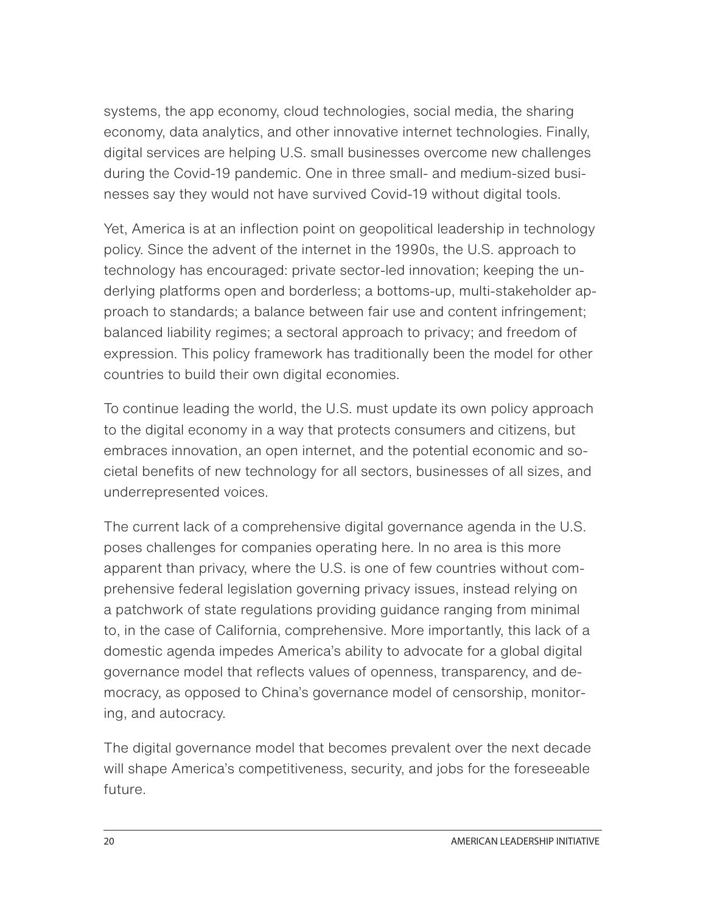systems, the app economy, cloud technologies, social media, the sharing economy, data analytics, and other innovative internet technologies. Finally, digital services are helping U.S. small businesses overcome new challenges during the Covid-19 pandemic. One in three small- and medium-sized businesses say they would not have survived Covid-19 without digital tools.

Yet, America is at an inflection point on geopolitical leadership in technology policy. Since the advent of the internet in the 1990s, the U.S. approach to technology has encouraged: private sector-led innovation; keeping the underlying platforms open and borderless; a bottoms-up, multi-stakeholder approach to standards; a balance between fair use and content infringement; balanced liability regimes; a sectoral approach to privacy; and freedom of expression. This policy framework has traditionally been the model for other countries to build their own digital economies.

To continue leading the world, the U.S. must update its own policy approach to the digital economy in a way that protects consumers and citizens, but embraces innovation, an open internet, and the potential economic and societal benefits of new technology for all sectors, businesses of all sizes, and underrepresented voices.

The current lack of a comprehensive digital governance agenda in the U.S. poses challenges for companies operating here. In no area is this more apparent than privacy, where the U.S. is one of few countries without comprehensive federal legislation governing privacy issues, instead relying on a patchwork of state regulations providing guidance ranging from minimal to, in the case of California, comprehensive. More importantly, this lack of a domestic agenda impedes America's ability to advocate for a global digital governance model that reflects values of openness, transparency, and democracy, as opposed to China's governance model of censorship, monitoring, and autocracy.

The digital governance model that becomes prevalent over the next decade will shape America's competitiveness, security, and jobs for the foreseeable future.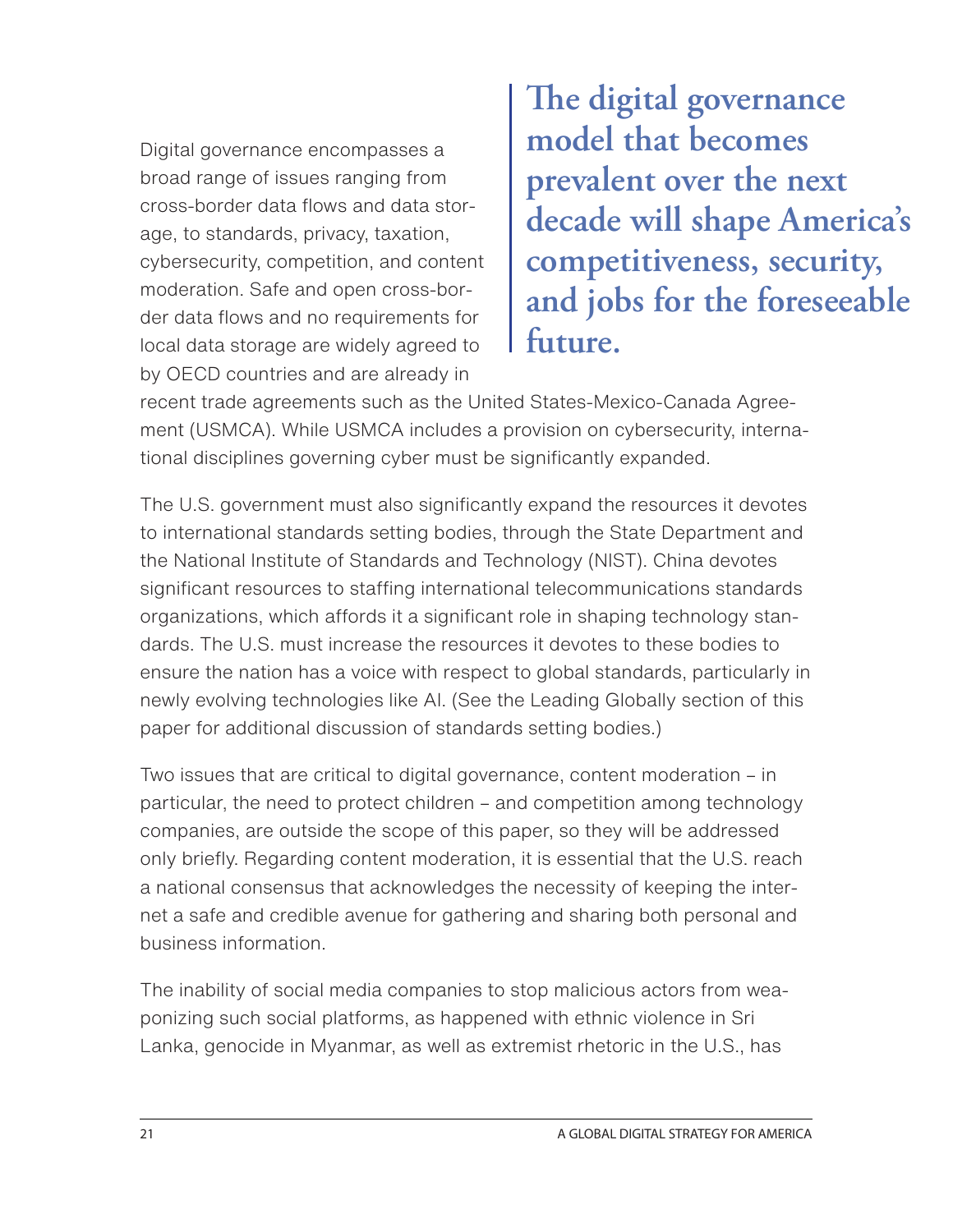Digital governance encompasses a broad range of issues ranging from cross-border data flows and data storage, to standards, privacy, taxation, cybersecurity, competition, and content moderation. Safe and open cross-border data flows and no requirements for local data storage are widely agreed to by OECD countries and are already in recent trade agreements such as the United States-Mexico-Canada Agreement (USMCA). While USMCA includes a provision on cybersecurity, international disciplines governing cyber must be significantly expanded.

> **The digital governance model that becomes prevalent over the next decade will shape America's competitiveness, security, and jobs for the foreseeable future.**

The U.S. government must also significantly expand the resources it devotes to international standards setting bodies, through the State Department and the National Institute of Standards and Technology (NIST). China devotes significant resources to staffing international telecommunications standards organizations, which affords it a significant role in shaping technology standards. The U.S. must increase the resources it devotes to these bodies to ensure the nation has a voice with respect to global standards, particularly in newly evolving technologies like AI. (See the Leading Globally section of this paper for additional discussion of standards setting bodies.)

Two issues that are critical to digital governance, content moderation – in particular, the need to protect children – and competition among technology companies, are outside the scope of this paper, so they will be addressed only briefly. Regarding content moderation, it is essential that the U.S. reach a national consensus that acknowledges the necessity of keeping the internet a safe and credible avenue for gathering and sharing both personal and business information.

The inability of social media companies to stop malicious actors from weaponizing such social platforms, as happened with ethnic violence in Sri Lanka, genocide in Myanmar, as well as extremist rhetoric in the U.S., has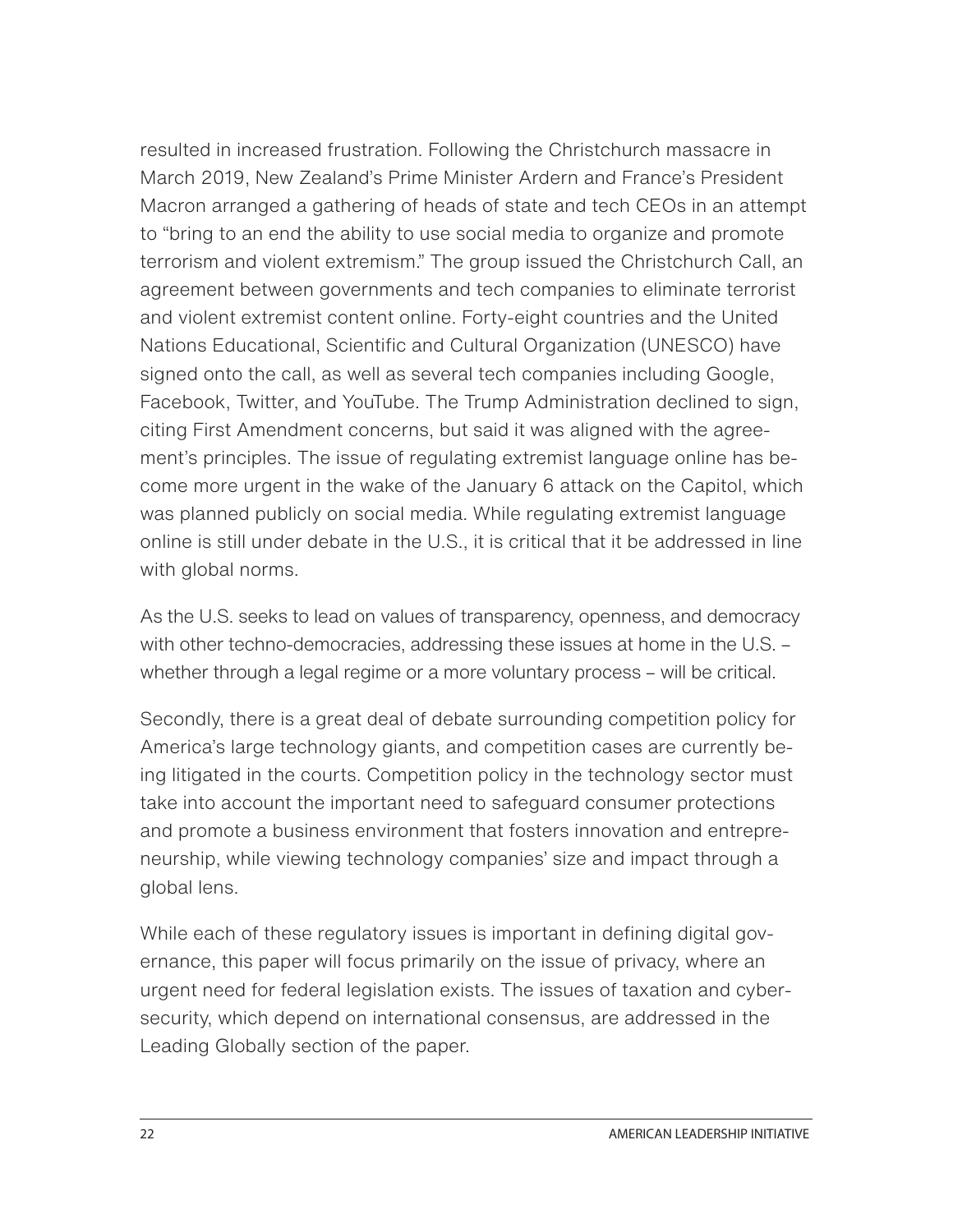resulted in increased frustration. Following the Christchurch massacre in March 2019, New Zealand's Prime Minister Ardern and France's President Macron arranged a gathering of heads of state and tech CEOs in an attempt to "bring to an end the ability to use social media to organize and promote terrorism and violent extremism." The group issued the Christchurch Call, an agreement between governments and tech companies to eliminate terrorist and violent extremist content online. Forty-eight countries and the United Nations Educational, Scientific and Cultural Organization (UNESCO) have signed onto the call, as well as several tech companies including Google, Facebook, Twitter, and YouTube. The Trump Administration declined to sign, citing First Amendment concerns, but said it was aligned with the agreement's principles. The issue of regulating extremist language online has become more urgent in the wake of the January 6 attack on the Capitol, which was planned publicly on social media. While regulating extremist language online is still under debate in the U.S., it is critical that it be addressed in line with global norms.

As the U.S. seeks to lead on values of transparency, openness, and democracy with other techno-democracies, addressing these issues at home in the U.S. – whether through a legal regime or a more voluntary process – will be critical.

Secondly, there is a great deal of debate surrounding competition policy for America's large technology giants, and competition cases are currently being litigated in the courts. Competition policy in the technology sector must take into account the important need to safeguard consumer protections and promote a business environment that fosters innovation and entrepreneurship, while viewing technology companies' size and impact through a global lens.

While each of these regulatory issues is important in defining digital governance, this paper will focus primarily on the issue of privacy, where an urgent need for federal legislation exists. The issues of taxation and cybersecurity, which depend on international consensus, are addressed in the Leading Globally section of the paper.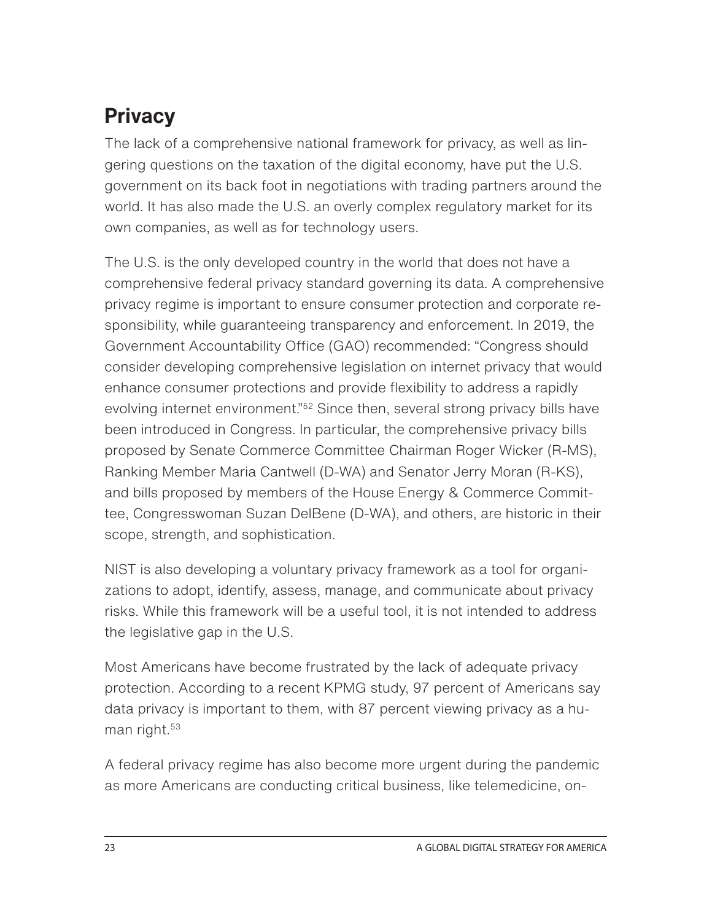## Privacy

The lack of a comprehensive national framework for privacy, as well as lingering questions on the taxation of the digital economy, have put the U.S. government on its back foot in negotiations with trading partners around the world. It has also made the U.S. an overly complex regulatory market for its own companies, as well as for technology users.

The U.S. is the only developed country in the world that does not have a comprehensive federal privacy standard governing its data. A comprehensive privacy regime is important to ensure consumer protection and corporate responsibility, while guaranteeing transparency and enforcement. In 2019, the Government Accountability Office (GAO) recommended: "Congress should consider developing comprehensive legislation on internet privacy that would enhance consumer protections and provide flexibility to address a rapidly evolving internet environment."[52] Since then, several strong privacy bills have been introduced in Congress. In particular, the comprehensive privacy bills proposed by Senate Commerce Committee Chairman Roger Wicker (R-MS), Ranking Member Maria Cantwell (D-WA) and Senator Jerry Moran (R-KS), and bills proposed by members of the House Energy & Commerce Committee, Congresswoman Suzan DelBene (D-WA), and others, are historic in their scope, strength, and sophistication.

NIST is also developing a voluntary privacy framework as a tool for organizations to adopt, identify, assess, manage, and communicate about privacy risks. While this framework will be a useful tool, it is not intended to address the legislative gap in the U.S.

Most Americans have become frustrated by the lack of adequate privacy protection. According to a recent KPMG study, 97 percent of Americans say data privacy is important to them, with 87 percent viewing privacy as a human right.[53]

A federal privacy regime has also become more urgent during the pandemic as more Americans are conducting critical business, like telemedicine, on-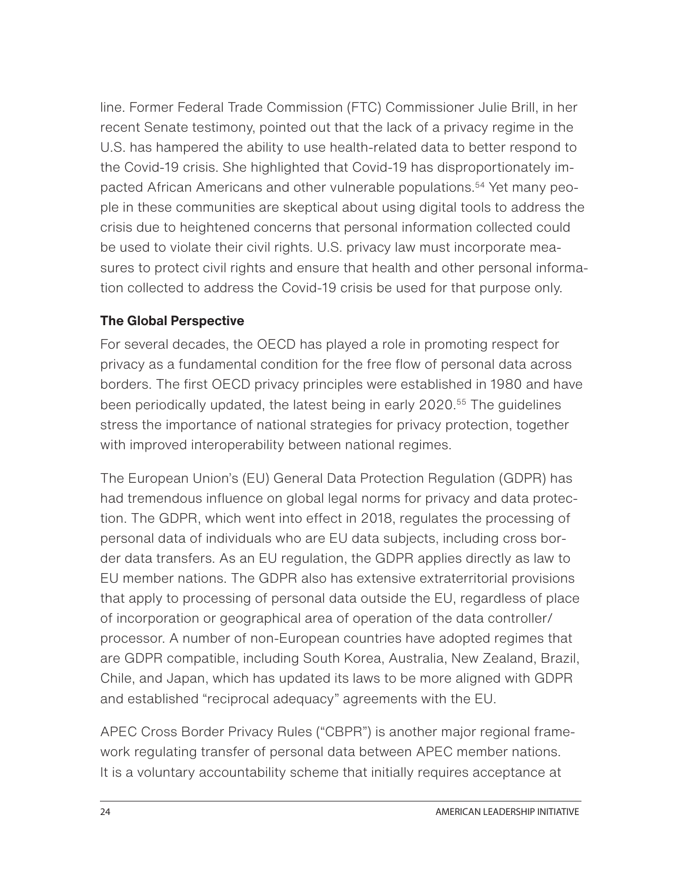line. Former Federal Trade Commission (FTC) Commissioner Julie Brill, in her recent Senate testimony, pointed out that the lack of a privacy regime in the U.S. has hampered the ability to use health-related data to better respond to the Covid-19 crisis. She highlighted that Covid-19 has disproportionately impacted African Americans and other vulnerable populations.[54] Yet many people in these communities are skeptical about using digital tools to address the crisis due to heightened concerns that personal information collected could be used to violate their civil rights. U.S. privacy law must incorporate measures to protect civil rights and ensure that health and other personal information collected to address the Covid-19 crisis be used for that purpose only.

### The Global Perspective

For several decades, the OECD has played a role in promoting respect for privacy as a fundamental condition for the free flow of personal data across borders. The first OECD privacy principles were established in 1980 and have been periodically updated, the latest being in early 2020.[55] The guidelines stress the importance of national strategies for privacy protection, together with improved interoperability between national regimes.

The European Union's (EU) General Data Protection Regulation (GDPR) has had tremendous influence on global legal norms for privacy and data protection. The GDPR, which went into effect in 2018, regulates the processing of personal data of individuals who are EU data subjects, including cross border data transfers. As an EU regulation, the GDPR applies directly as law to EU member nations. The GDPR also has extensive extraterritorial provisions that apply to processing of personal data outside the EU, regardless of place of incorporation or geographical area of operation of the data controller/processor. A number of non-European countries have adopted regimes that are GDPR compatible, including South Korea, Australia, New Zealand, Brazil, Chile, and Japan, which has updated its laws to be more aligned with GDPR and established "reciprocal adequacy" agreements with the EU.

APEC Cross Border Privacy Rules ("CBPR") is another major regional framework regulating transfer of personal data between APEC member nations. It is a voluntary accountability scheme that initially requires acceptance at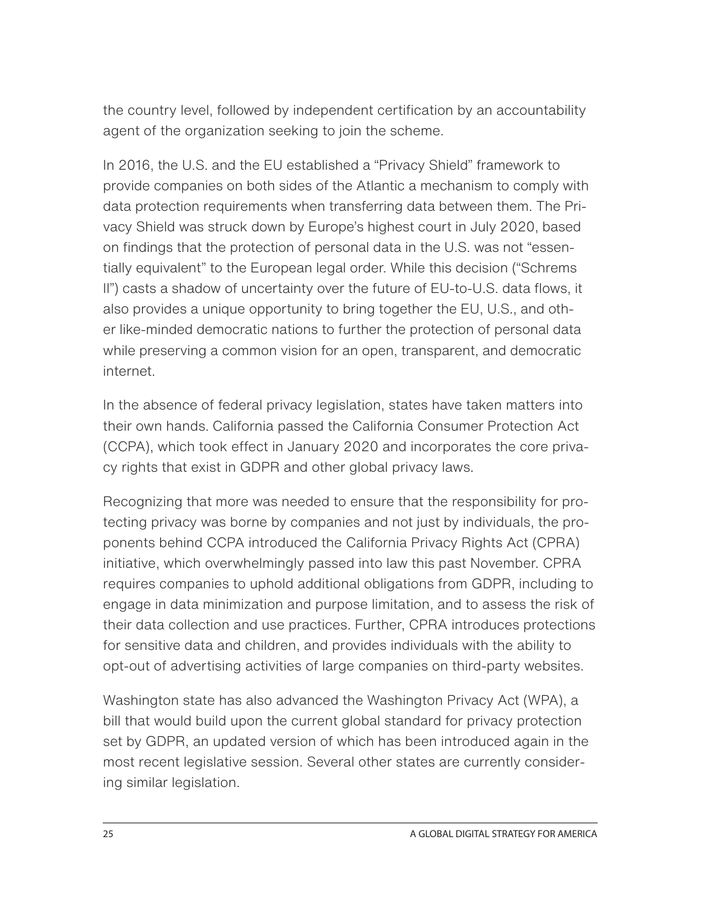the country level, followed by independent certification by an accountability agent of the organization seeking to join the scheme.

In 2016, the U.S. and the EU established a "Privacy Shield" framework to provide companies on both sides of the Atlantic a mechanism to comply with data protection requirements when transferring data between them. The Privacy Shield was struck down by Europe's highest court in July 2020, based on findings that the protection of personal data in the U.S. was not "essentially equivalent" to the European legal order. While this decision ("Schrems II") casts a shadow of uncertainty over the future of EU-to-U.S. data flows, it also provides a unique opportunity to bring together the EU, U.S., and other like-minded democratic nations to further the protection of personal data while preserving a common vision for an open, transparent, and democratic internet.

In the absence of federal privacy legislation, states have taken matters into their own hands. California passed the California Consumer Protection Act (CCPA), which took effect in January 2020 and incorporates the core privacy rights that exist in GDPR and other global privacy laws.

Recognizing that more was needed to ensure that the responsibility for protecting privacy was borne by companies and not just by individuals, the proponents behind CCPA introduced the California Privacy Rights Act (CPRA) initiative, which overwhelmingly passed into law this past November. CPRA requires companies to uphold additional obligations from GDPR, including to engage in data minimization and purpose limitation, and to assess the risk of their data collection and use practices. Further, CPRA introduces protections for sensitive data and children, and provides individuals with the ability to opt-out of advertising activities of large companies on third-party websites.

Washington state has also advanced the Washington Privacy Act (WPA), a bill that would build upon the current global standard for privacy protection set by GDPR, an updated version of which has been introduced again in the most recent legislative session. Several other states are currently considering similar legislation.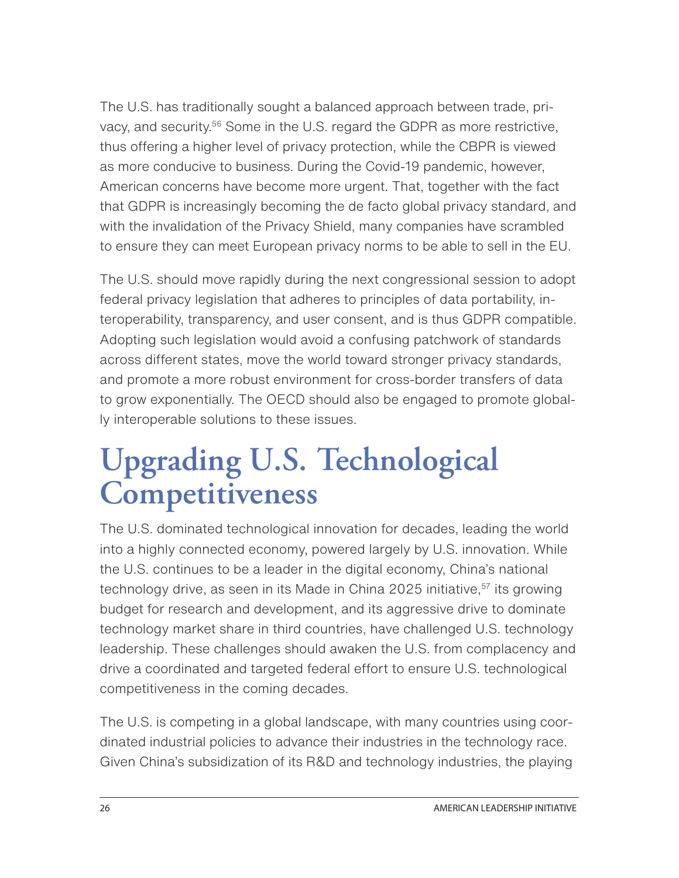The U.S. has traditionally sought a balanced approach between trade, privacy, and security.[56] Some in the U.S. regard the GDPR as more restrictive, thus offering a higher level of privacy protection, while the CBPR is viewed as more conducive to business. During the Covid-19 pandemic, however, American concerns have become more urgent. That, together with the fact that GDPR is increasingly becoming the de facto global privacy standard, and with the invalidation of the Privacy Shield, many companies have scrambled to ensure they can meet European privacy norms to be able to sell in the EU.

The U.S. should move rapidly during the next congressional session to adopt federal privacy legislation that adheres to principles of data portability, interoperability, transparency, and user consent, and is thus GDPR compatible. Adopting such legislation would avoid a confusing patchwork of standards across different states, move the world toward stronger privacy standards, and promote a more robust environment for cross-border transfers of data to grow exponentially. The OECD should also be engaged to promote globally interoperable solutions to these issues.

# Upgrading U.S. Technological Competitiveness

The U.S. dominated technological innovation for decades, leading the world into a highly connected economy, powered largely by U.S. innovation. While the U.S. continues to be a leader in the digital economy, China's national technology drive, as seen in its Made in China 2025 initiative,[57] its growing budget for research and development, and its aggressive drive to dominate technology market share in third countries, have challenged U.S. technology leadership. These challenges should awaken the U.S. from complacency and drive a coordinated and targeted federal effort to ensure U.S. technological competitiveness in the coming decades.

The U.S. is competing in a global landscape, with many countries using coordinated industrial policies to advance their industries in the technology race. Given China's subsidization of its R&D and technology industries, the playing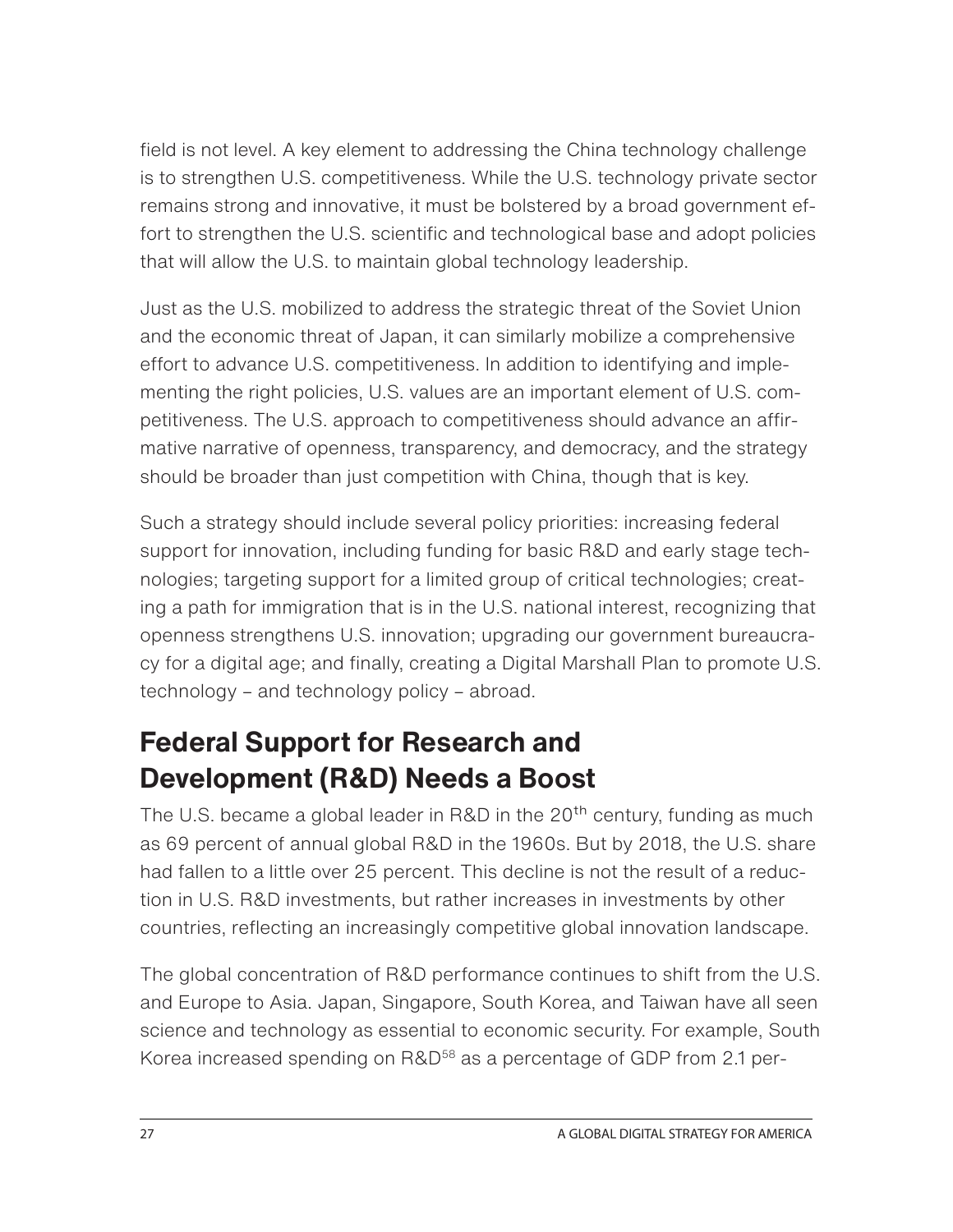field is not level. A key element to addressing the China technology challenge is to strengthen U.S. competitiveness. While the U.S. technology private sector remains strong and innovative, it must be bolstered by a broad government effort to strengthen the U.S. scientific and technological base and adopt policies that will allow the U.S. to maintain global technology leadership.

Just as the U.S. mobilized to address the strategic threat of the Soviet Union and the economic threat of Japan, it can similarly mobilize a comprehensive effort to advance U.S. competitiveness. In addition to identifying and implementing the right policies, U.S. values are an important element of U.S. competitiveness. The U.S. approach to competitiveness should advance an affirmative narrative of openness, transparency, and democracy, and the strategy should be broader than just competition with China, though that is key.

Such a strategy should include several policy priorities: increasing federal support for innovation, including funding for basic R&D and early stage technologies; targeting support for a limited group of critical technologies; creating a path for immigration that is in the U.S. national interest, recognizing that openness strengthens U.S. innovation; upgrading our government bureaucracy for a digital age; and finally, creating a Digital Marshall Plan to promote U.S. technology – and technology policy – abroad.

## Federal Support for Research and Development (R&D) Needs a Boost

The U.S. became a global leader in R&D in the 20th century, funding as much as 69 percent of annual global R&D in the 1960s. But by 2018, the U.S. share had fallen to a little over 25 percent. This decline is not the result of a reduction in U.S. R&D investments, but rather increases in investments by other countries, reflecting an increasingly competitive global innovation landscape.

The global concentration of R&D performance continues to shift from the U.S. and Europe to Asia. Japan, Singapore, South Korea, and Taiwan have all seen science and technology as essential to economic security. For example, South Korea increased spending on R&D[58] as a percentage of GDP from 2.1 per-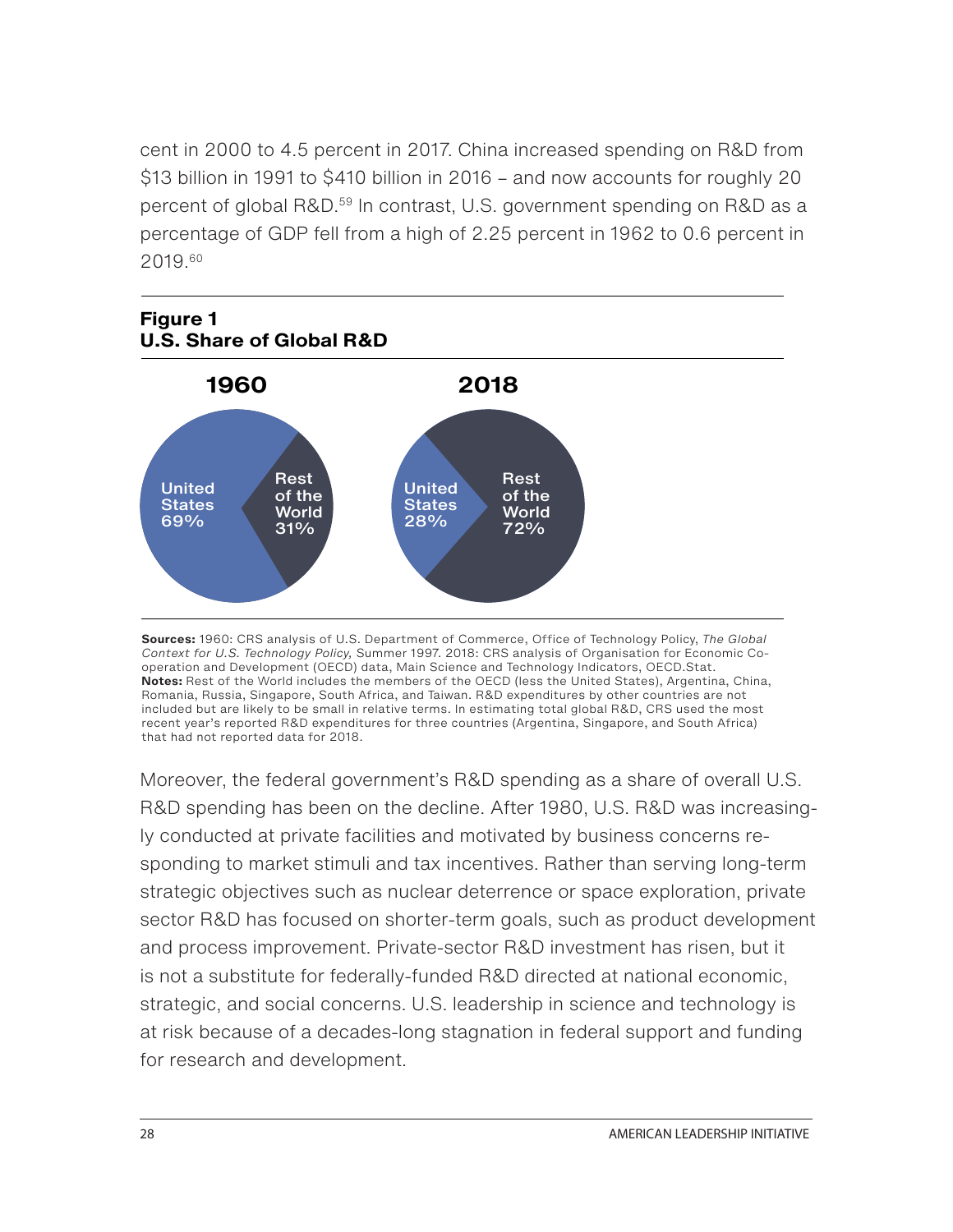cent in 2000 to 4.5 percent in 2017. China increased spending on R&D from $13 billion in 1991 to $410 billion in 2016 – and now accounts for roughly 20 percent of global R&D.[59] In contrast, U.S. government spending on R&D as a percentage of GDP fell from a high of 2.25 percent in 1962 to 0.6 percent in 2019.[60]

**Figure 1**
**U.S. Share of Global R&D**

| | 1960 | 2018 |
|---|---|---|
| United States | 69% | 28% |
| Rest of the World | 31% | 72% |

**Sources:** 1960: CRS analysis of U.S. Department of Commerce, Office of Technology Policy, *The Global Context for U.S. Technology Policy*, Summer 1997. 2018: CRS analysis of Organisation for Economic Co-operation and Development (OECD) data, Main Science and Technology Indicators, OECD.Stat.
**Notes:** Rest of the World includes the members of the OECD (less the United States), Argentina, China, Romania, Russia, Singapore, South Africa, and Taiwan. R&D expenditures by other countries are not included but are likely to be small in relative terms. In estimating total global R&D, CRS used the most recent year's reported R&D expenditures for three countries (Argentina, Singapore, and South Africa) that had not reported data for 2018.

Moreover, the federal government's R&D spending as a share of overall U.S. R&D spending has been on the decline. After 1980, U.S. R&D was increasingly conducted at private facilities and motivated by business concerns responding to market stimuli and tax incentives. Rather than serving long-term strategic objectives such as nuclear deterrence or space exploration, private sector R&D has focused on shorter-term goals, such as product development and process improvement. Private-sector R&D investment has risen, but it is not a substitute for federally-funded R&D directed at national economic, strategic, and social concerns. U.S. leadership in science and technology is at risk because of a decades-long stagnation in federal support and funding for research and development.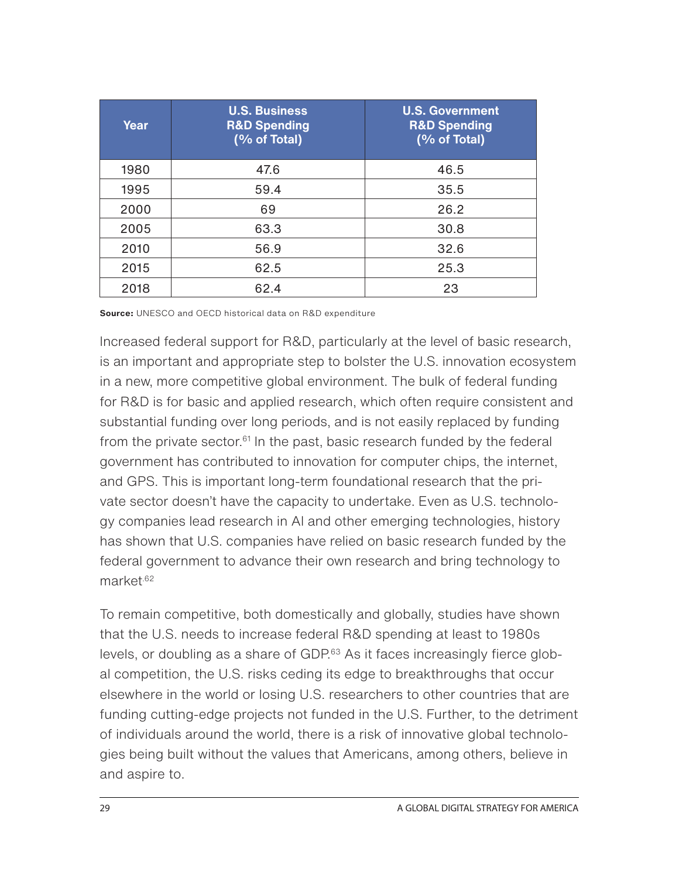| Year | U.S. Business R&D Spending (% of Total) | U.S. Government R&D Spending (% of Total) |
|---|---|---|
| 1980 | 47.6 | 46.5 |
| 1995 | 59.4 | 35.5 |
| 2000 | 69 | 26.2 |
| 2005 | 63.3 | 30.8 |
| 2010 | 56.9 | 32.6 |
| 2015 | 62.5 | 25.3 |
| 2018 | 62.4 | 23 |

**Source:** UNESCO and OECD historical data on R&D expenditure

Increased federal support for R&D, particularly at the level of basic research, is an important and appropriate step to bolster the U.S. innovation ecosystem in a new, more competitive global environment. The bulk of federal funding for R&D is for basic and applied research, which often require consistent and substantial funding over long periods, and is not easily replaced by funding from the private sector.[61] In the past, basic research funded by the federal government has contributed to innovation for computer chips, the internet, and GPS. This is important long-term foundational research that the private sector doesn't have the capacity to undertake. Even as U.S. technology companies lead research in AI and other emerging technologies, history has shown that U.S. companies have relied on basic research funded by the federal government to advance their own research and bring technology to market.[62]

To remain competitive, both domestically and globally, studies have shown that the U.S. needs to increase federal R&D spending at least to 1980s levels, or doubling as a share of GDP.[63] As it faces increasingly fierce global competition, the U.S. risks ceding its edge to breakthroughs that occur elsewhere in the world or losing U.S. researchers to other countries that are funding cutting-edge projects not funded in the U.S. Further, to the detriment of individuals around the world, there is a risk of innovative global technologies being built without the values that Americans, among others, believe in and aspire to.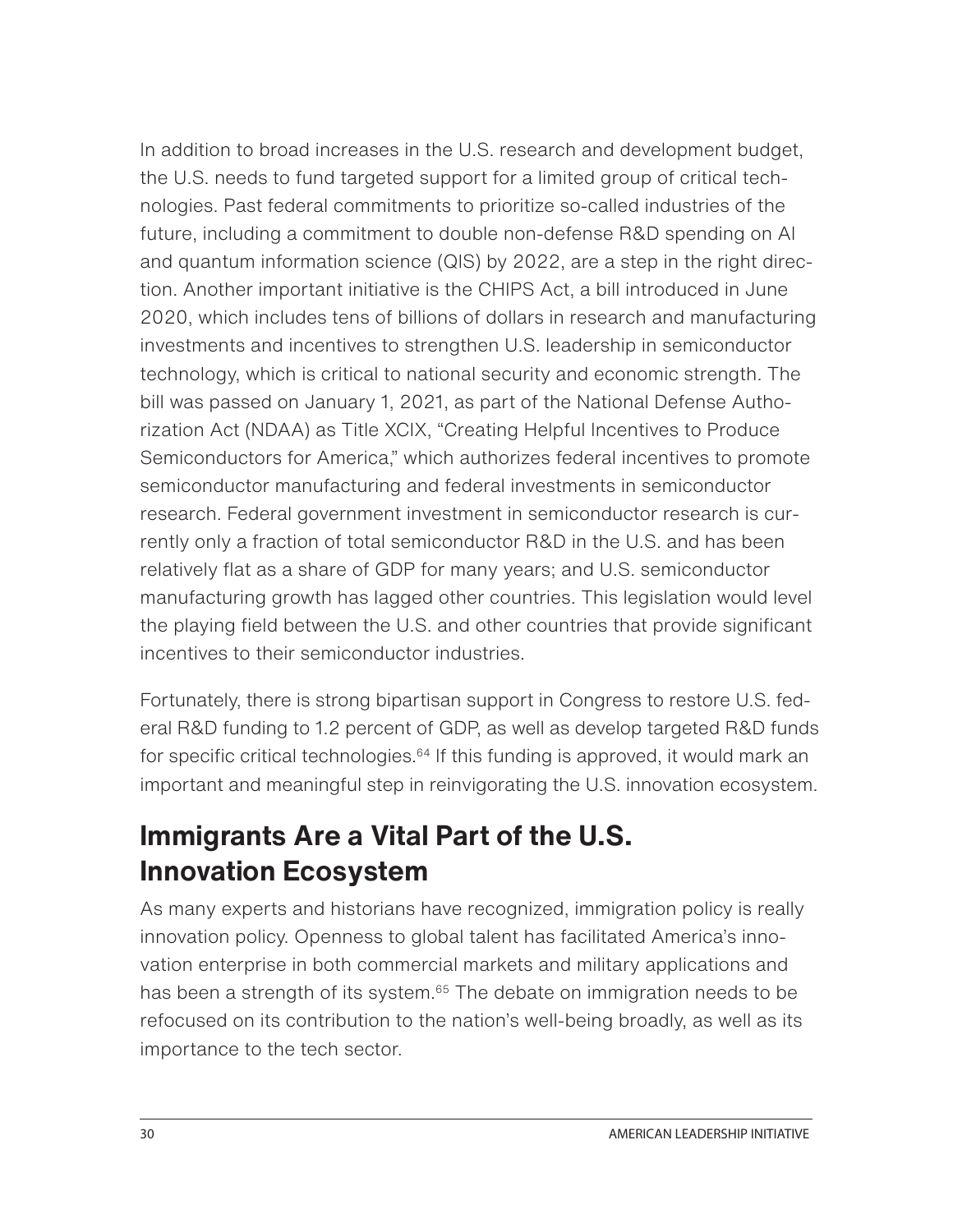In addition to broad increases in the U.S. research and development budget, the U.S. needs to fund targeted support for a limited group of critical technologies. Past federal commitments to prioritize so-called industries of the future, including a commitment to double non-defense R&D spending on AI and quantum information science (QIS) by 2022, are a step in the right direction. Another important initiative is the CHIPS Act, a bill introduced in June 2020, which includes tens of billions of dollars in research and manufacturing investments and incentives to strengthen U.S. leadership in semiconductor technology, which is critical to national security and economic strength. The bill was passed on January 1, 2021, as part of the National Defense Authorization Act (NDAA) as Title XCIX, "Creating Helpful Incentives to Produce Semiconductors for America," which authorizes federal incentives to promote semiconductor manufacturing and federal investments in semiconductor research. Federal government investment in semiconductor research is currently only a fraction of total semiconductor R&D in the U.S. and has been relatively flat as a share of GDP for many years; and U.S. semiconductor manufacturing growth has lagged other countries. This legislation would level the playing field between the U.S. and other countries that provide significant incentives to their semiconductor industries.

Fortunately, there is strong bipartisan support in Congress to restore U.S. federal R&D funding to 1.2 percent of GDP, as well as develop targeted R&D funds for specific critical technologies.[64] If this funding is approved, it would mark an important and meaningful step in reinvigorating the U.S. innovation ecosystem.

## Immigrants Are a Vital Part of the U.S. Innovation Ecosystem

As many experts and historians have recognized, immigration policy is really innovation policy. Openness to global talent has facilitated America's innovation enterprise in both commercial markets and military applications and has been a strength of its system.[65] The debate on immigration needs to be refocused on its contribution to the nation's well-being broadly, as well as its importance to the tech sector.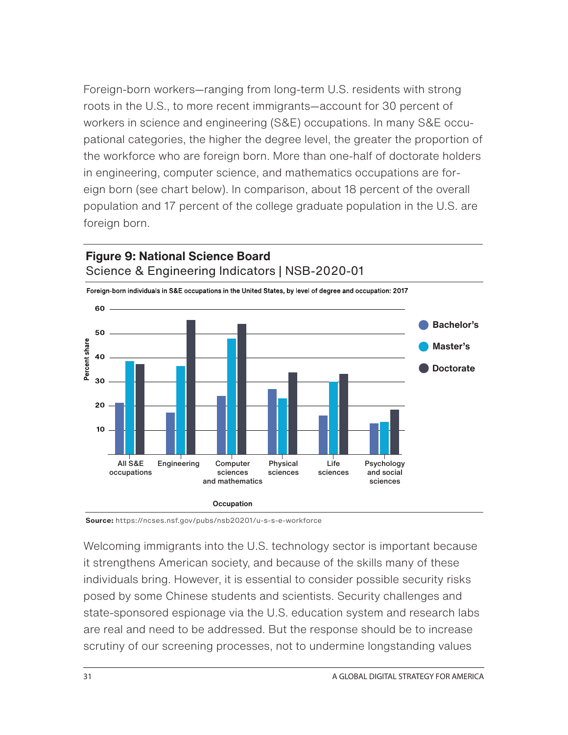Foreign-born workers—ranging from long-term U.S. residents with strong roots in the U.S., to more recent immigrants—account for 30 percent of workers in science and engineering (S&E) occupations. In many S&E occupational categories, the higher the degree level, the greater the proportion of the workforce who are foreign born. More than one-half of doctorate holders in engineering, computer science, and mathematics occupations are foreign born (see chart below). In comparison, about 18 percent of the overall population and 17 percent of the college graduate population in the U.S. are foreign born.

**Figure 9: National Science Board**
Science & Engineering Indicators | NSB-2020-01

Foreign-born individuals in S&E occupations in the United States, by level of degree and occupation: 2017

**Source:** https://ncses.nsf.gov/pubs/nsb20201/u-s-s-e-workforce

Welcoming immigrants into the U.S. technology sector is important because it strengthens American society, and because of the skills many of these individuals bring. However, it is essential to consider possible security risks posed by some Chinese students and scientists. Security challenges and state-sponsored espionage via the U.S. education system and research labs are real and need to be addressed. But the response should be to increase scrutiny of our screening processes, not to undermine longstanding values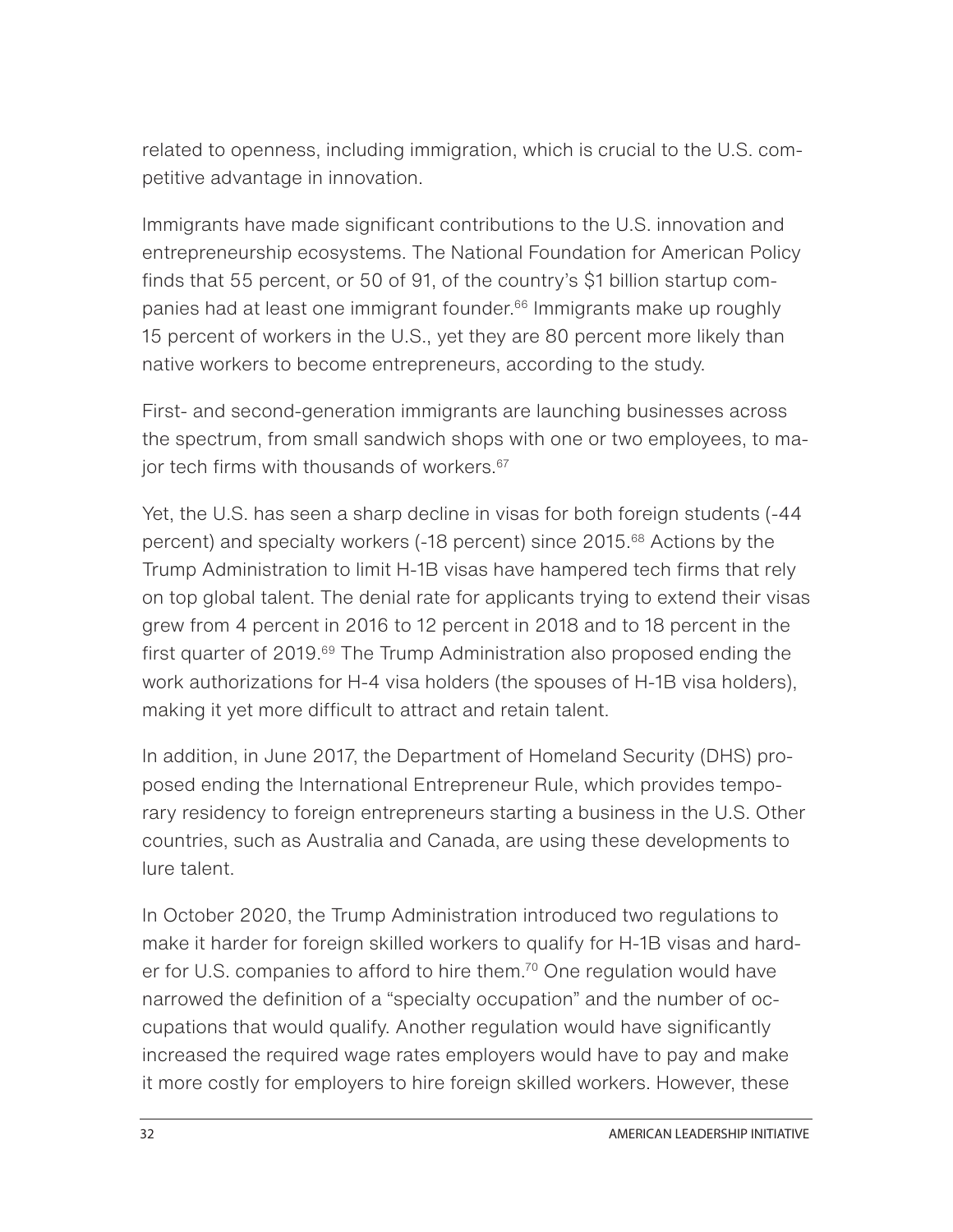related to openness, including immigration, which is crucial to the U.S. competitive advantage in innovation.

Immigrants have made significant contributions to the U.S. innovation and entrepreneurship ecosystems. The National Foundation for American Policy finds that 55 percent, or 50 of 91, of the country's $1 billion startup companies had at least one immigrant founder.[66] Immigrants make up roughly 15 percent of workers in the U.S., yet they are 80 percent more likely than native workers to become entrepreneurs, according to the study.

First- and second-generation immigrants are launching businesses across the spectrum, from small sandwich shops with one or two employees, to major tech firms with thousands of workers.[67]

Yet, the U.S. has seen a sharp decline in visas for both foreign students (-44 percent) and specialty workers (-18 percent) since 2015.[68] Actions by the Trump Administration to limit H-1B visas have hampered tech firms that rely on top global talent. The denial rate for applicants trying to extend their visas grew from 4 percent in 2016 to 12 percent in 2018 and to 18 percent in the first quarter of 2019.[69] The Trump Administration also proposed ending the work authorizations for H-4 visa holders (the spouses of H-1B visa holders), making it yet more difficult to attract and retain talent.

In addition, in June 2017, the Department of Homeland Security (DHS) proposed ending the International Entrepreneur Rule, which provides temporary residency to foreign entrepreneurs starting a business in the U.S. Other countries, such as Australia and Canada, are using these developments to lure talent.

In October 2020, the Trump Administration introduced two regulations to make it harder for foreign skilled workers to qualify for H-1B visas and harder for U.S. companies to afford to hire them.[70] One regulation would have narrowed the definition of a "specialty occupation" and the number of occupations that would qualify. Another regulation would have significantly increased the required wage rates employers would have to pay and make it more costly for employers to hire foreign skilled workers. However, these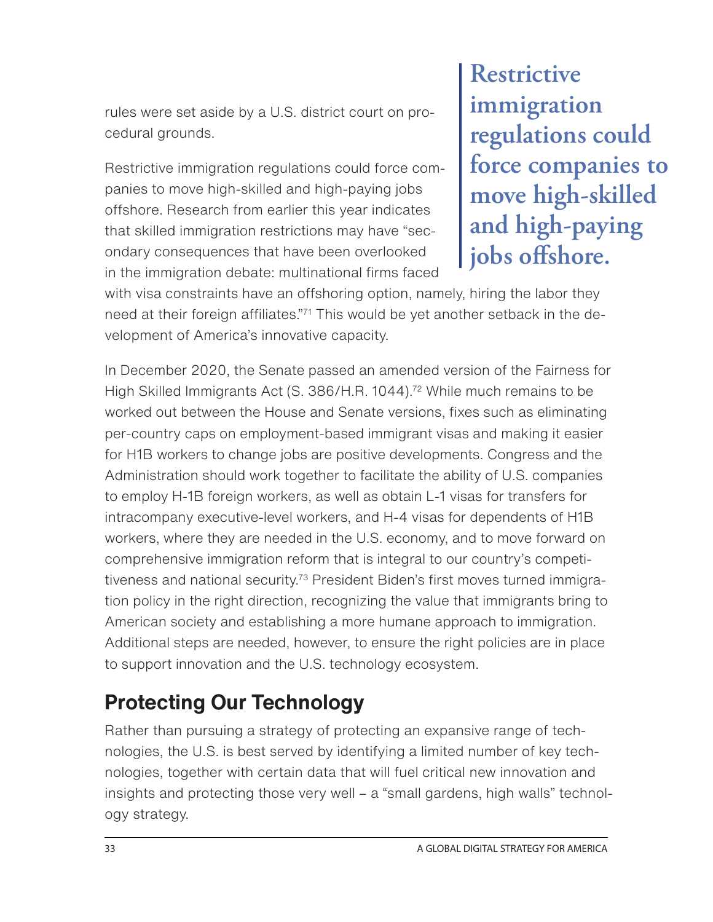rules were set aside by a U.S. district court on procedural grounds.

Restrictive immigration regulations could force companies to move high-skilled and high-paying jobs offshore. Research from earlier this year indicates that skilled immigration restrictions may have "secondary consequences that have been overlooked in the immigration debate: multinational firms faced with visa constraints have an offshoring option, namely, hiring the labor they need at their foreign affiliates."[71] This would be yet another setback in the development of America's innovative capacity.

> **Restrictive immigration regulations could force companies to move high-skilled and high-paying jobs offshore.**

In December 2020, the Senate passed an amended version of the Fairness for High Skilled Immigrants Act (S. 386/H.R. 1044).[72] While much remains to be worked out between the House and Senate versions, fixes such as eliminating per-country caps on employment-based immigrant visas and making it easier for H1B workers to change jobs are positive developments. Congress and the Administration should work together to facilitate the ability of U.S. companies to employ H-1B foreign workers, as well as obtain L-1 visas for transfers for intracompany executive-level workers, and H-4 visas for dependents of H1B workers, where they are needed in the U.S. economy, and to move forward on comprehensive immigration reform that is integral to our country's competitiveness and national security.[73] President Biden's first moves turned immigration policy in the right direction, recognizing the value that immigrants bring to American society and establishing a more humane approach to immigration. Additional steps are needed, however, to ensure the right policies are in place to support innovation and the U.S. technology ecosystem.

## Protecting Our Technology

Rather than pursuing a strategy of protecting an expansive range of technologies, the U.S. is best served by identifying a limited number of key technologies, together with certain data that will fuel critical new innovation and insights and protecting those very well – a "small gardens, high walls" technology strategy.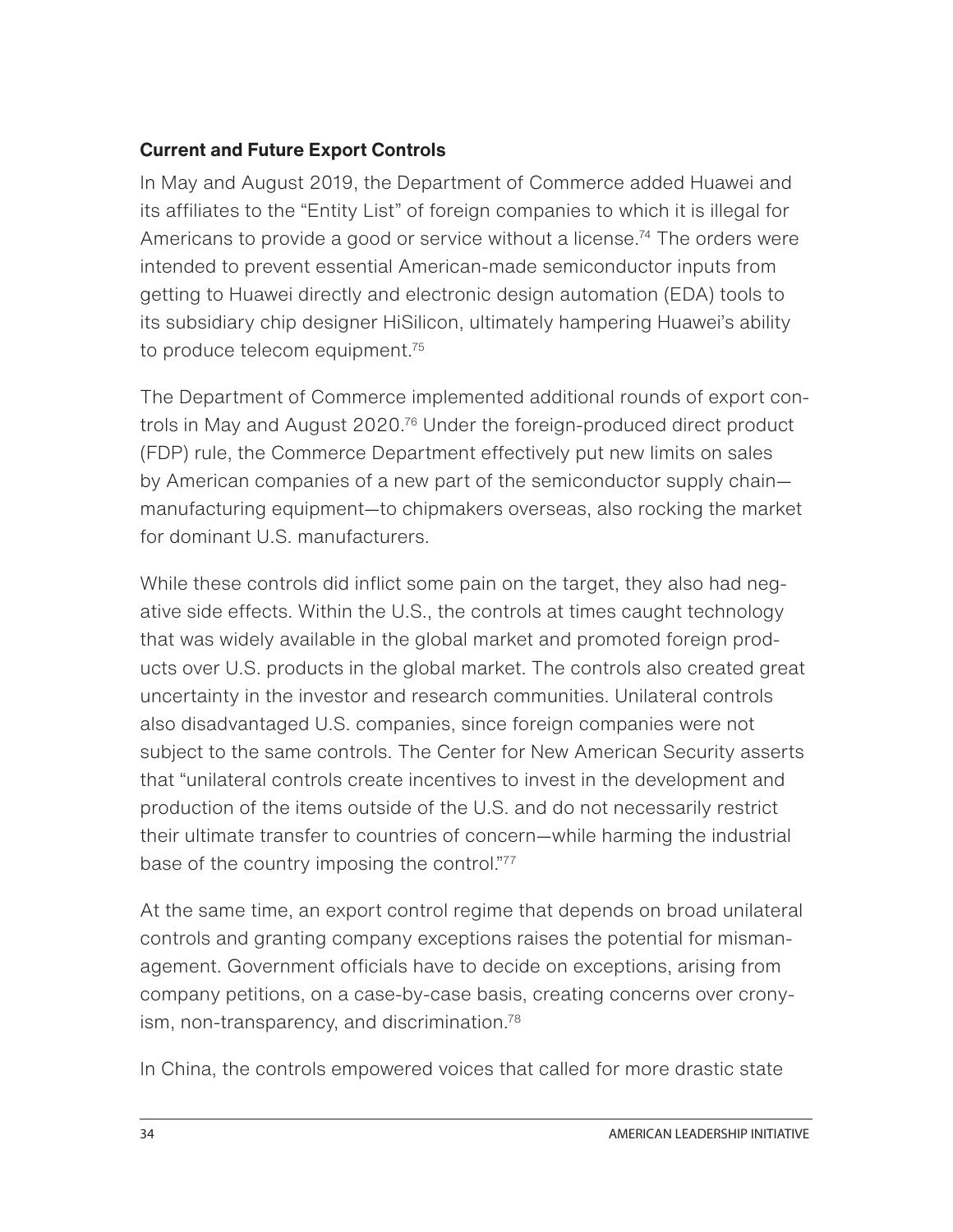### Current and Future Export Controls

In May and August 2019, the Department of Commerce added Huawei and its affiliates to the "Entity List" of foreign companies to which it is illegal for Americans to provide a good or service without a license.[74] The orders were intended to prevent essential American-made semiconductor inputs from getting to Huawei directly and electronic design automation (EDA) tools to its subsidiary chip designer HiSilicon, ultimately hampering Huawei's ability to produce telecom equipment.[75]

The Department of Commerce implemented additional rounds of export controls in May and August 2020.[76] Under the foreign-produced direct product (FDP) rule, the Commerce Department effectively put new limits on sales by American companies of a new part of the semiconductor supply chain—manufacturing equipment—to chipmakers overseas, also rocking the market for dominant U.S. manufacturers.

While these controls did inflict some pain on the target, they also had negative side effects. Within the U.S., the controls at times caught technology that was widely available in the global market and promoted foreign products over U.S. products in the global market. The controls also created great uncertainty in the investor and research communities. Unilateral controls also disadvantaged U.S. companies, since foreign companies were not subject to the same controls. The Center for New American Security asserts that "unilateral controls create incentives to invest in the development and production of the items outside of the U.S. and do not necessarily restrict their ultimate transfer to countries of concern—while harming the industrial base of the country imposing the control."[77]

At the same time, an export control regime that depends on broad unilateral controls and granting company exceptions raises the potential for mismanagement. Government officials have to decide on exceptions, arising from company petitions, on a case-by-case basis, creating concerns over cronyism, non-transparency, and discrimination.[78]

In China, the controls empowered voices that called for more drastic state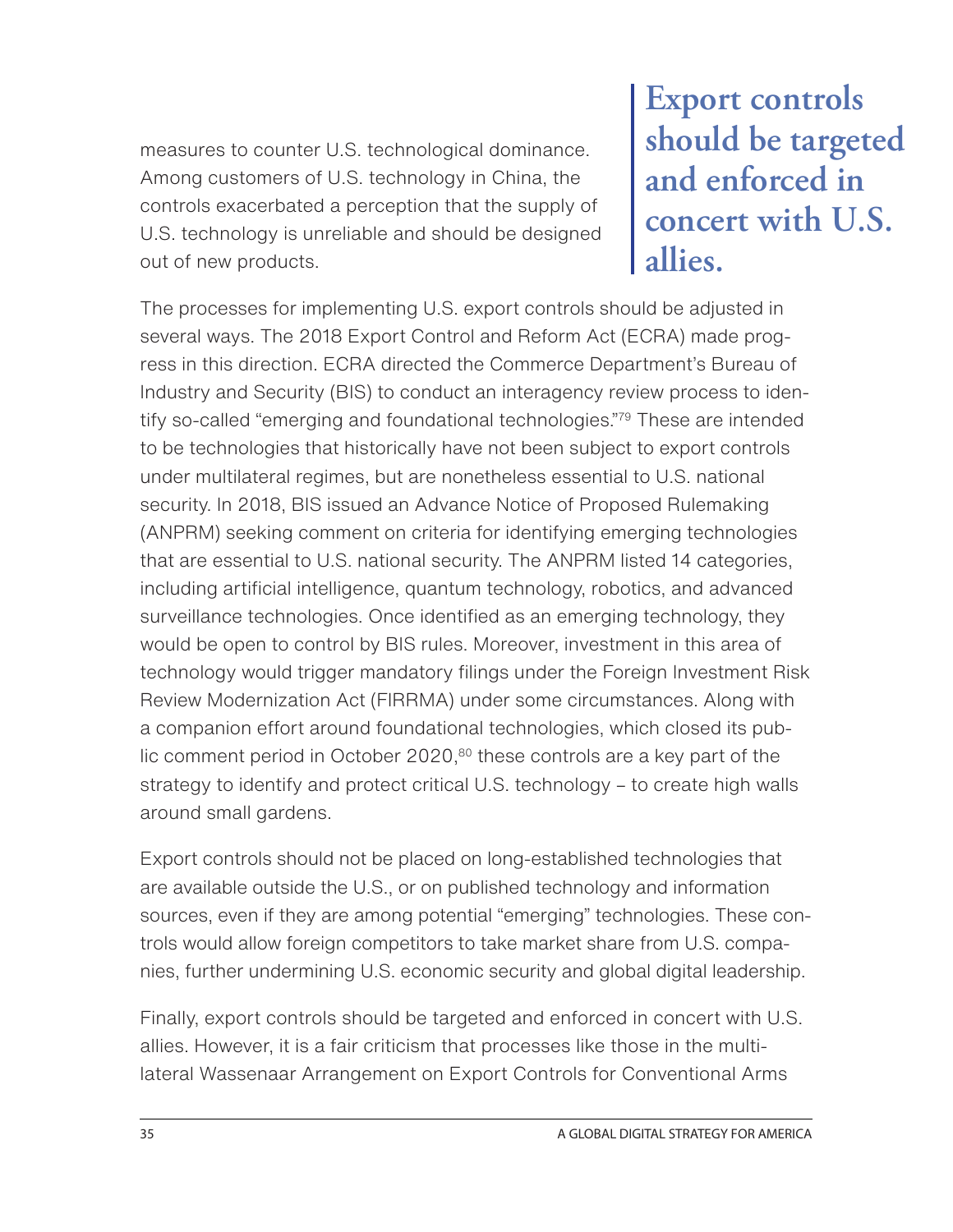measures to counter U.S. technological dominance. Among customers of U.S. technology in China, the controls exacerbated a perception that the supply of U.S. technology is unreliable and should be designed out of new products.

> **Export controls should be targeted and enforced in concert with U.S. allies.**

The processes for implementing U.S. export controls should be adjusted in several ways. The 2018 Export Control and Reform Act (ECRA) made progress in this direction. ECRA directed the Commerce Department's Bureau of Industry and Security (BIS) to conduct an interagency review process to identify so-called "emerging and foundational technologies."[79] These are intended to be technologies that historically have not been subject to export controls under multilateral regimes, but are nonetheless essential to U.S. national security. In 2018, BIS issued an Advance Notice of Proposed Rulemaking (ANPRM) seeking comment on criteria for identifying emerging technologies that are essential to U.S. national security. The ANPRM listed 14 categories, including artificial intelligence, quantum technology, robotics, and advanced surveillance technologies. Once identified as an emerging technology, they would be open to control by BIS rules. Moreover, investment in this area of technology would trigger mandatory filings under the Foreign Investment Risk Review Modernization Act (FIRRMA) under some circumstances. Along with a companion effort around foundational technologies, which closed its public comment period in October 2020,[80] these controls are a key part of the strategy to identify and protect critical U.S. technology – to create high walls around small gardens.

Export controls should not be placed on long-established technologies that are available outside the U.S., or on published technology and information sources, even if they are among potential "emerging" technologies. These controls would allow foreign competitors to take market share from U.S. companies, further undermining U.S. economic security and global digital leadership.

Finally, export controls should be targeted and enforced in concert with U.S. allies. However, it is a fair criticism that processes like those in the multilateral Wassenaar Arrangement on Export Controls for Conventional Arms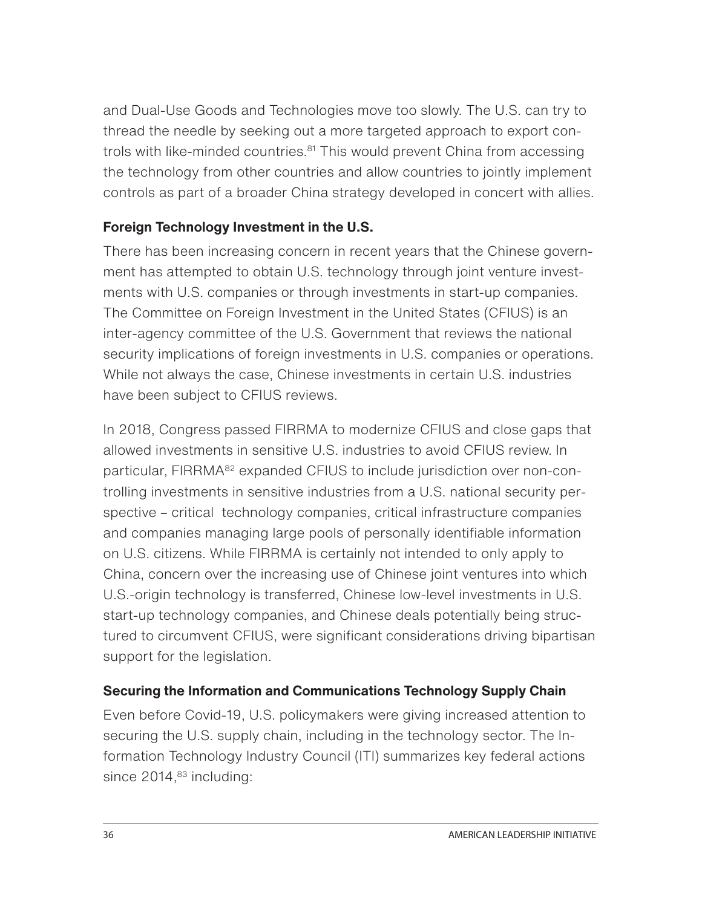and Dual-Use Goods and Technologies move too slowly. The U.S. can try to thread the needle by seeking out a more targeted approach to export controls with like-minded countries.[81] This would prevent China from accessing the technology from other countries and allow countries to jointly implement controls as part of a broader China strategy developed in concert with allies.

### Foreign Technology Investment in the U.S.

There has been increasing concern in recent years that the Chinese government has attempted to obtain U.S. technology through joint venture investments with U.S. companies or through investments in start-up companies. The Committee on Foreign Investment in the United States (CFIUS) is an inter-agency committee of the U.S. Government that reviews the national security implications of foreign investments in U.S. companies or operations. While not always the case, Chinese investments in certain U.S. industries have been subject to CFIUS reviews.

In 2018, Congress passed FIRRMA to modernize CFIUS and close gaps that allowed investments in sensitive U.S. industries to avoid CFIUS review. In particular, FIRRMA[82] expanded CFIUS to include jurisdiction over non-controlling investments in sensitive industries from a U.S. national security perspective – critical technology companies, critical infrastructure companies and companies managing large pools of personally identifiable information on U.S. citizens. While FIRRMA is certainly not intended to only apply to China, concern over the increasing use of Chinese joint ventures into which U.S.-origin technology is transferred, Chinese low-level investments in U.S. start-up technology companies, and Chinese deals potentially being structured to circumvent CFIUS, were significant considerations driving bipartisan support for the legislation.

### Securing the Information and Communications Technology Supply Chain

Even before Covid-19, U.S. policymakers were giving increased attention to securing the U.S. supply chain, including in the technology sector. The Information Technology Industry Council (ITI) summarizes key federal actions since 2014,[83] including: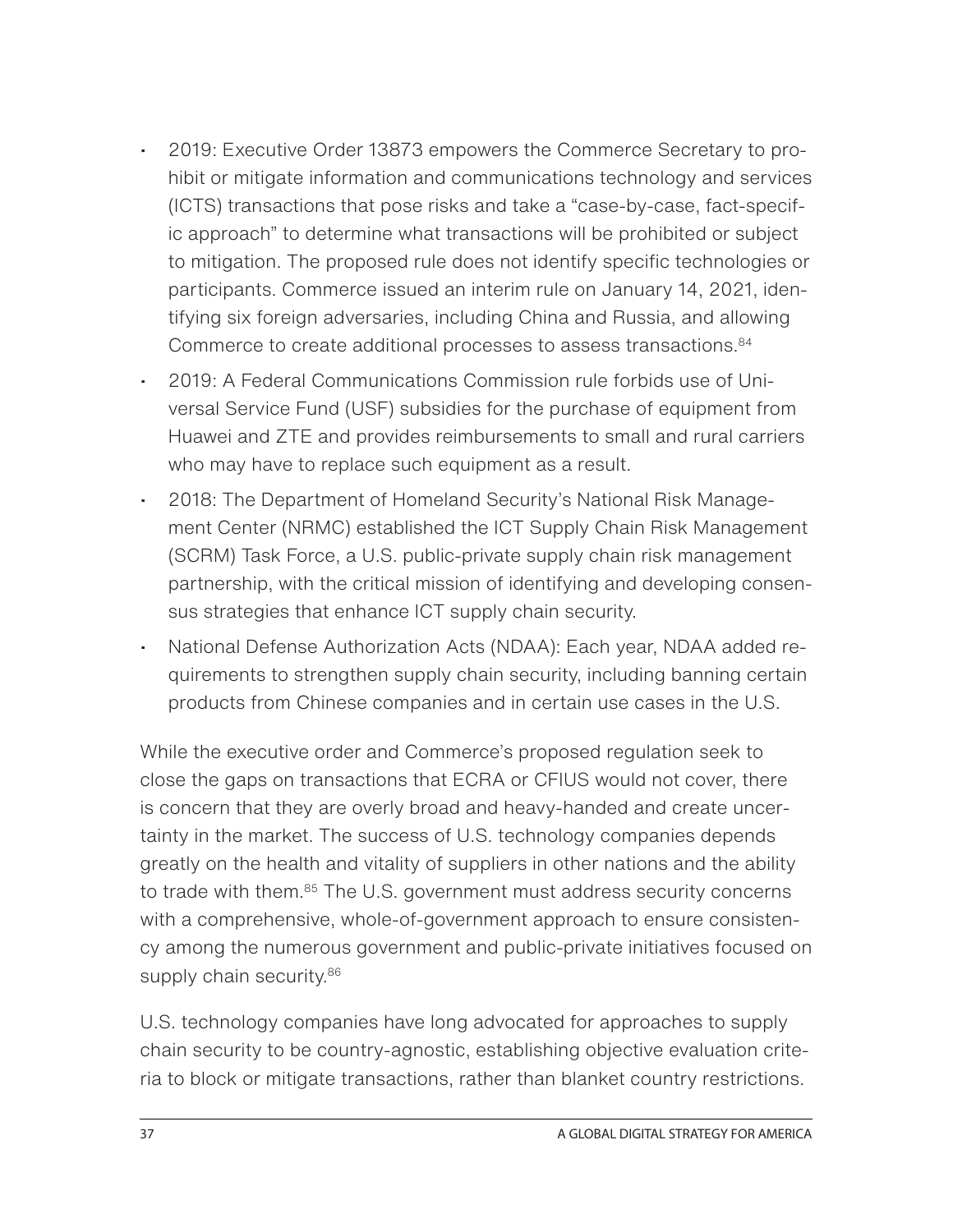- 2019: Executive Order 13873 empowers the Commerce Secretary to prohibit or mitigate information and communications technology and services (ICTS) transactions that pose risks and take a "case-by-case, fact-specific approach" to determine what transactions will be prohibited or subject to mitigation. The proposed rule does not identify specific technologies or participants. Commerce issued an interim rule on January 14, 2021, identifying six foreign adversaries, including China and Russia, and allowing Commerce to create additional processes to assess transactions.[84]
- 2019: A Federal Communications Commission rule forbids use of Universal Service Fund (USF) subsidies for the purchase of equipment from Huawei and ZTE and provides reimbursements to small and rural carriers who may have to replace such equipment as a result.
- 2018: The Department of Homeland Security's National Risk Management Center (NRMC) established the ICT Supply Chain Risk Management (SCRM) Task Force, a U.S. public-private supply chain risk management partnership, with the critical mission of identifying and developing consensus strategies that enhance ICT supply chain security.
- National Defense Authorization Acts (NDAA): Each year, NDAA added requirements to strengthen supply chain security, including banning certain products from Chinese companies and in certain use cases in the U.S.

While the executive order and Commerce's proposed regulation seek to close the gaps on transactions that ECRA or CFIUS would not cover, there is concern that they are overly broad and heavy-handed and create uncertainty in the market. The success of U.S. technology companies depends greatly on the health and vitality of suppliers in other nations and the ability to trade with them.[85] The U.S. government must address security concerns with a comprehensive, whole-of-government approach to ensure consistency among the numerous government and public-private initiatives focused on supply chain security.[86]

U.S. technology companies have long advocated for approaches to supply chain security to be country-agnostic, establishing objective evaluation criteria to block or mitigate transactions, rather than blanket country restrictions.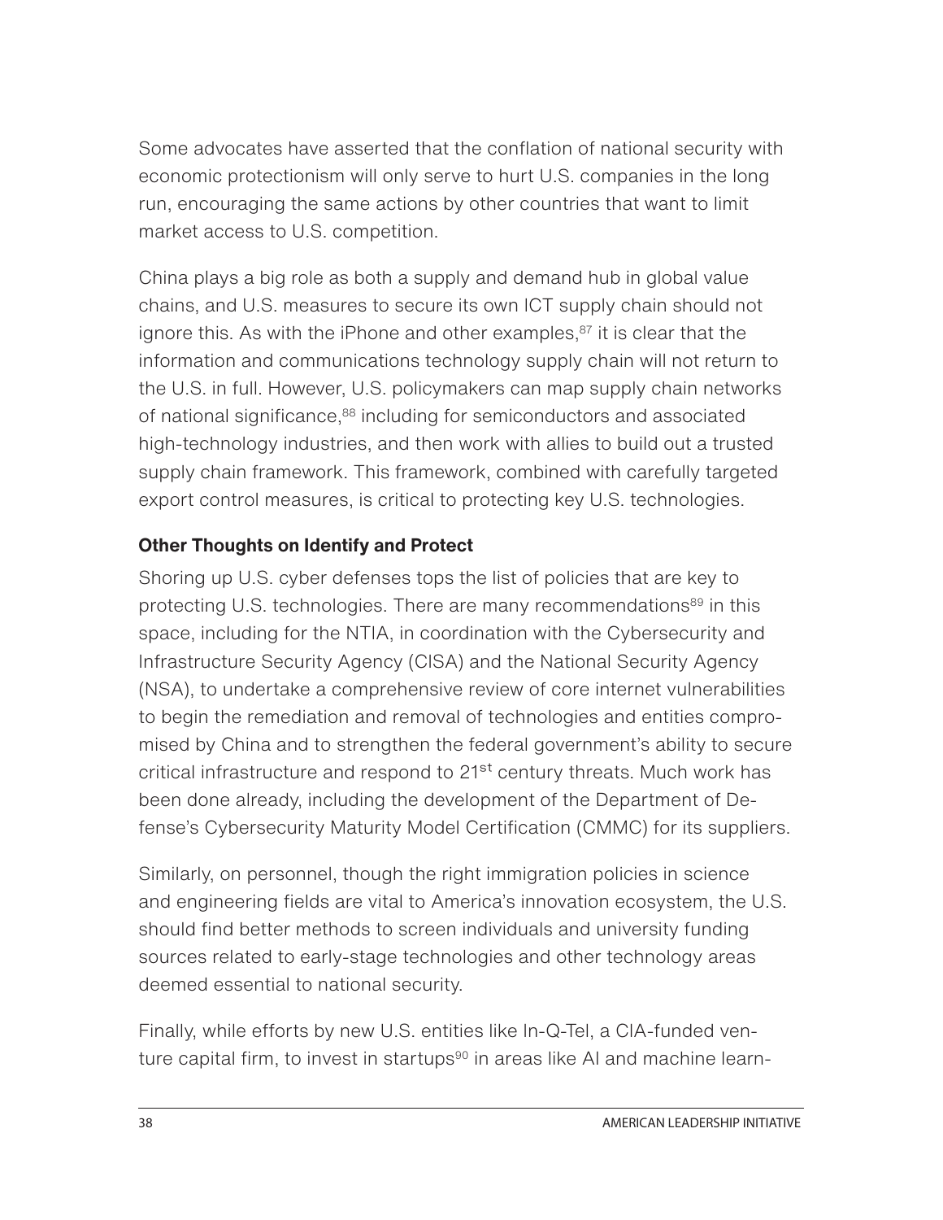Some advocates have asserted that the conflation of national security with economic protectionism will only serve to hurt U.S. companies in the long run, encouraging the same actions by other countries that want to limit market access to U.S. competition.

China plays a big role as both a supply and demand hub in global value chains, and U.S. measures to secure its own ICT supply chain should not ignore this. As with the iPhone and other examples,[87] it is clear that the information and communications technology supply chain will not return to the U.S. in full. However, U.S. policymakers can map supply chain networks of national significance,[88] including for semiconductors and associated high-technology industries, and then work with allies to build out a trusted supply chain framework. This framework, combined with carefully targeted export control measures, is critical to protecting key U.S. technologies.

**Other Thoughts on Identify and Protect**

Shoring up U.S. cyber defenses tops the list of policies that are key to protecting U.S. technologies. There are many recommendations[89] in this space, including for the NTIA, in coordination with the Cybersecurity and Infrastructure Security Agency (CISA) and the National Security Agency (NSA), to undertake a comprehensive review of core internet vulnerabilities to begin the remediation and removal of technologies and entities compromised by China and to strengthen the federal government's ability to secure critical infrastructure and respond to 21st century threats. Much work has been done already, including the development of the Department of Defense's Cybersecurity Maturity Model Certification (CMMC) for its suppliers.

Similarly, on personnel, though the right immigration policies in science and engineering fields are vital to America's innovation ecosystem, the U.S. should find better methods to screen individuals and university funding sources related to early-stage technologies and other technology areas deemed essential to national security.

Finally, while efforts by new U.S. entities like In-Q-Tel, a CIA-funded venture capital firm, to invest in startups[90] in areas like AI and machine learn-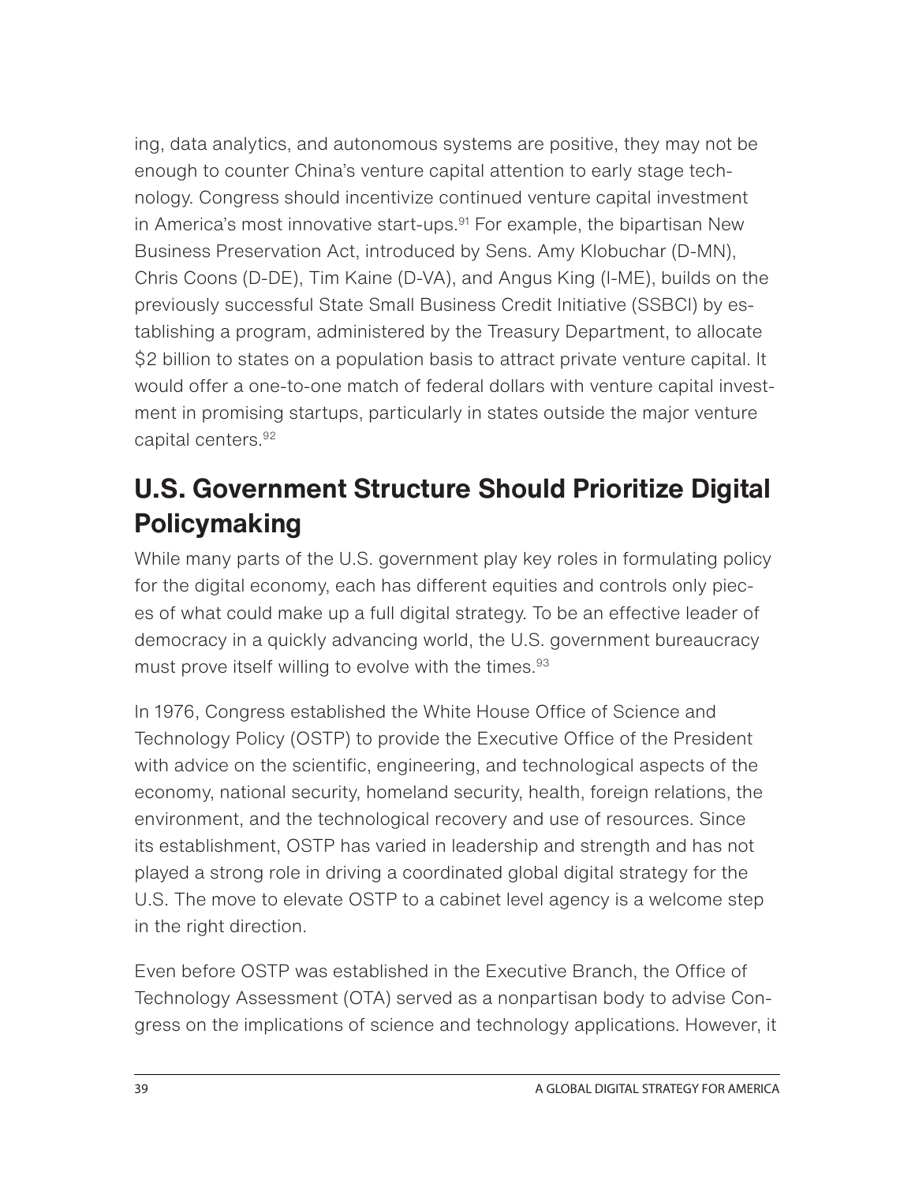ing, data analytics, and autonomous systems are positive, they may not be enough to counter China's venture capital attention to early stage technology. Congress should incentivize continued venture capital investment in America's most innovative start-ups.[91] For example, the bipartisan New Business Preservation Act, introduced by Sens. Amy Klobuchar (D-MN), Chris Coons (D-DE), Tim Kaine (D-VA), and Angus King (I-ME), builds on the previously successful State Small Business Credit Initiative (SSBCI) by establishing a program, administered by the Treasury Department, to allocate $2 billion to states on a population basis to attract private venture capital. It would offer a one-to-one match of federal dollars with venture capital investment in promising startups, particularly in states outside the major venture capital centers.[92]

## U.S. Government Structure Should Prioritize Digital Policymaking

While many parts of the U.S. government play key roles in formulating policy for the digital economy, each has different equities and controls only pieces of what could make up a full digital strategy. To be an effective leader of democracy in a quickly advancing world, the U.S. government bureaucracy must prove itself willing to evolve with the times.[93]

In 1976, Congress established the White House Office of Science and Technology Policy (OSTP) to provide the Executive Office of the President with advice on the scientific, engineering, and technological aspects of the economy, national security, homeland security, health, foreign relations, the environment, and the technological recovery and use of resources. Since its establishment, OSTP has varied in leadership and strength and has not played a strong role in driving a coordinated global digital strategy for the U.S. The move to elevate OSTP to a cabinet level agency is a welcome step in the right direction.

Even before OSTP was established in the Executive Branch, the Office of Technology Assessment (OTA) served as a nonpartisan body to advise Congress on the implications of science and technology applications. However, it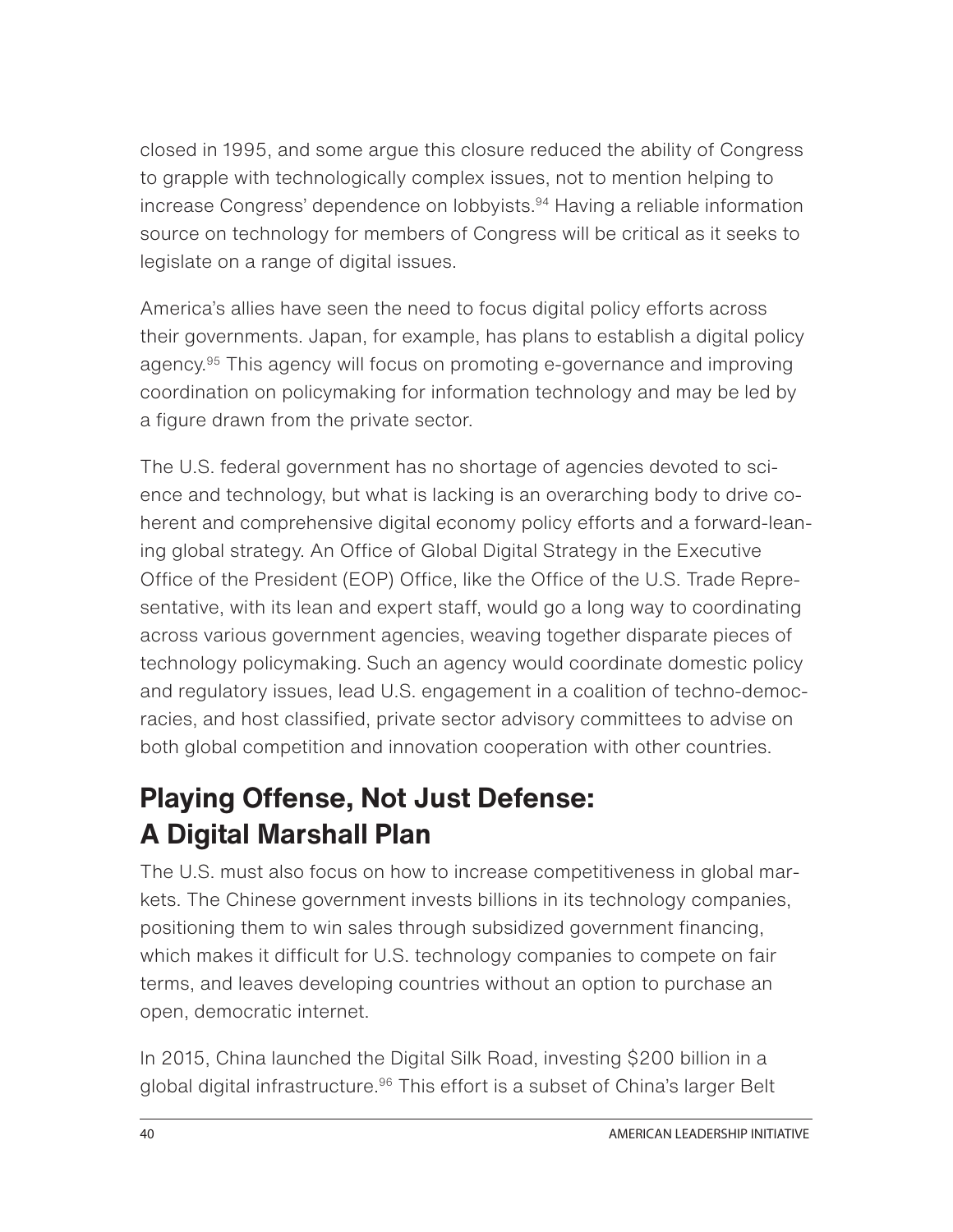closed in 1995, and some argue this closure reduced the ability of Congress to grapple with technologically complex issues, not to mention helping to increase Congress' dependence on lobbyists.[94] Having a reliable information source on technology for members of Congress will be critical as it seeks to legislate on a range of digital issues.

America's allies have seen the need to focus digital policy efforts across their governments. Japan, for example, has plans to establish a digital policy agency.[95] This agency will focus on promoting e-governance and improving coordination on policymaking for information technology and may be led by a figure drawn from the private sector.

The U.S. federal government has no shortage of agencies devoted to science and technology, but what is lacking is an overarching body to drive coherent and comprehensive digital economy policy efforts and a forward-leaning global strategy. An Office of Global Digital Strategy in the Executive Office of the President (EOP) Office, like the Office of the U.S. Trade Representative, with its lean and expert staff, would go a long way to coordinating across various government agencies, weaving together disparate pieces of technology policymaking. Such an agency would coordinate domestic policy and regulatory issues, lead U.S. engagement in a coalition of techno-democracies, and host classified, private sector advisory committees to advise on both global competition and innovation cooperation with other countries.

## Playing Offense, Not Just Defense: A Digital Marshall Plan

The U.S. must also focus on how to increase competitiveness in global markets. The Chinese government invests billions in its technology companies, positioning them to win sales through subsidized government financing, which makes it difficult for U.S. technology companies to compete on fair terms, and leaves developing countries without an option to purchase an open, democratic internet.

In 2015, China launched the Digital Silk Road, investing $200 billion in a global digital infrastructure.[96] This effort is a subset of China's larger Belt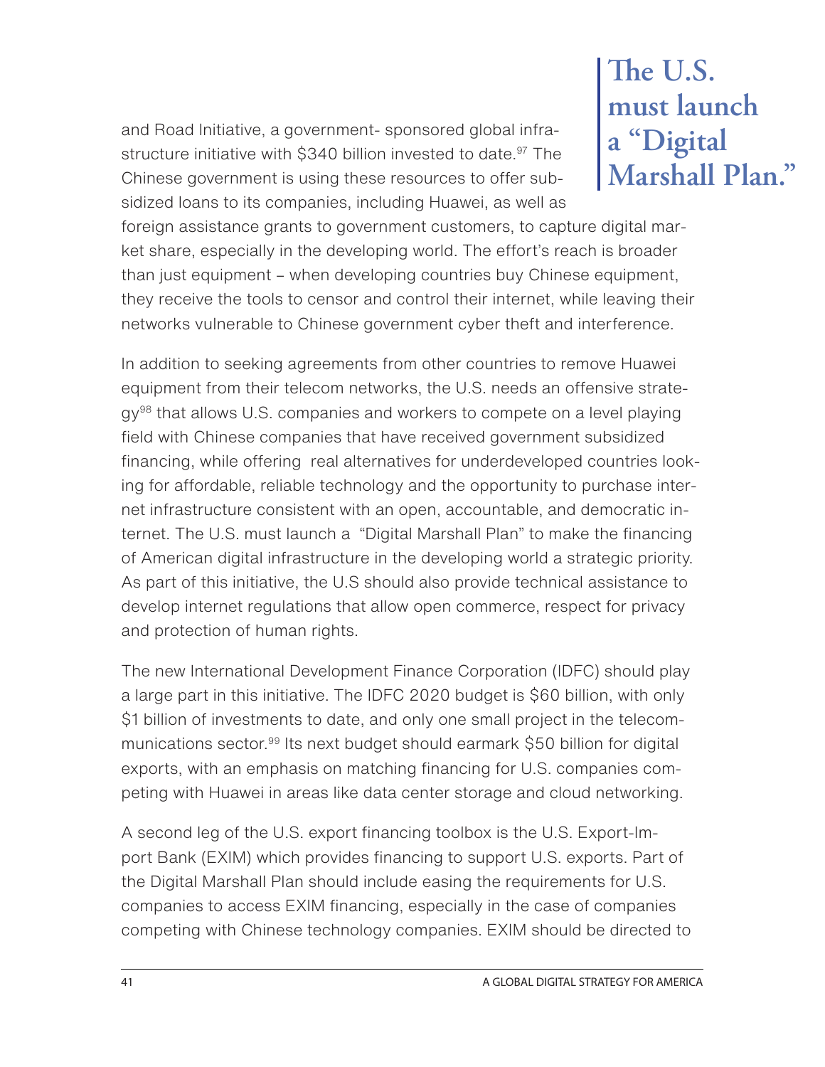and Road Initiative, a government- sponsored global infrastructure initiative with $340 billion invested to date.[97] The Chinese government is using these resources to offer subsidized loans to its companies, including Huawei, as well as foreign assistance grants to government customers, to capture digital market share, especially in the developing world. The effort's reach is broader than just equipment – when developing countries buy Chinese equipment, they receive the tools to censor and control their internet, while leaving their networks vulnerable to Chinese government cyber theft and interference.

**The U.S. must launch a "Digital Marshall Plan."**

In addition to seeking agreements from other countries to remove Huawei equipment from their telecom networks, the U.S. needs an offensive strategy[98] that allows U.S. companies and workers to compete on a level playing field with Chinese companies that have received government subsidized financing, while offering real alternatives for underdeveloped countries looking for affordable, reliable technology and the opportunity to purchase internet infrastructure consistent with an open, accountable, and democratic internet. The U.S. must launch a "Digital Marshall Plan" to make the financing of American digital infrastructure in the developing world a strategic priority. As part of this initiative, the U.S should also provide technical assistance to develop internet regulations that allow open commerce, respect for privacy and protection of human rights.

The new International Development Finance Corporation (IDFC) should play a large part in this initiative. The IDFC 2020 budget is $60 billion, with only $1 billion of investments to date, and only one small project in the telecommunications sector.[99] Its next budget should earmark $50 billion for digital exports, with an emphasis on matching financing for U.S. companies competing with Huawei in areas like data center storage and cloud networking.

A second leg of the U.S. export financing toolbox is the U.S. Export-Import Bank (EXIM) which provides financing to support U.S. exports. Part of the Digital Marshall Plan should include easing the requirements for U.S. companies to access EXIM financing, especially in the case of companies competing with Chinese technology companies. EXIM should be directed to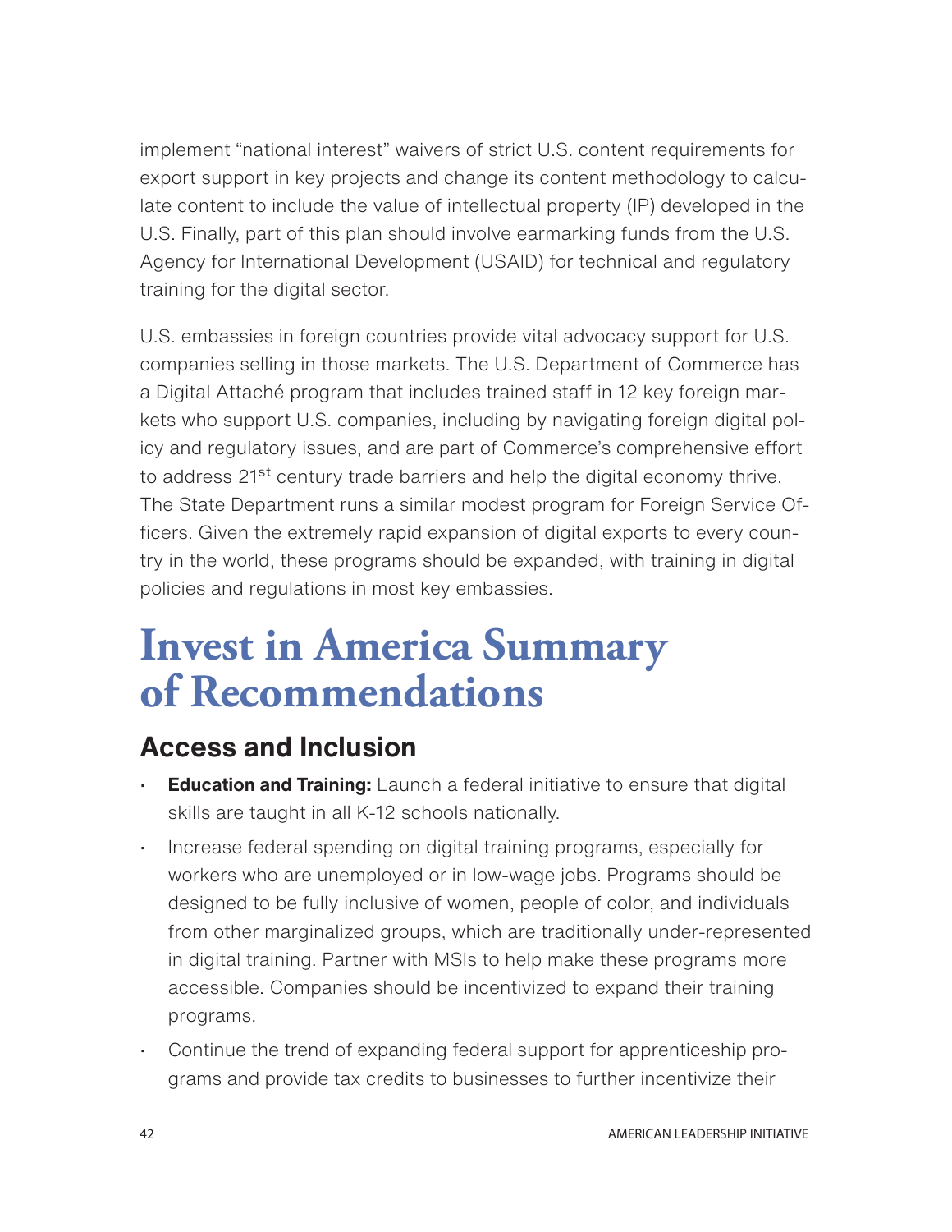implement "national interest" waivers of strict U.S. content requirements for export support in key projects and change its content methodology to calculate content to include the value of intellectual property (IP) developed in the U.S. Finally, part of this plan should involve earmarking funds from the U.S. Agency for International Development (USAID) for technical and regulatory training for the digital sector.

U.S. embassies in foreign countries provide vital advocacy support for U.S. companies selling in those markets. The U.S. Department of Commerce has a Digital Attaché program that includes trained staff in 12 key foreign markets who support U.S. companies, including by navigating foreign digital policy and regulatory issues, and are part of Commerce's comprehensive effort to address 21st century trade barriers and help the digital economy thrive. The State Department runs a similar modest program for Foreign Service Officers. Given the extremely rapid expansion of digital exports to every country in the world, these programs should be expanded, with training in digital policies and regulations in most key embassies.

# Invest in America Summary of Recommendations

## Access and Inclusion

- **Education and Training:** Launch a federal initiative to ensure that digital skills are taught in all K-12 schools nationally.
- Increase federal spending on digital training programs, especially for workers who are unemployed or in low-wage jobs. Programs should be designed to be fully inclusive of women, people of color, and individuals from other marginalized groups, which are traditionally under-represented in digital training. Partner with MSIs to help make these programs more accessible. Companies should be incentivized to expand their training programs.
- Continue the trend of expanding federal support for apprenticeship programs and provide tax credits to businesses to further incentivize their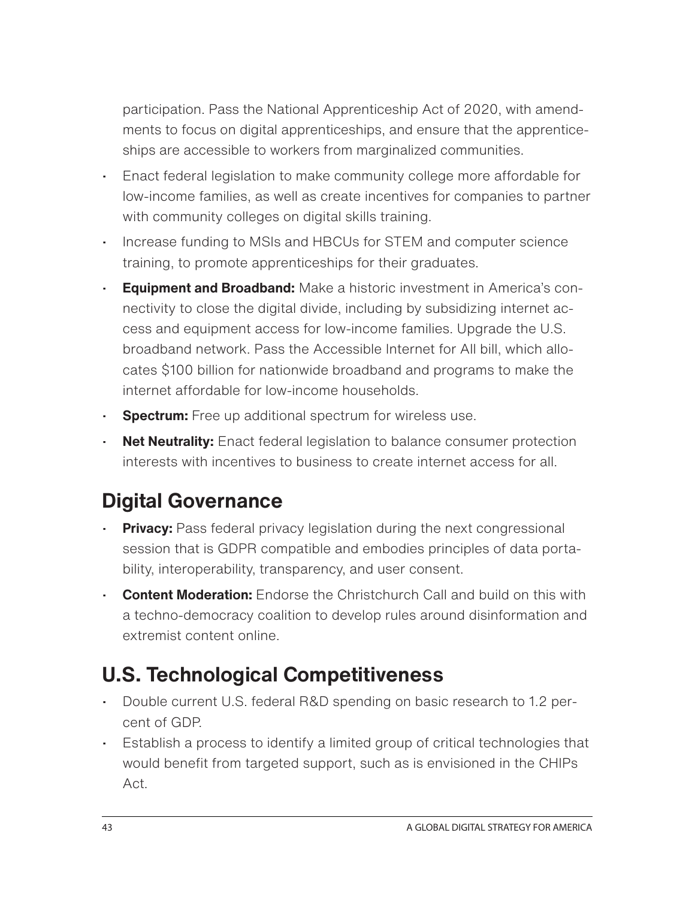participation. Pass the National Apprenticeship Act of 2020, with amendments to focus on digital apprenticeships, and ensure that the apprenticeships are accessible to workers from marginalized communities.

- Enact federal legislation to make community college more affordable for low-income families, as well as create incentives for companies to partner with community colleges on digital skills training.
- Increase funding to MSIs and HBCUs for STEM and computer science training, to promote apprenticeships for their graduates.
- **Equipment and Broadband:** Make a historic investment in America's connectivity to close the digital divide, including by subsidizing internet access and equipment access for low-income families. Upgrade the U.S. broadband network. Pass the Accessible Internet for All bill, which allocates $100 billion for nationwide broadband and programs to make the internet affordable for low-income households.
- **Spectrum:** Free up additional spectrum for wireless use.
- **Net Neutrality:** Enact federal legislation to balance consumer protection interests with incentives to business to create internet access for all.

## Digital Governance

- **Privacy:** Pass federal privacy legislation during the next congressional session that is GDPR compatible and embodies principles of data portability, interoperability, transparency, and user consent.
- **Content Moderation:** Endorse the Christchurch Call and build on this with a techno-democracy coalition to develop rules around disinformation and extremist content online.

## U.S. Technological Competitiveness

- Double current U.S. federal R&D spending on basic research to 1.2 percent of GDP.
- Establish a process to identify a limited group of critical technologies that would benefit from targeted support, such as is envisioned in the CHIPs Act.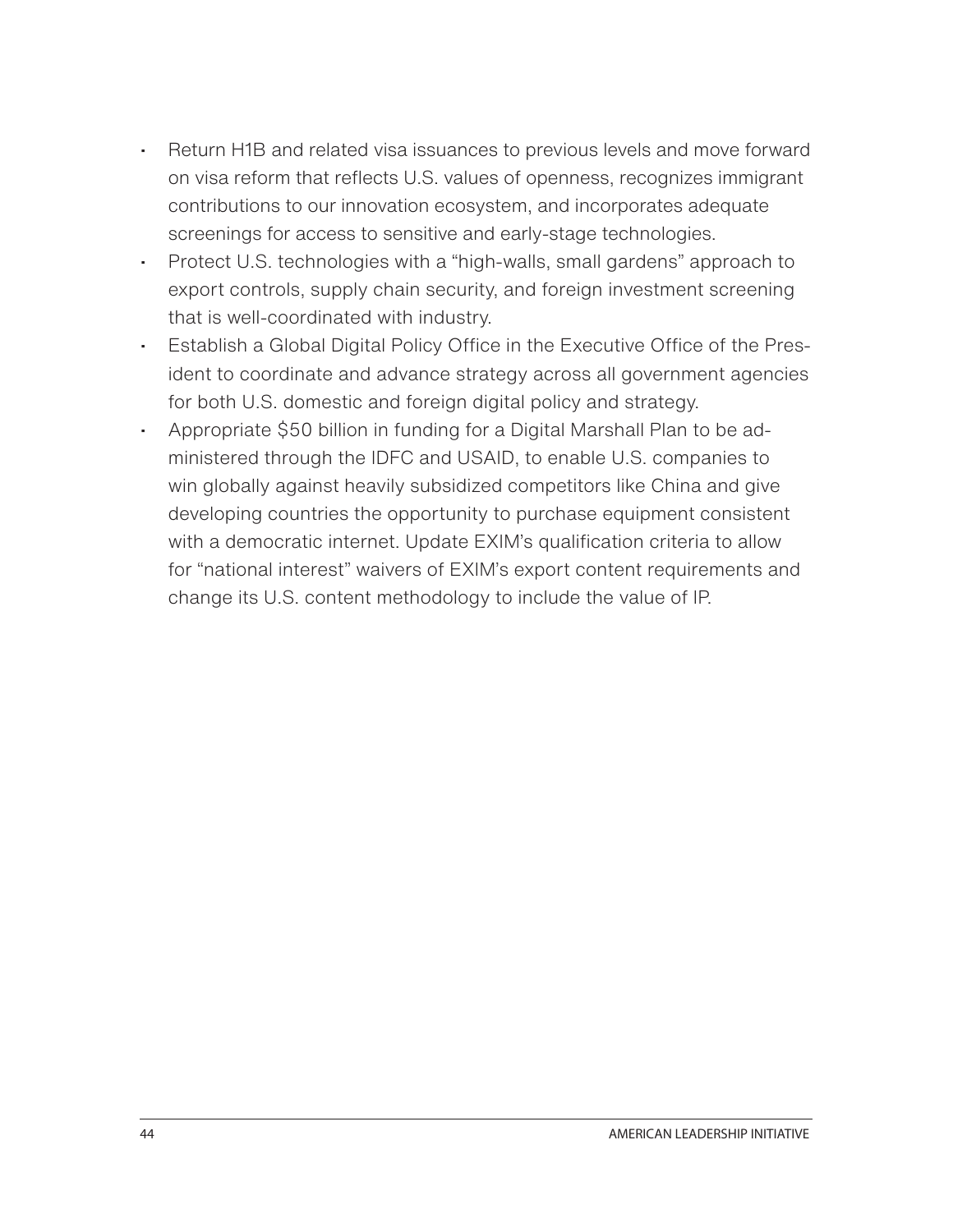- Return H1B and related visa issuances to previous levels and move forward on visa reform that reflects U.S. values of openness, recognizes immigrant contributions to our innovation ecosystem, and incorporates adequate screenings for access to sensitive and early-stage technologies.
- Protect U.S. technologies with a "high-walls, small gardens" approach to export controls, supply chain security, and foreign investment screening that is well-coordinated with industry.
- Establish a Global Digital Policy Office in the Executive Office of the President to coordinate and advance strategy across all government agencies for both U.S. domestic and foreign digital policy and strategy.
- Appropriate $50 billion in funding for a Digital Marshall Plan to be administered through the IDFC and USAID, to enable U.S. companies to win globally against heavily subsidized competitors like China and give developing countries the opportunity to purchase equipment consistent with a democratic internet. Update EXIM's qualification criteria to allow for "national interest" waivers of EXIM's export content requirements and change its U.S. content methodology to include the value of IP.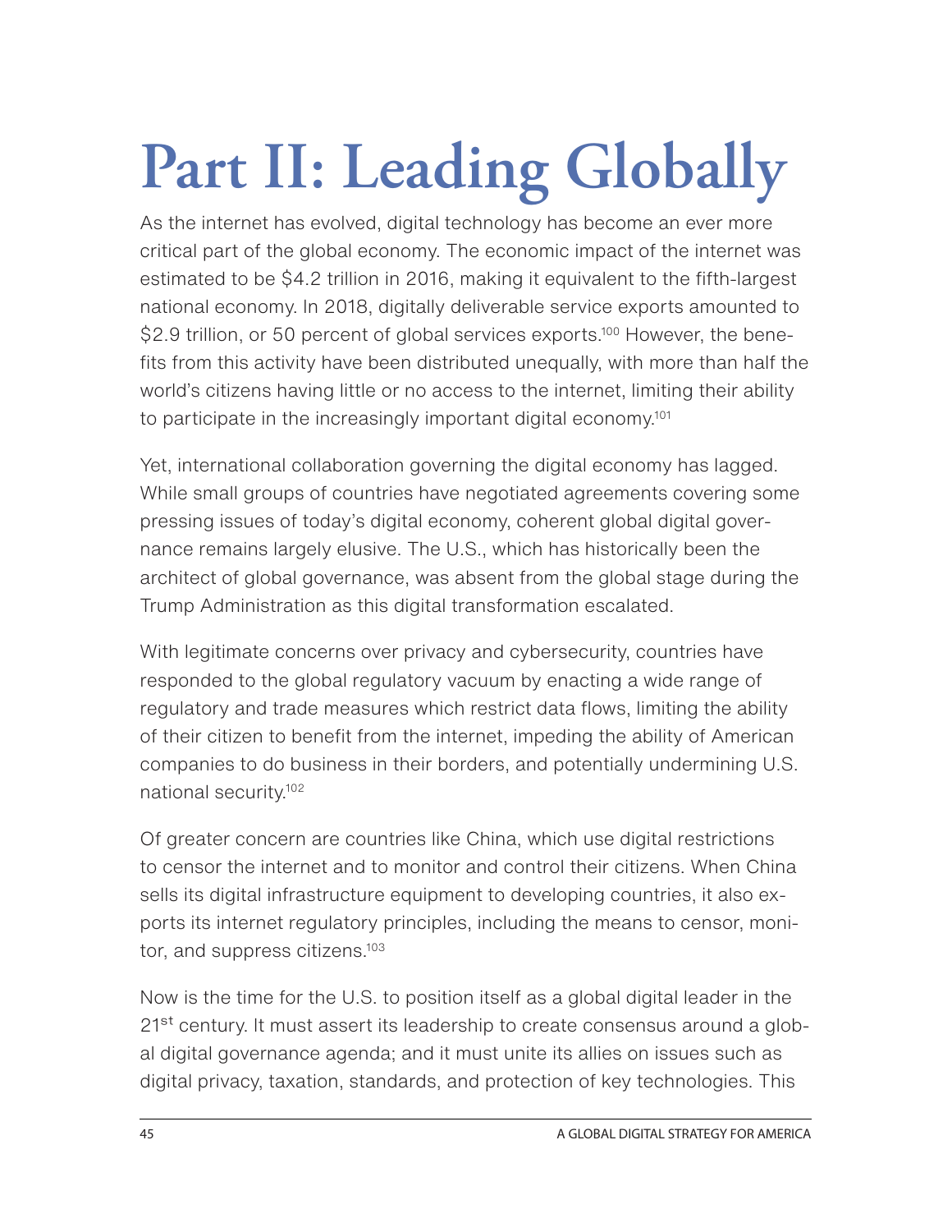# Part II: Leading Globally

As the internet has evolved, digital technology has become an ever more critical part of the global economy. The economic impact of the internet was estimated to be $4.2 trillion in 2016, making it equivalent to the fifth-largest national economy. In 2018, digitally deliverable service exports amounted to $2.9 trillion, or 50 percent of global services exports.[100] However, the benefits from this activity have been distributed unequally, with more than half the world's citizens having little or no access to the internet, limiting their ability to participate in the increasingly important digital economy.[101]

Yet, international collaboration governing the digital economy has lagged. While small groups of countries have negotiated agreements covering some pressing issues of today's digital economy, coherent global digital governance remains largely elusive. The U.S., which has historically been the architect of global governance, was absent from the global stage during the Trump Administration as this digital transformation escalated.

With legitimate concerns over privacy and cybersecurity, countries have responded to the global regulatory vacuum by enacting a wide range of regulatory and trade measures which restrict data flows, limiting the ability of their citizen to benefit from the internet, impeding the ability of American companies to do business in their borders, and potentially undermining U.S. national security.[102]

Of greater concern are countries like China, which use digital restrictions to censor the internet and to monitor and control their citizens. When China sells its digital infrastructure equipment to developing countries, it also exports its internet regulatory principles, including the means to censor, monitor, and suppress citizens.[103]

Now is the time for the U.S. to position itself as a global digital leader in the 21st century. It must assert its leadership to create consensus around a global digital governance agenda; and it must unite its allies on issues such as digital privacy, taxation, standards, and protection of key technologies. This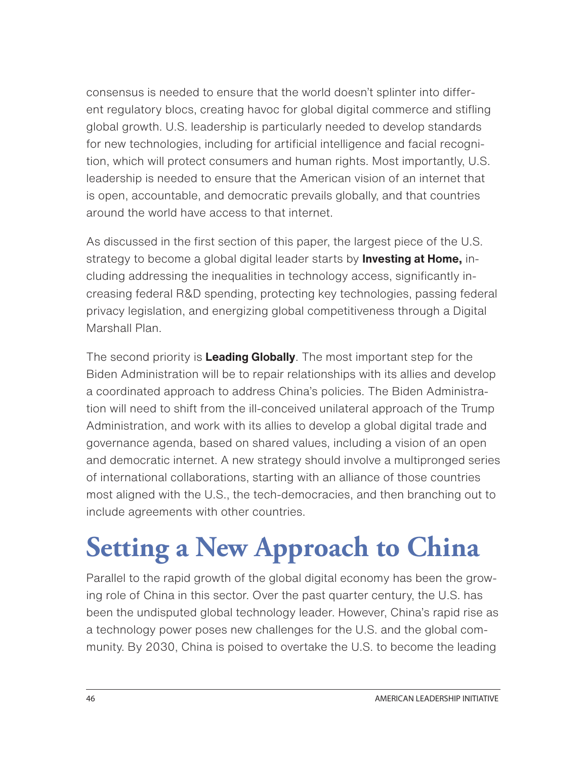consensus is needed to ensure that the world doesn't splinter into different regulatory blocs, creating havoc for global digital commerce and stifling global growth. U.S. leadership is particularly needed to develop standards for new technologies, including for artificial intelligence and facial recognition, which will protect consumers and human rights. Most importantly, U.S. leadership is needed to ensure that the American vision of an internet that is open, accountable, and democratic prevails globally, and that countries around the world have access to that internet.

As discussed in the first section of this paper, the largest piece of the U.S. strategy to become a global digital leader starts by **Investing at Home,** including addressing the inequalities in technology access, significantly increasing federal R&D spending, protecting key technologies, passing federal privacy legislation, and energizing global competitiveness through a Digital Marshall Plan.

The second priority is **Leading Globally**. The most important step for the Biden Administration will be to repair relationships with its allies and develop a coordinated approach to address China's policies. The Biden Administration will need to shift from the ill-conceived unilateral approach of the Trump Administration, and work with its allies to develop a global digital trade and governance agenda, based on shared values, including a vision of an open and democratic internet. A new strategy should involve a multipronged series of international collaborations, starting with an alliance of those countries most aligned with the U.S., the tech-democracies, and then branching out to include agreements with other countries.

# Setting a New Approach to China

Parallel to the rapid growth of the global digital economy has been the growing role of China in this sector. Over the past quarter century, the U.S. has been the undisputed global technology leader. However, China's rapid rise as a technology power poses new challenges for the U.S. and the global community. By 2030, China is poised to overtake the U.S. to become the leading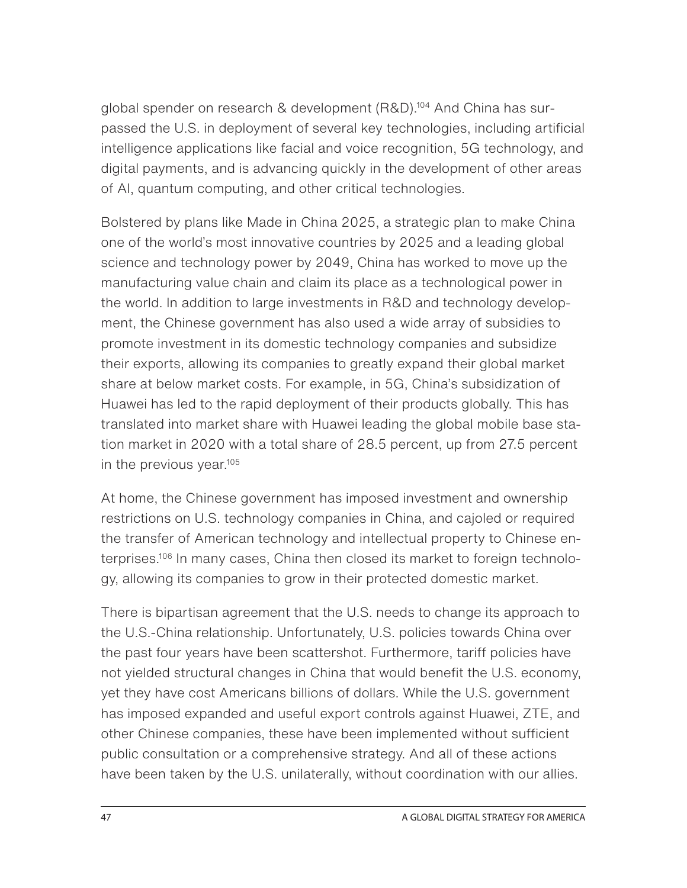global spender on research & development (R&D).[104] And China has surpassed the U.S. in deployment of several key technologies, including artificial intelligence applications like facial and voice recognition, 5G technology, and digital payments, and is advancing quickly in the development of other areas of AI, quantum computing, and other critical technologies.

Bolstered by plans like Made in China 2025, a strategic plan to make China one of the world's most innovative countries by 2025 and a leading global science and technology power by 2049, China has worked to move up the manufacturing value chain and claim its place as a technological power in the world. In addition to large investments in R&D and technology development, the Chinese government has also used a wide array of subsidies to promote investment in its domestic technology companies and subsidize their exports, allowing its companies to greatly expand their global market share at below market costs. For example, in 5G, China's subsidization of Huawei has led to the rapid deployment of their products globally. This has translated into market share with Huawei leading the global mobile base station market in 2020 with a total share of 28.5 percent, up from 27.5 percent in the previous year.[105]

At home, the Chinese government has imposed investment and ownership restrictions on U.S. technology companies in China, and cajoled or required the transfer of American technology and intellectual property to Chinese enterprises.[106] In many cases, China then closed its market to foreign technology, allowing its companies to grow in their protected domestic market.

There is bipartisan agreement that the U.S. needs to change its approach to the U.S.-China relationship. Unfortunately, U.S. policies towards China over the past four years have been scattershot. Furthermore, tariff policies have not yielded structural changes in China that would benefit the U.S. economy, yet they have cost Americans billions of dollars. While the U.S. government has imposed expanded and useful export controls against Huawei, ZTE, and other Chinese companies, these have been implemented without sufficient public consultation or a comprehensive strategy. And all of these actions have been taken by the U.S. unilaterally, without coordination with our allies.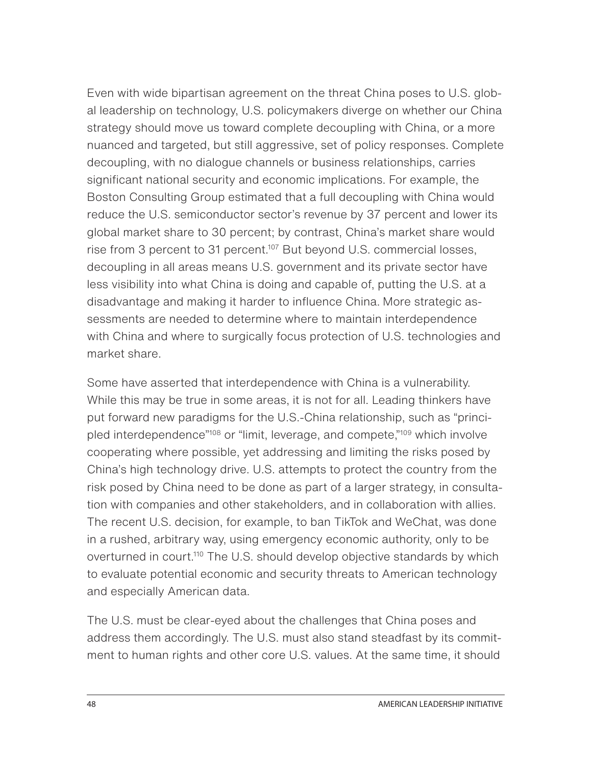Even with wide bipartisan agreement on the threat China poses to U.S. global leadership on technology, U.S. policymakers diverge on whether our China strategy should move us toward complete decoupling with China, or a more nuanced and targeted, but still aggressive, set of policy responses. Complete decoupling, with no dialogue channels or business relationships, carries significant national security and economic implications. For example, the Boston Consulting Group estimated that a full decoupling with China would reduce the U.S. semiconductor sector's revenue by 37 percent and lower its global market share to 30 percent; by contrast, China's market share would rise from 3 percent to 31 percent.[107] But beyond U.S. commercial losses, decoupling in all areas means U.S. government and its private sector have less visibility into what China is doing and capable of, putting the U.S. at a disadvantage and making it harder to influence China. More strategic assessments are needed to determine where to maintain interdependence with China and where to surgically focus protection of U.S. technologies and market share.

Some have asserted that interdependence with China is a vulnerability. While this may be true in some areas, it is not for all. Leading thinkers have put forward new paradigms for the U.S.-China relationship, such as "principled interdependence"[108] or "limit, leverage, and compete,"[109] which involve cooperating where possible, yet addressing and limiting the risks posed by China's high technology drive. U.S. attempts to protect the country from the risk posed by China need to be done as part of a larger strategy, in consultation with companies and other stakeholders, and in collaboration with allies. The recent U.S. decision, for example, to ban TikTok and WeChat, was done in a rushed, arbitrary way, using emergency economic authority, only to be overturned in court.[110] The U.S. should develop objective standards by which to evaluate potential economic and security threats to American technology and especially American data.

The U.S. must be clear-eyed about the challenges that China poses and address them accordingly. The U.S. must also stand steadfast by its commitment to human rights and other core U.S. values. At the same time, it should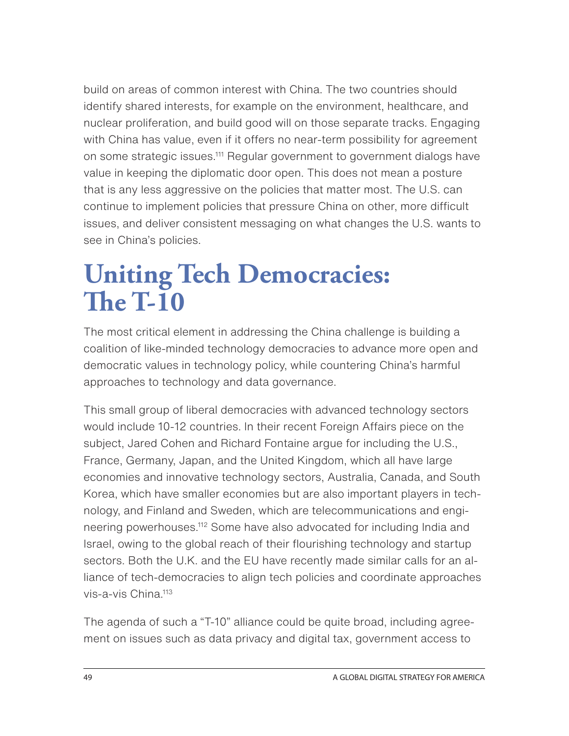build on areas of common interest with China. The two countries should identify shared interests, for example on the environment, healthcare, and nuclear proliferation, and build good will on those separate tracks. Engaging with China has value, even if it offers no near-term possibility for agreement on some strategic issues.[111] Regular government to government dialogs have value in keeping the diplomatic door open. This does not mean a posture that is any less aggressive on the policies that matter most. The U.S. can continue to implement policies that pressure China on other, more difficult issues, and deliver consistent messaging on what changes the U.S. wants to see in China's policies.

# Uniting Tech Democracies: The T-10

The most critical element in addressing the China challenge is building a coalition of like-minded technology democracies to advance more open and democratic values in technology policy, while countering China's harmful approaches to technology and data governance.

This small group of liberal democracies with advanced technology sectors would include 10-12 countries. In their recent Foreign Affairs piece on the subject, Jared Cohen and Richard Fontaine argue for including the U.S., France, Germany, Japan, and the United Kingdom, which all have large economies and innovative technology sectors, Australia, Canada, and South Korea, which have smaller economies but are also important players in technology, and Finland and Sweden, which are telecommunications and engineering powerhouses.[112] Some have also advocated for including India and Israel, owing to the global reach of their flourishing technology and startup sectors. Both the U.K. and the EU have recently made similar calls for an alliance of tech-democracies to align tech policies and coordinate approaches vis-a-vis China.[113]

The agenda of such a "T-10" alliance could be quite broad, including agreement on issues such as data privacy and digital tax, government access to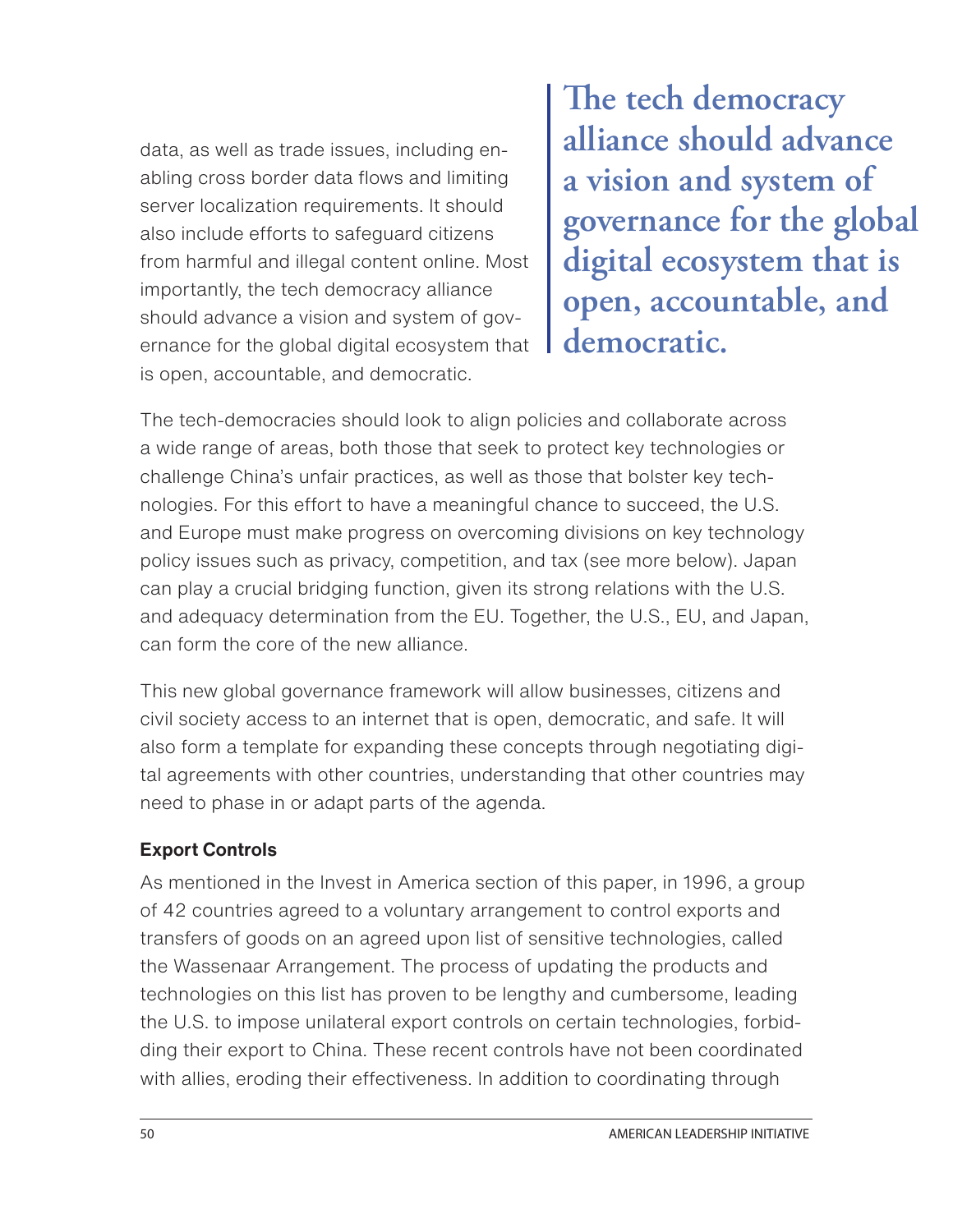data, as well as trade issues, including enabling cross border data flows and limiting server localization requirements. It should also include efforts to safeguard citizens from harmful and illegal content online. Most importantly, the tech democracy alliance should advance a vision and system of governance for the global digital ecosystem that is open, accountable, and democratic.

> **The tech democracy alliance should advance a vision and system of governance for the global digital ecosystem that is open, accountable, and democratic.**

The tech-democracies should look to align policies and collaborate across a wide range of areas, both those that seek to protect key technologies or challenge China's unfair practices, as well as those that bolster key technologies. For this effort to have a meaningful chance to succeed, the U.S. and Europe must make progress on overcoming divisions on key technology policy issues such as privacy, competition, and tax (see more below). Japan can play a crucial bridging function, given its strong relations with the U.S. and adequacy determination from the EU. Together, the U.S., EU, and Japan, can form the core of the new alliance.

This new global governance framework will allow businesses, citizens and civil society access to an internet that is open, democratic, and safe. It will also form a template for expanding these concepts through negotiating digital agreements with other countries, understanding that other countries may need to phase in or adapt parts of the agenda.

### Export Controls

As mentioned in the Invest in America section of this paper, in 1996, a group of 42 countries agreed to a voluntary arrangement to control exports and transfers of goods on an agreed upon list of sensitive technologies, called the Wassenaar Arrangement. The process of updating the products and technologies on this list has proven to be lengthy and cumbersome, leading the U.S. to impose unilateral export controls on certain technologies, forbidding their export to China. These recent controls have not been coordinated with allies, eroding their effectiveness. In addition to coordinating through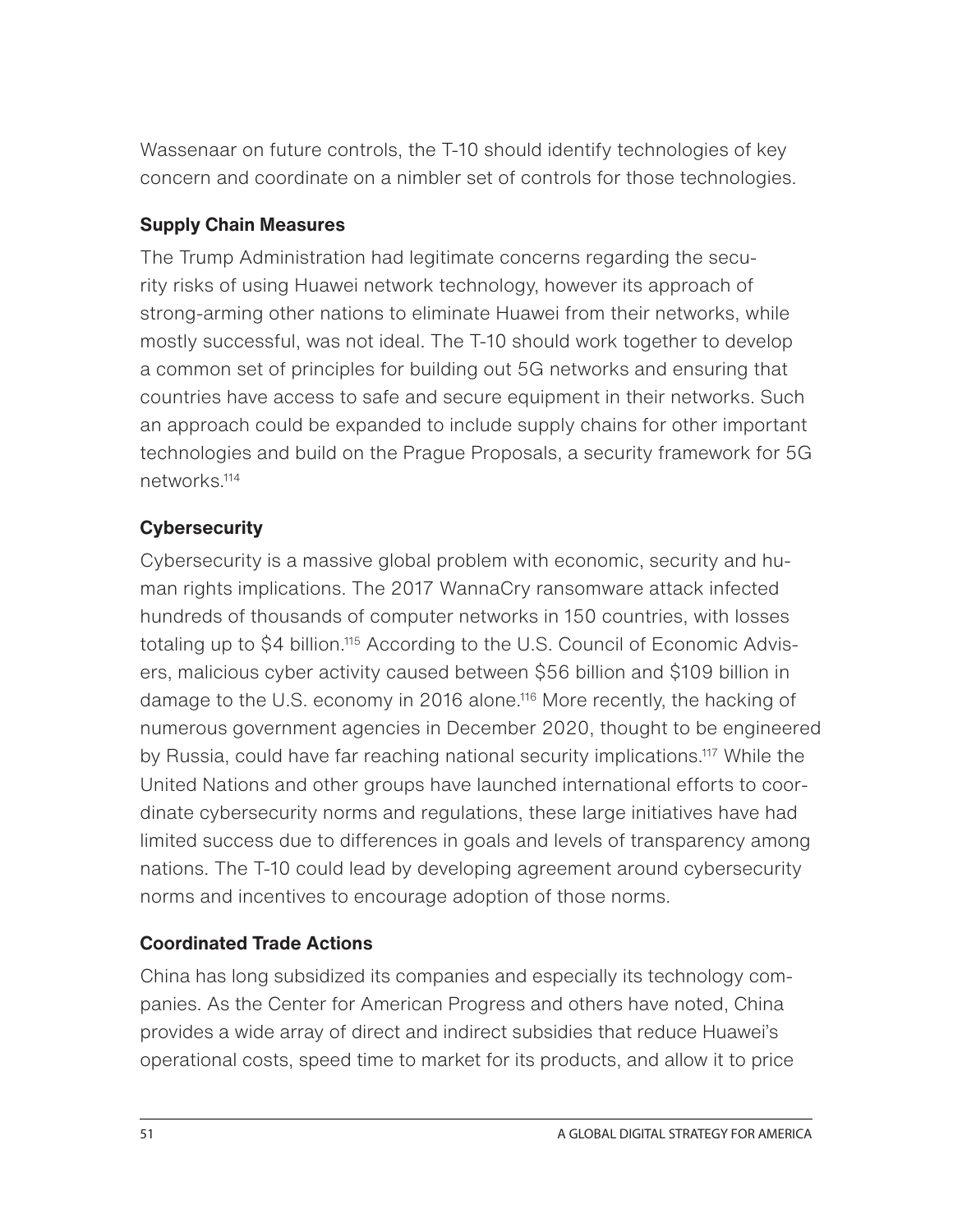Wassenaar on future controls, the T-10 should identify technologies of key concern and coordinate on a nimbler set of controls for those technologies.

### Supply Chain Measures

The Trump Administration had legitimate concerns regarding the security risks of using Huawei network technology, however its approach of strong-arming other nations to eliminate Huawei from their networks, while mostly successful, was not ideal. The T-10 should work together to develop a common set of principles for building out 5G networks and ensuring that countries have access to safe and secure equipment in their networks. Such an approach could be expanded to include supply chains for other important technologies and build on the Prague Proposals, a security framework for 5G networks.[114]

### Cybersecurity

Cybersecurity is a massive global problem with economic, security and human rights implications. The 2017 WannaCry ransomware attack infected hundreds of thousands of computer networks in 150 countries, with losses totaling up to $4 billion.[115] According to the U.S. Council of Economic Advisers, malicious cyber activity caused between $56 billion and $109 billion in damage to the U.S. economy in 2016 alone.[116] More recently, the hacking of numerous government agencies in December 2020, thought to be engineered by Russia, could have far reaching national security implications.[117] While the United Nations and other groups have launched international efforts to coordinate cybersecurity norms and regulations, these large initiatives have had limited success due to differences in goals and levels of transparency among nations. The T-10 could lead by developing agreement around cybersecurity norms and incentives to encourage adoption of those norms.

### Coordinated Trade Actions

China has long subsidized its companies and especially its technology companies. As the Center for American Progress and others have noted, China provides a wide array of direct and indirect subsidies that reduce Huawei's operational costs, speed time to market for its products, and allow it to price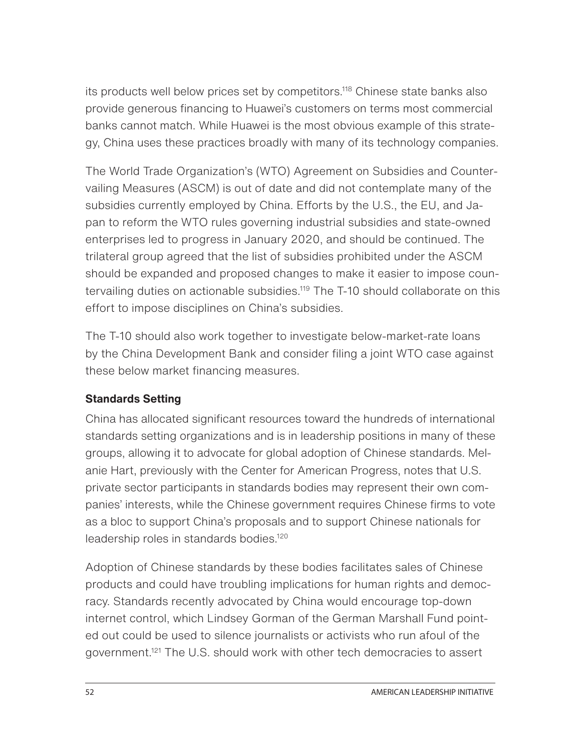its products well below prices set by competitors.[118] Chinese state banks also provide generous financing to Huawei's customers on terms most commercial banks cannot match. While Huawei is the most obvious example of this strategy, China uses these practices broadly with many of its technology companies.

The World Trade Organization's (WTO) Agreement on Subsidies and Countervailing Measures (ASCM) is out of date and did not contemplate many of the subsidies currently employed by China. Efforts by the U.S., the EU, and Japan to reform the WTO rules governing industrial subsidies and state-owned enterprises led to progress in January 2020, and should be continued. The trilateral group agreed that the list of subsidies prohibited under the ASCM should be expanded and proposed changes to make it easier to impose countervailing duties on actionable subsidies.[119] The T-10 should collaborate on this effort to impose disciplines on China's subsidies.

The T-10 should also work together to investigate below-market-rate loans by the China Development Bank and consider filing a joint WTO case against these below market financing measures.

**Standards Setting**

China has allocated significant resources toward the hundreds of international standards setting organizations and is in leadership positions in many of these groups, allowing it to advocate for global adoption of Chinese standards. Melanie Hart, previously with the Center for American Progress, notes that U.S. private sector participants in standards bodies may represent their own companies' interests, while the Chinese government requires Chinese firms to vote as a bloc to support China's proposals and to support Chinese nationals for leadership roles in standards bodies.[120]

Adoption of Chinese standards by these bodies facilitates sales of Chinese products and could have troubling implications for human rights and democracy. Standards recently advocated by China would encourage top-down internet control, which Lindsey Gorman of the German Marshall Fund pointed out could be used to silence journalists or activists who run afoul of the government.[121] The U.S. should work with other tech democracies to assert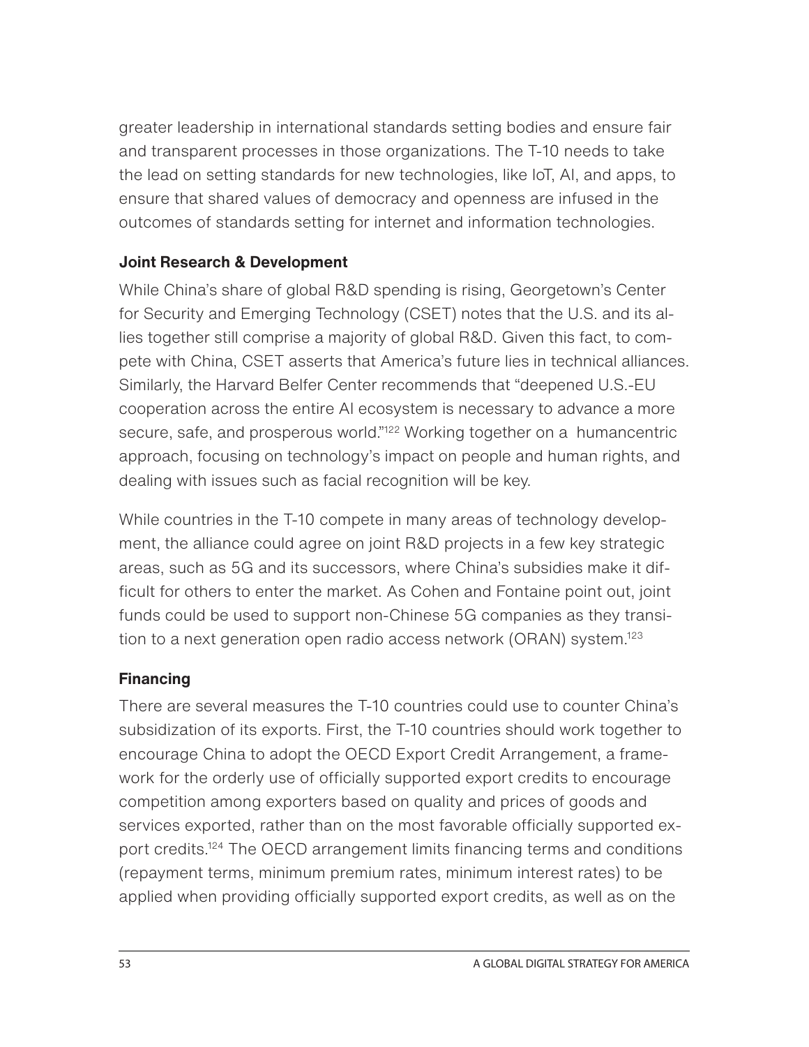greater leadership in international standards setting bodies and ensure fair and transparent processes in those organizations. The T-10 needs to take the lead on setting standards for new technologies, like IoT, AI, and apps, to ensure that shared values of democracy and openness are infused in the outcomes of standards setting for internet and information technologies.

### Joint Research & Development

While China's share of global R&D spending is rising, Georgetown's Center for Security and Emerging Technology (CSET) notes that the U.S. and its allies together still comprise a majority of global R&D. Given this fact, to compete with China, CSET asserts that America's future lies in technical alliances. Similarly, the Harvard Belfer Center recommends that "deepened U.S.-EU cooperation across the entire AI ecosystem is necessary to advance a more secure, safe, and prosperous world."[122] Working together on a humancentric approach, focusing on technology's impact on people and human rights, and dealing with issues such as facial recognition will be key.

While countries in the T-10 compete in many areas of technology development, the alliance could agree on joint R&D projects in a few key strategic areas, such as 5G and its successors, where China's subsidies make it difficult for others to enter the market. As Cohen and Fontaine point out, joint funds could be used to support non-Chinese 5G companies as they transition to a next generation open radio access network (ORAN) system.[123]

### Financing

There are several measures the T-10 countries could use to counter China's subsidization of its exports. First, the T-10 countries should work together to encourage China to adopt the OECD Export Credit Arrangement, a framework for the orderly use of officially supported export credits to encourage competition among exporters based on quality and prices of goods and services exported, rather than on the most favorable officially supported export credits.[124] The OECD arrangement limits financing terms and conditions (repayment terms, minimum premium rates, minimum interest rates) to be applied when providing officially supported export credits, as well as on the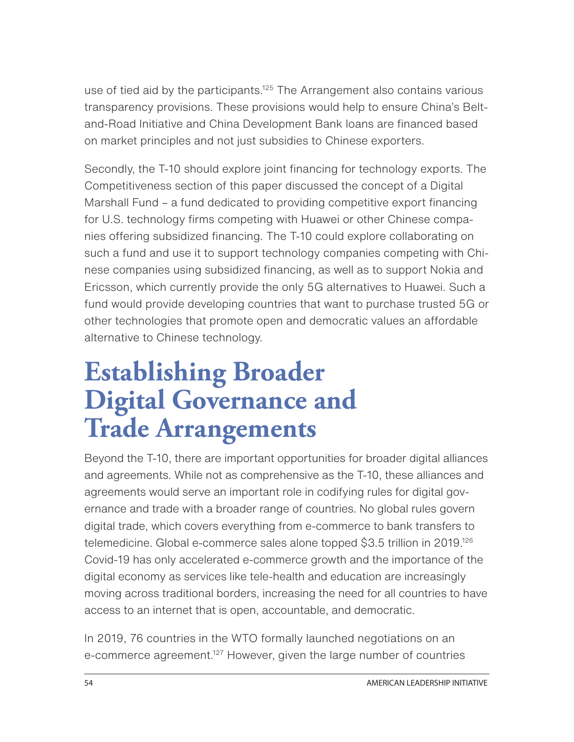use of tied aid by the participants.[125] The Arrangement also contains various transparency provisions. These provisions would help to ensure China's Belt-and-Road Initiative and China Development Bank loans are financed based on market principles and not just subsidies to Chinese exporters.

Secondly, the T-10 should explore joint financing for technology exports. The Competitiveness section of this paper discussed the concept of a Digital Marshall Fund – a fund dedicated to providing competitive export financing for U.S. technology firms competing with Huawei or other Chinese companies offering subsidized financing. The T-10 could explore collaborating on such a fund and use it to support technology companies competing with Chinese companies using subsidized financing, as well as to support Nokia and Ericsson, which currently provide the only 5G alternatives to Huawei. Such a fund would provide developing countries that want to purchase trusted 5G or other technologies that promote open and democratic values an affordable alternative to Chinese technology.

# Establishing Broader Digital Governance and Trade Arrangements

Beyond the T-10, there are important opportunities for broader digital alliances and agreements. While not as comprehensive as the T-10, these alliances and agreements would serve an important role in codifying rules for digital governance and trade with a broader range of countries. No global rules govern digital trade, which covers everything from e-commerce to bank transfers to telemedicine. Global e-commerce sales alone topped $3.5 trillion in 2019.[126] Covid-19 has only accelerated e-commerce growth and the importance of the digital economy as services like tele-health and education are increasingly moving across traditional borders, increasing the need for all countries to have access to an internet that is open, accountable, and democratic.

In 2019, 76 countries in the WTO formally launched negotiations on an e-commerce agreement.[127] However, given the large number of countries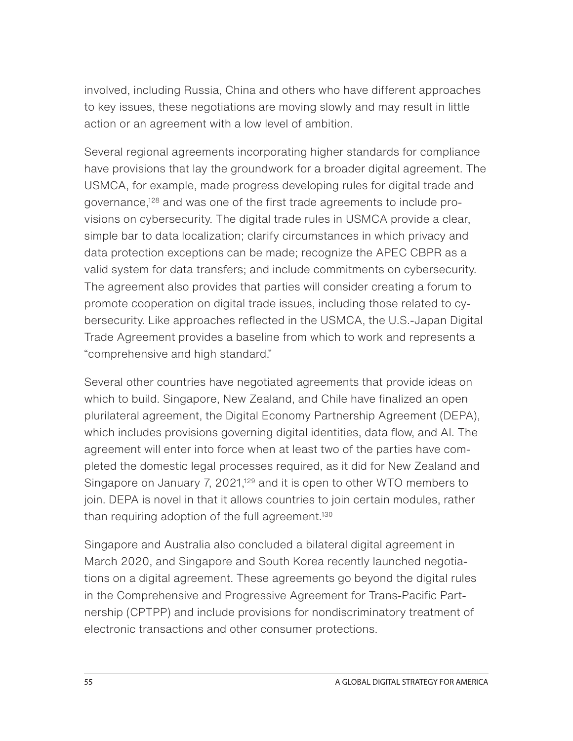involved, including Russia, China and others who have different approaches to key issues, these negotiations are moving slowly and may result in little action or an agreement with a low level of ambition.

Several regional agreements incorporating higher standards for compliance have provisions that lay the groundwork for a broader digital agreement. The USMCA, for example, made progress developing rules for digital trade and governance,[128] and was one of the first trade agreements to include provisions on cybersecurity. The digital trade rules in USMCA provide a clear, simple bar to data localization; clarify circumstances in which privacy and data protection exceptions can be made; recognize the APEC CBPR as a valid system for data transfers; and include commitments on cybersecurity. The agreement also provides that parties will consider creating a forum to promote cooperation on digital trade issues, including those related to cybersecurity. Like approaches reflected in the USMCA, the U.S.-Japan Digital Trade Agreement provides a baseline from which to work and represents a "comprehensive and high standard."

Several other countries have negotiated agreements that provide ideas on which to build. Singapore, New Zealand, and Chile have finalized an open plurilateral agreement, the Digital Economy Partnership Agreement (DEPA), which includes provisions governing digital identities, data flow, and AI. The agreement will enter into force when at least two of the parties have completed the domestic legal processes required, as it did for New Zealand and Singapore on January 7, 2021,[129] and it is open to other WTO members to join. DEPA is novel in that it allows countries to join certain modules, rather than requiring adoption of the full agreement.[130]

Singapore and Australia also concluded a bilateral digital agreement in March 2020, and Singapore and South Korea recently launched negotiations on a digital agreement. These agreements go beyond the digital rules in the Comprehensive and Progressive Agreement for Trans-Pacific Partnership (CPTPP) and include provisions for nondiscriminatory treatment of electronic transactions and other consumer protections.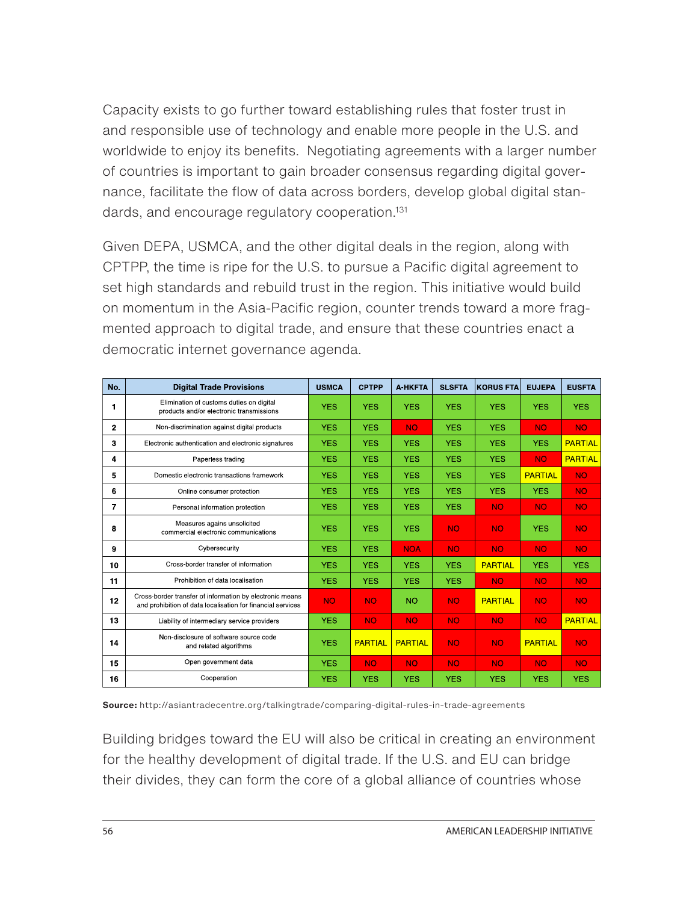Capacity exists to go further toward establishing rules that foster trust in and responsible use of technology and enable more people in the U.S. and worldwide to enjoy its benefits. Negotiating agreements with a larger number of countries is important to gain broader consensus regarding digital governance, facilitate the flow of data across borders, develop global digital standards, and encourage regulatory cooperation.[131]

Given DEPA, USMCA, and the other digital deals in the region, along with CPTPP, the time is ripe for the U.S. to pursue a Pacific digital agreement to set high standards and rebuild trust in the region. This initiative would build on momentum in the Asia-Pacific region, counter trends toward a more fragmented approach to digital trade, and ensure that these countries enact a democratic internet governance agenda.

| No. | Digital Trade Provisions | USMCA | CPTPP | A-HKFTA | SLSFTA | KORUS FTA | EUJEPA | EUSFTA |
|---|---|---|---|---|---|---|---|---|
| 1 | Elimination of customs duties on digital products and/or electronic transmissions | YES | YES | YES | YES | YES | YES | YES |
| 2 | Non-discrimination against digital products | YES | YES | NO | YES | YES | NO | NO |
| 3 | Electronic authentication and electronic signatures | YES | YES | YES | YES | YES | YES | PARTIAL |
| 4 | Paperless trading | YES | YES | YES | YES | YES | NO | PARTIAL |
| 5 | Domestic electronic transactions framework | YES | YES | YES | YES | YES | PARTIAL | NO |
| 6 | Online consumer protection | YES | YES | YES | YES | YES | YES | NO |
| 7 | Personal information protection | YES | YES | YES | YES | NO | NO | NO |
| 8 | Measures agains unsolicited commercial electronic communications | YES | YES | YES | NO | NO | YES | NO |
| 9 | Cybersecurity | YES | YES | NOA | NO | NO | NO | NO |
| 10 | Cross-border transfer of information | YES | YES | YES | YES | PARTIAL | YES | YES |
| 11 | Prohibition of data localisation | YES | YES | YES | YES | NO | NO | NO |
| 12 | Cross-border transfer of information by electronic means and prohibition of data localisation for financial services | NO | NO | NO | NO | PARTIAL | NO | NO |
| 13 | Liability of intermediary service providers | YES | NO | NO | NO | NO | NO | PARTIAL |
| 14 | Non-disclosure of software source code and related algorithms | YES | PARTIAL | PARTIAL | NO | NO | PARTIAL | NO |
| 15 | Open government data | YES | NO | NO | NO | NO | NO | NO |
| 16 | Cooperation | YES | YES | YES | YES | YES | YES | YES |

**Source:** http://asiantradecentre.org/talkingtrade/comparing-digital-rules-in-trade-agreements

Building bridges toward the EU will also be critical in creating an environment for the healthy development of digital trade. If the U.S. and EU can bridge their divides, they can form the core of a global alliance of countries whose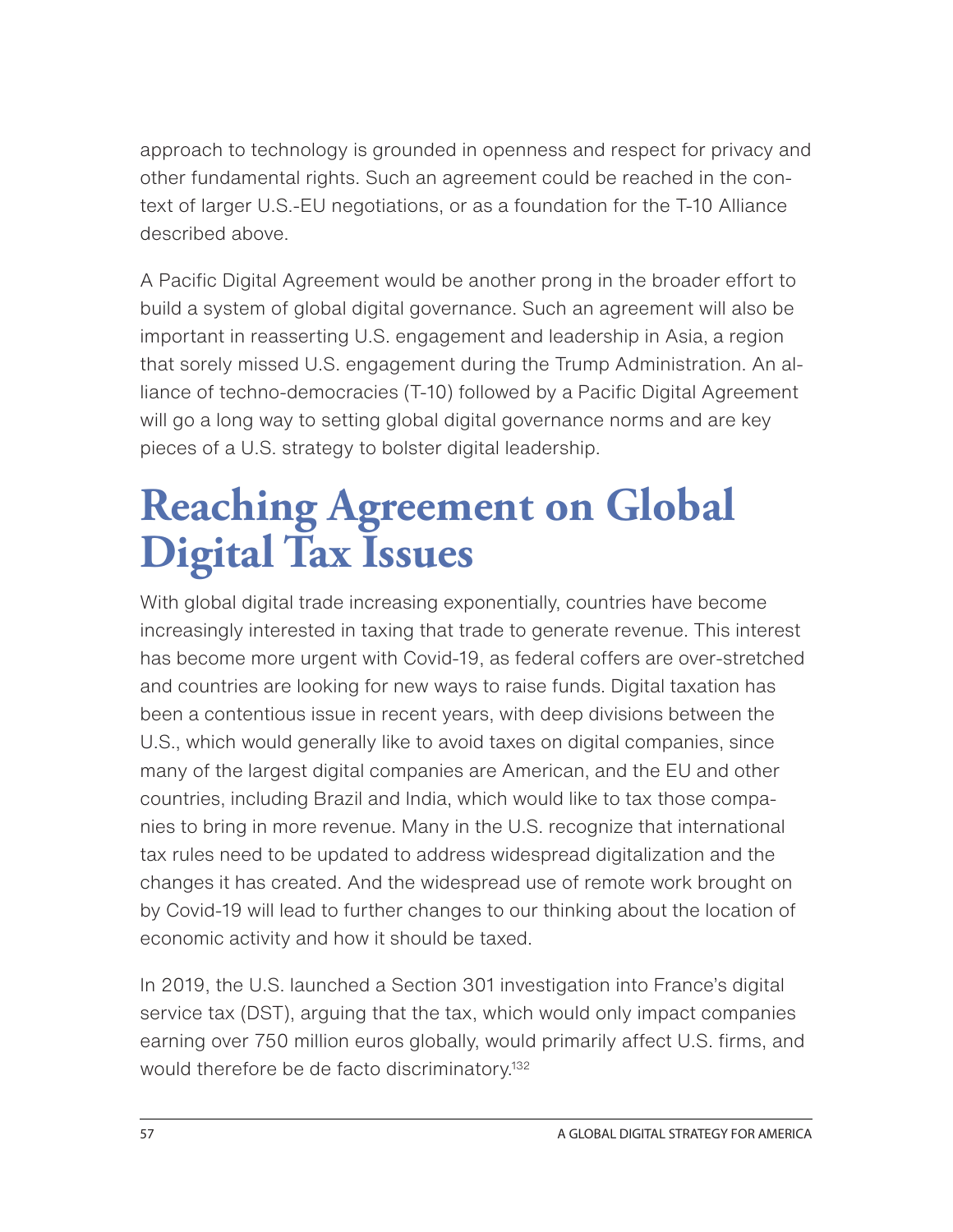approach to technology is grounded in openness and respect for privacy and other fundamental rights. Such an agreement could be reached in the context of larger U.S.-EU negotiations, or as a foundation for the T-10 Alliance described above.

A Pacific Digital Agreement would be another prong in the broader effort to build a system of global digital governance. Such an agreement will also be important in reasserting U.S. engagement and leadership in Asia, a region that sorely missed U.S. engagement during the Trump Administration. An alliance of techno-democracies (T-10) followed by a Pacific Digital Agreement will go a long way to setting global digital governance norms and are key pieces of a U.S. strategy to bolster digital leadership.

# Reaching Agreement on Global Digital Tax Issues

With global digital trade increasing exponentially, countries have become increasingly interested in taxing that trade to generate revenue. This interest has become more urgent with Covid-19, as federal coffers are over-stretched and countries are looking for new ways to raise funds. Digital taxation has been a contentious issue in recent years, with deep divisions between the U.S., which would generally like to avoid taxes on digital companies, since many of the largest digital companies are American, and the EU and other countries, including Brazil and India, which would like to tax those companies to bring in more revenue. Many in the U.S. recognize that international tax rules need to be updated to address widespread digitalization and the changes it has created. And the widespread use of remote work brought on by Covid-19 will lead to further changes to our thinking about the location of economic activity and how it should be taxed.

In 2019, the U.S. launched a Section 301 investigation into France's digital service tax (DST), arguing that the tax, which would only impact companies earning over 750 million euros globally, would primarily affect U.S. firms, and would therefore be de facto discriminatory.[132]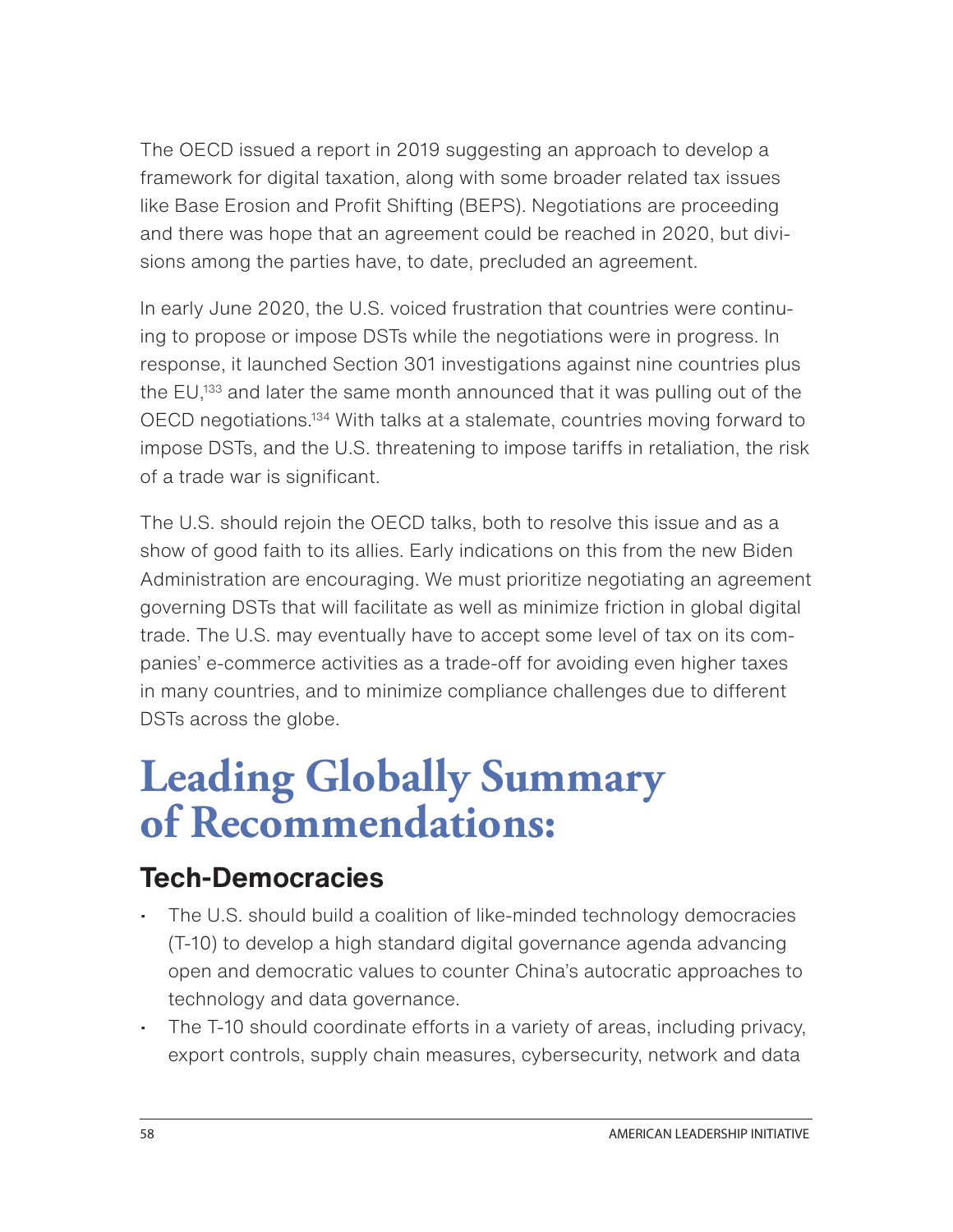The OECD issued a report in 2019 suggesting an approach to develop a framework for digital taxation, along with some broader related tax issues like Base Erosion and Profit Shifting (BEPS). Negotiations are proceeding and there was hope that an agreement could be reached in 2020, but divisions among the parties have, to date, precluded an agreement.

In early June 2020, the U.S. voiced frustration that countries were continuing to propose or impose DSTs while the negotiations were in progress. In response, it launched Section 301 investigations against nine countries plus the EU,[133] and later the same month announced that it was pulling out of the OECD negotiations.[134] With talks at a stalemate, countries moving forward to impose DSTs, and the U.S. threatening to impose tariffs in retaliation, the risk of a trade war is significant.

The U.S. should rejoin the OECD talks, both to resolve this issue and as a show of good faith to its allies. Early indications on this from the new Biden Administration are encouraging. We must prioritize negotiating an agreement governing DSTs that will facilitate as well as minimize friction in global digital trade. The U.S. may eventually have to accept some level of tax on its companies' e-commerce activities as a trade-off for avoiding even higher taxes in many countries, and to minimize compliance challenges due to different DSTs across the globe.

# Leading Globally Summary of Recommendations:

## Tech-Democracies

- The U.S. should build a coalition of like-minded technology democracies (T-10) to develop a high standard digital governance agenda advancing open and democratic values to counter China's autocratic approaches to technology and data governance.
- The T-10 should coordinate efforts in a variety of areas, including privacy, export controls, supply chain measures, cybersecurity, network and data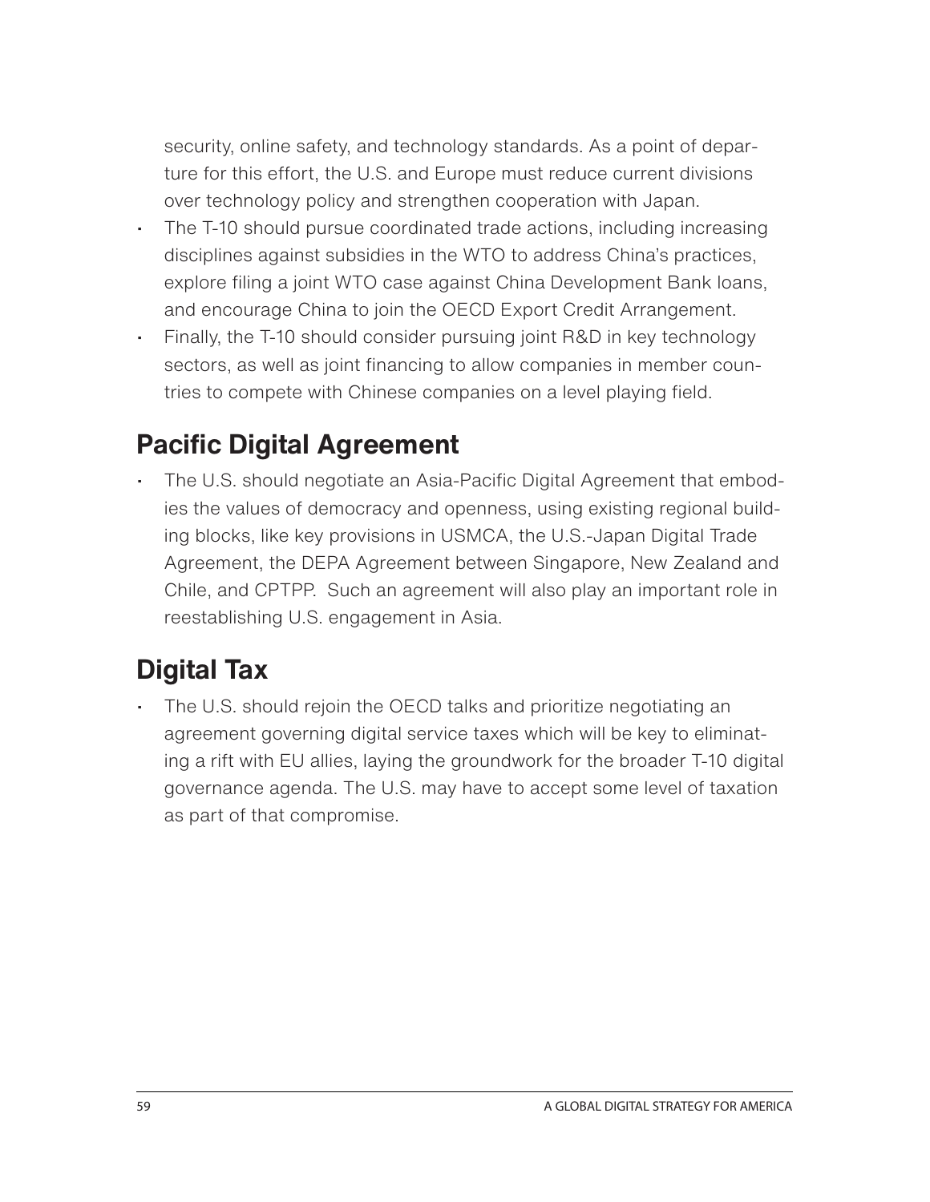security, online safety, and technology standards. As a point of departure for this effort, the U.S. and Europe must reduce current divisions over technology policy and strengthen cooperation with Japan.

- The T-10 should pursue coordinated trade actions, including increasing disciplines against subsidies in the WTO to address China's practices, explore filing a joint WTO case against China Development Bank loans, and encourage China to join the OECD Export Credit Arrangement.
- Finally, the T-10 should consider pursuing joint R&D in key technology sectors, as well as joint financing to allow companies in member countries to compete with Chinese companies on a level playing field.

## Pacific Digital Agreement

- The U.S. should negotiate an Asia-Pacific Digital Agreement that embodies the values of democracy and openness, using existing regional building blocks, like key provisions in USMCA, the U.S.-Japan Digital Trade Agreement, the DEPA Agreement between Singapore, New Zealand and Chile, and CPTPP. Such an agreement will also play an important role in reestablishing U.S. engagement in Asia.

## Digital Tax

- The U.S. should rejoin the OECD talks and prioritize negotiating an agreement governing digital service taxes which will be key to eliminating a rift with EU allies, laying the groundwork for the broader T-10 digital governance agenda. The U.S. may have to accept some level of taxation as part of that compromise.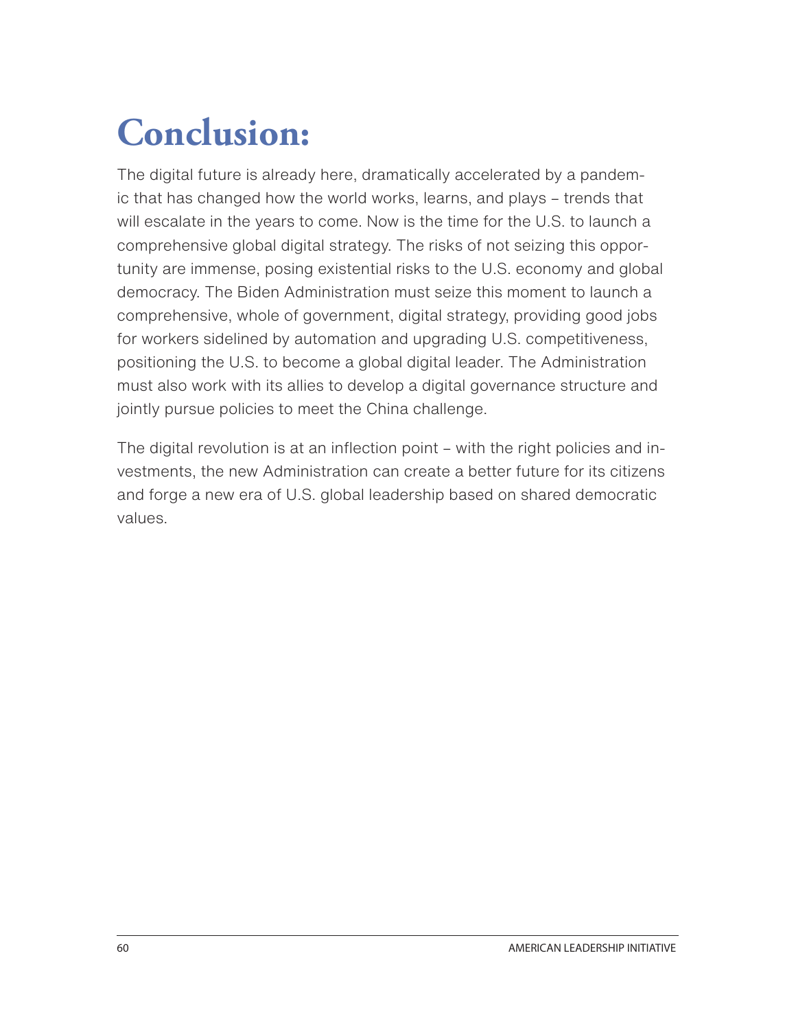# Conclusion:

The digital future is already here, dramatically accelerated by a pandemic that has changed how the world works, learns, and plays – trends that will escalate in the years to come. Now is the time for the U.S. to launch a comprehensive global digital strategy. The risks of not seizing this opportunity are immense, posing existential risks to the U.S. economy and global democracy. The Biden Administration must seize this moment to launch a comprehensive, whole of government, digital strategy, providing good jobs for workers sidelined by automation and upgrading U.S. competitiveness, positioning the U.S. to become a global digital leader. The Administration must also work with its allies to develop a digital governance structure and jointly pursue policies to meet the China challenge.

The digital revolution is at an inflection point – with the right policies and investments, the new Administration can create a better future for its citizens and forge a new era of U.S. global leadership based on shared democratic values.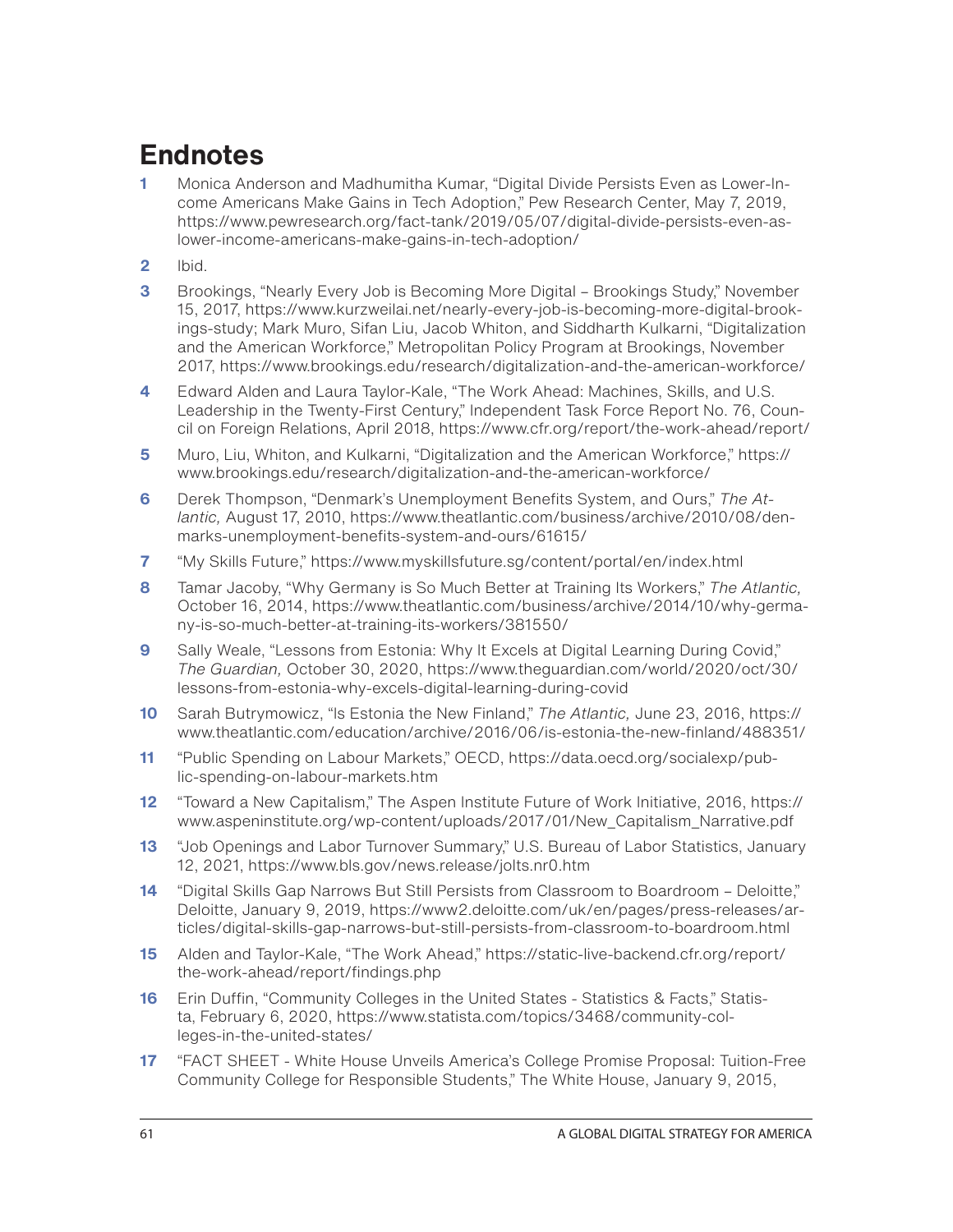# Endnotes

1. Monica Anderson and Madhumitha Kumar, "Digital Divide Persists Even as Lower-Income Americans Make Gains in Tech Adoption," Pew Research Center, May 7, 2019, https://www.pewresearch.org/fact-tank/2019/05/07/digital-divide-persists-even-as-lower-income-americans-make-gains-in-tech-adoption/

2. Ibid.

3. Brookings, "Nearly Every Job is Becoming More Digital – Brookings Study," November 15, 2017, https://www.kurzweilai.net/nearly-every-job-is-becoming-more-digital-brookings-study; Mark Muro, Sifan Liu, Jacob Whiton, and Siddharth Kulkarni, "Digitalization and the American Workforce," Metropolitan Policy Program at Brookings, November 2017, https://www.brookings.edu/research/digitalization-and-the-american-workforce/

4. Edward Alden and Laura Taylor-Kale, "The Work Ahead: Machines, Skills, and U.S. Leadership in the Twenty-First Century," Independent Task Force Report No. 76, Council on Foreign Relations, April 2018, https://www.cfr.org/report/the-work-ahead/report/

5. Muro, Liu, Whiton, and Kulkarni, "Digitalization and the American Workforce," https://www.brookings.edu/research/digitalization-and-the-american-workforce/

6. Derek Thompson, "Denmark's Unemployment Benefits System, and Ours," *The Atlantic,* August 17, 2010, https://www.theatlantic.com/business/archive/2010/08/denmarks-unemployment-benefits-system-and-ours/61615/

7. "My Skills Future," https://www.myskillsfuture.sg/content/portal/en/index.html

8. Tamar Jacoby, "Why Germany is So Much Better at Training Its Workers," *The Atlantic,* October 16, 2014, https://www.theatlantic.com/business/archive/2014/10/why-germany-is-so-much-better-at-training-its-workers/381550/

9. Sally Weale, "Lessons from Estonia: Why It Excels at Digital Learning During Covid," *The Guardian,* October 30, 2020, https://www.theguardian.com/world/2020/oct/30/lessons-from-estonia-why-excels-digital-learning-during-covid

10. Sarah Butrymowicz, "Is Estonia the New Finland," *The Atlantic,* June 23, 2016, https://www.theatlantic.com/education/archive/2016/06/is-estonia-the-new-finland/488351/

11. "Public Spending on Labour Markets," OECD, https://data.oecd.org/socialexp/public-spending-on-labour-markets.htm

12. "Toward a New Capitalism," The Aspen Institute Future of Work Initiative, 2016, https://www.aspeninstitute.org/wp-content/uploads/2017/01/New_Capitalism_Narrative.pdf

13. "Job Openings and Labor Turnover Summary," U.S. Bureau of Labor Statistics, January 12, 2021, https://www.bls.gov/news.release/jolts.nr0.htm

14. "Digital Skills Gap Narrows But Still Persists from Classroom to Boardroom – Deloitte," Deloitte, January 9, 2019, https://www2.deloitte.com/uk/en/pages/press-releases/articles/digital-skills-gap-narrows-but-still-persists-from-classroom-to-boardroom.html

15. Alden and Taylor-Kale, "The Work Ahead," https://static-live-backend.cfr.org/report/the-work-ahead/report/findings.php

16. Erin Duffin, "Community Colleges in the United States - Statistics & Facts," Statista, February 6, 2020, https://www.statista.com/topics/3468/community-colleges-in-the-united-states/

17. "FACT SHEET - White House Unveils America's College Promise Proposal: Tuition-Free Community College for Responsible Students," The White House, January 9, 2015,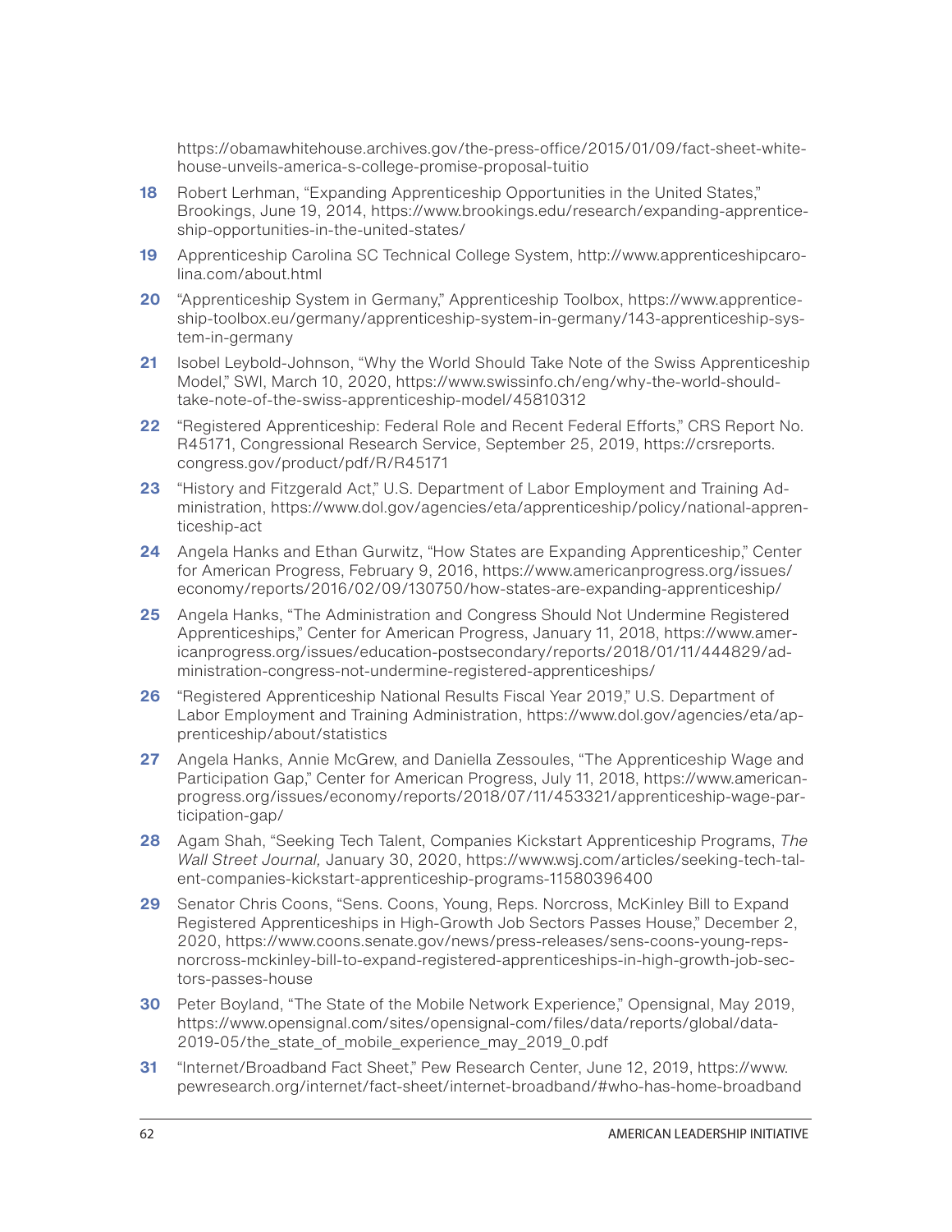https://obamawhitehouse.archives.gov/the-press-office/2015/01/09/fact-sheet-white-house-unveils-america-s-college-promise-proposal-tuitio

**18** Robert Lerhman, "Expanding Apprenticeship Opportunities in the United States," Brookings, June 19, 2014, https://www.brookings.edu/research/expanding-apprenticeship-opportunities-in-the-united-states/

**19** Apprenticeship Carolina SC Technical College System, http://www.apprenticeshipcarolina.com/about.html

**20** "Apprenticeship System in Germany," Apprenticeship Toolbox, https://www.apprenticeship-toolbox.eu/germany/apprenticeship-system-in-germany/143-apprenticeship-system-in-germany

**21** Isobel Leybold-Johnson, "Why the World Should Take Note of the Swiss Apprenticeship Model," SWI, March 10, 2020, https://www.swissinfo.ch/eng/why-the-world-should-take-note-of-the-swiss-apprenticeship-model/45810312

**22** "Registered Apprenticeship: Federal Role and Recent Federal Efforts," CRS Report No. R45171, Congressional Research Service, September 25, 2019, https://crsreports.congress.gov/product/pdf/R/R45171

**23** "History and Fitzgerald Act," U.S. Department of Labor Employment and Training Administration, https://www.dol.gov/agencies/eta/apprenticeship/policy/national-apprenticeship-act

**24** Angela Hanks and Ethan Gurwitz, "How States are Expanding Apprenticeship," Center for American Progress, February 9, 2016, https://www.americanprogress.org/issues/economy/reports/2016/02/09/130750/how-states-are-expanding-apprenticeship/

**25** Angela Hanks, "The Administration and Congress Should Not Undermine Registered Apprenticeships," Center for American Progress, January 11, 2018, https://www.americanprogress.org/issues/education-postsecondary/reports/2018/01/11/444829/administration-congress-not-undermine-registered-apprenticeships/

**26** "Registered Apprenticeship National Results Fiscal Year 2019," U.S. Department of Labor Employment and Training Administration, https://www.dol.gov/agencies/eta/apprenticeship/about/statistics

**27** Angela Hanks, Annie McGrew, and Daniella Zessoules, "The Apprenticeship Wage and Participation Gap," Center for American Progress, July 11, 2018, https://www.americanprogress.org/issues/economy/reports/2018/07/11/453321/apprenticeship-wage-participation-gap/

**28** Agam Shah, "Seeking Tech Talent, Companies Kickstart Apprenticeship Programs, *The Wall Street Journal,* January 30, 2020, https://www.wsj.com/articles/seeking-tech-talent-companies-kickstart-apprenticeship-programs-11580396400

**29** Senator Chris Coons, "Sens. Coons, Young, Reps. Norcross, McKinley Bill to Expand Registered Apprenticeships in High-Growth Job Sectors Passes House," December 2, 2020, https://www.coons.senate.gov/news/press-releases/sens-coons-young-reps-norcross-mckinley-bill-to-expand-registered-apprenticeships-in-high-growth-job-sectors-passes-house

**30** Peter Boyland, "The State of the Mobile Network Experience," Opensignal, May 2019, https://www.opensignal.com/sites/opensignal-com/files/data/reports/global/data-2019-05/the_state_of_mobile_experience_may_2019_0.pdf

**31** "Internet/Broadband Fact Sheet," Pew Research Center, June 12, 2019, https://www.pewresearch.org/internet/fact-sheet/internet-broadband/#who-has-home-broadband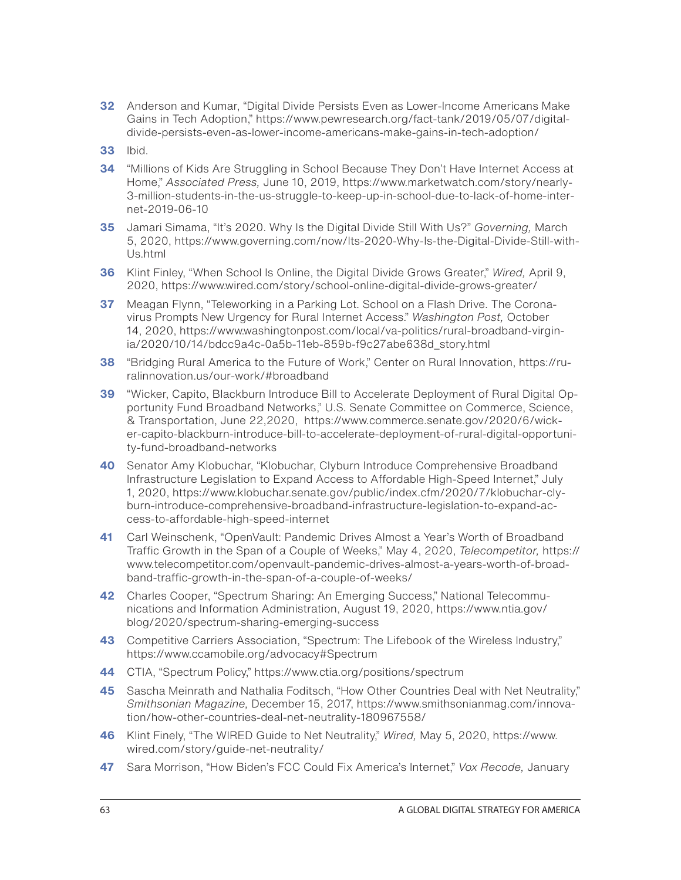32 Anderson and Kumar, "Digital Divide Persists Even as Lower-Income Americans Make Gains in Tech Adoption," https://www.pewresearch.org/fact-tank/2019/05/07/digital-divide-persists-even-as-lower-income-americans-make-gains-in-tech-adoption/

33 Ibid.

34 "Millions of Kids Are Struggling in School Because They Don't Have Internet Access at Home," *Associated Press,* June 10, 2019, https://www.marketwatch.com/story/nearly-3-million-students-in-the-us-struggle-to-keep-up-in-school-due-to-lack-of-home-internet-2019-06-10

35 Jamari Simama, "It's 2020. Why Is the Digital Divide Still With Us?" *Governing,* March 5, 2020, https://www.governing.com/now/Its-2020-Why-Is-the-Digital-Divide-Still-with-Us.html

36 Klint Finley, "When School Is Online, the Digital Divide Grows Greater," *Wired,* April 9, 2020, https://www.wired.com/story/school-online-digital-divide-grows-greater/

37 Meagan Flynn, "Teleworking in a Parking Lot. School on a Flash Drive. The Coronavirus Prompts New Urgency for Rural Internet Access." *Washington Post,* October 14, 2020, https://www.washingtonpost.com/local/va-politics/rural-broadband-virginia/2020/10/14/bdcc9a4c-0a5b-11eb-859b-f9c27abe638d_story.html

38 "Bridging Rural America to the Future of Work," Center on Rural Innovation, https://ruralinnovation.us/our-work/#broadband

39 "Wicker, Capito, Blackburn Introduce Bill to Accelerate Deployment of Rural Digital Opportunity Fund Broadband Networks," U.S. Senate Committee on Commerce, Science, & Transportation, June 22,2020, https://www.commerce.senate.gov/2020/6/wicker-capito-blackburn-introduce-bill-to-accelerate-deployment-of-rural-digital-opportunity-fund-broadband-networks

40 Senator Amy Klobuchar, "Klobuchar, Clyburn Introduce Comprehensive Broadband Infrastructure Legislation to Expand Access to Affordable High-Speed Internet," July 1, 2020, https://www.klobuchar.senate.gov/public/index.cfm/2020/7/klobuchar-clyburn-introduce-comprehensive-broadband-infrastructure-legislation-to-expand-access-to-affordable-high-speed-internet

41 Carl Weinschenk, "OpenVault: Pandemic Drives Almost a Year's Worth of Broadband Traffic Growth in the Span of a Couple of Weeks," May 4, 2020, *Telecompetitor,* https://www.telecompetitor.com/openvault-pandemic-drives-almost-a-years-worth-of-broadband-traffic-growth-in-the-span-of-a-couple-of-weeks/

42 Charles Cooper, "Spectrum Sharing: An Emerging Success," National Telecommunications and Information Administration, August 19, 2020, https://www.ntia.gov/blog/2020/spectrum-sharing-emerging-success

43 Competitive Carriers Association, "Spectrum: The Lifebook of the Wireless Industry," https://www.ccamobile.org/advocacy#Spectrum

44 CTIA, "Spectrum Policy," https://www.ctia.org/positions/spectrum

45 Sascha Meinrath and Nathalia Foditsch, "How Other Countries Deal with Net Neutrality," *Smithsonian Magazine,* December 15, 2017, https://www.smithsonianmag.com/innovation/how-other-countries-deal-net-neutrality-180967558/

46 Klint Finely, "The WIRED Guide to Net Neutrality," *Wired,* May 5, 2020, https://www.wired.com/story/guide-net-neutrality/

47 Sara Morrison, "How Biden's FCC Could Fix America's Internet," *Vox Recode,* January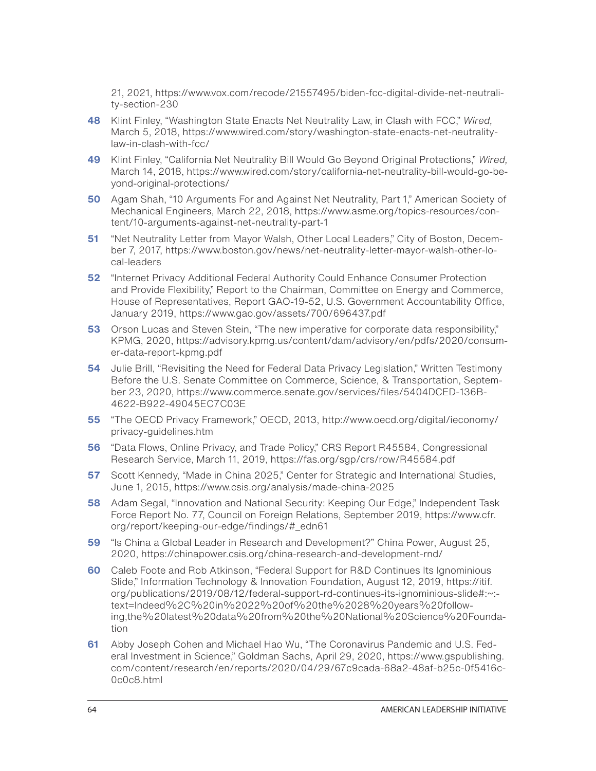21, 2021, https://www.vox.com/recode/21557495/biden-fcc-digital-divide-net-neutrality-section-230

**48** Klint Finley, "Washington State Enacts Net Neutrality Law, in Clash with FCC," *Wired,* March 5, 2018, https://www.wired.com/story/washington-state-enacts-net-neutrality-law-in-clash-with-fcc/

**49** Klint Finley, "California Net Neutrality Bill Would Go Beyond Original Protections," *Wired,* March 14, 2018, https://www.wired.com/story/california-net-neutrality-bill-would-go-beyond-original-protections/

**50** Agam Shah, "10 Arguments For and Against Net Neutrality, Part 1," American Society of Mechanical Engineers, March 22, 2018, https://www.asme.org/topics-resources/content/10-arguments-against-net-neutrality-part-1

**51** "Net Neutrality Letter from Mayor Walsh, Other Local Leaders," City of Boston, December 7, 2017, https://www.boston.gov/news/net-neutrality-letter-mayor-walsh-other-local-leaders

**52** "Internet Privacy Additional Federal Authority Could Enhance Consumer Protection and Provide Flexibility," Report to the Chairman, Committee on Energy and Commerce, House of Representatives, Report GAO-19-52, U.S. Government Accountability Office, January 2019, https://www.gao.gov/assets/700/696437.pdf

**53** Orson Lucas and Steven Stein, "The new imperative for corporate data responsibility," KPMG, 2020, https://advisory.kpmg.us/content/dam/advisory/en/pdfs/2020/consumer-data-report-kpmg.pdf

**54** Julie Brill, "Revisiting the Need for Federal Data Privacy Legislation," Written Testimony Before the U.S. Senate Committee on Commerce, Science, & Transportation, September 23, 2020, https://www.commerce.senate.gov/services/files/5404DCED-136B-4622-B922-49045EC7C03E

**55** "The OECD Privacy Framework," OECD, 2013, http://www.oecd.org/digital/ieconomy/privacy-guidelines.htm

**56** "Data Flows, Online Privacy, and Trade Policy," CRS Report R45584, Congressional Research Service, March 11, 2019, https://fas.org/sgp/crs/row/R45584.pdf

**57** Scott Kennedy, "Made in China 2025," Center for Strategic and International Studies, June 1, 2015, https://www.csis.org/analysis/made-china-2025

**58** Adam Segal, "Innovation and National Security: Keeping Our Edge," Independent Task Force Report No. 77, Council on Foreign Relations, September 2019, https://www.cfr.org/report/keeping-our-edge/findings/#_edn61

**59** "Is China a Global Leader in Research and Development?" China Power, August 25, 2020, https://chinapower.csis.org/china-research-and-development-rnd/

**60** Caleb Foote and Rob Atkinson, "Federal Support for R&D Continues Its Ignominious Slide," Information Technology & Innovation Foundation, August 12, 2019, https://itif.org/publications/2019/08/12/federal-support-rd-continues-its-ignominious-slide#:~:text=Indeed%2C%20in%2022%20of%20the%2028%20years%20following,the%20latest%20data%20from%20the%20National%20Science%20Foundation

**61** Abby Joseph Cohen and Michael Hao Wu, "The Coronavirus Pandemic and U.S. Federal Investment in Science," Goldman Sachs, April 29, 2020, https://www.gspublishing.com/content/research/en/reports/2020/04/29/67c9cada-68a2-48af-b25c-0f5416c0c0c8.html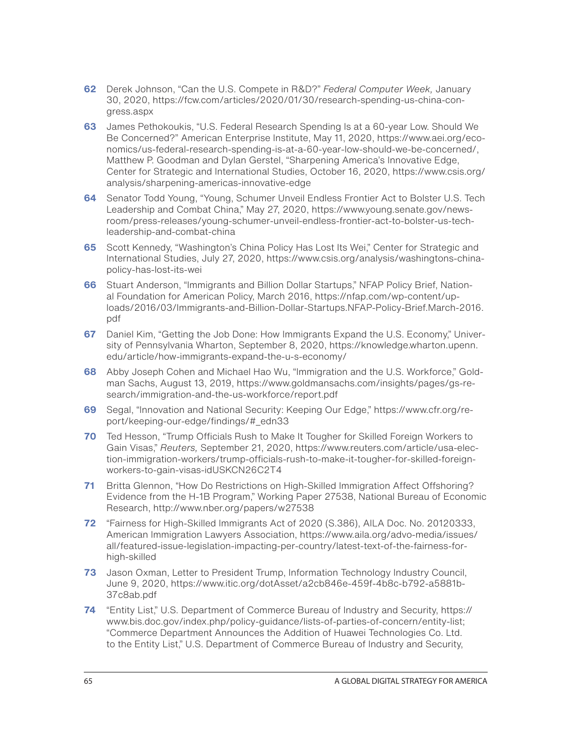**62** Derek Johnson, "Can the U.S. Compete in R&D?" *Federal Computer Week,* January 30, 2020, https://fcw.com/articles/2020/01/30/research-spending-us-china-congress.aspx

**63** James Pethokoukis, "U.S. Federal Research Spending Is at a 60-year Low. Should We Be Concerned?" American Enterprise Institute, May 11, 2020, https://www.aei.org/economics/us-federal-research-spending-is-at-a-60-year-low-should-we-be-concerned/, Matthew P. Goodman and Dylan Gerstel, "Sharpening America's Innovative Edge, Center for Strategic and International Studies, October 16, 2020, https://www.csis.org/analysis/sharpening-americas-innovative-edge

**64** Senator Todd Young, "Young, Schumer Unveil Endless Frontier Act to Bolster U.S. Tech Leadership and Combat China," May 27, 2020, https://www.young.senate.gov/newsroom/press-releases/young-schumer-unveil-endless-frontier-act-to-bolster-us-tech-leadership-and-combat-china

**65** Scott Kennedy, "Washington's China Policy Has Lost Its Wei," Center for Strategic and International Studies, July 27, 2020, https://www.csis.org/analysis/washingtons-china-policy-has-lost-its-wei

**66** Stuart Anderson, "Immigrants and Billion Dollar Startups," NFAP Policy Brief, National Foundation for American Policy, March 2016, https://nfap.com/wp-content/uploads/2016/03/Immigrants-and-Billion-Dollar-Startups.NFAP-Policy-Brief.March-2016.pdf

**67** Daniel Kim, "Getting the Job Done: How Immigrants Expand the U.S. Economy," University of Pennsylvania Wharton, September 8, 2020, https://knowledge.wharton.upenn.edu/article/how-immigrants-expand-the-u-s-economy/

**68** Abby Joseph Cohen and Michael Hao Wu, "Immigration and the U.S. Workforce," Goldman Sachs, August 13, 2019, https://www.goldmansachs.com/insights/pages/gs-research/immigration-and-the-us-workforce/report.pdf

**69** Segal, "Innovation and National Security: Keeping Our Edge," https://www.cfr.org/report/keeping-our-edge/findings/#_edn33

**70** Ted Hesson, "Trump Officials Rush to Make It Tougher for Skilled Foreign Workers to Gain Visas," *Reuters,* September 21, 2020, https://www.reuters.com/article/usa-election-immigration-workers/trump-officials-rush-to-make-it-tougher-for-skilled-foreign-workers-to-gain-visas-idUSKCN26C2T4

**71** Britta Glennon, "How Do Restrictions on High-Skilled Immigration Affect Offshoring? Evidence from the H-1B Program," Working Paper 27538, National Bureau of Economic Research, http://www.nber.org/papers/w27538

**72** "Fairness for High-Skilled Immigrants Act of 2020 (S.386), AILA Doc. No. 20120333, American Immigration Lawyers Association, https://www.aila.org/advo-media/issues/all/featured-issue-legislation-impacting-per-country/latest-text-of-the-fairness-for-high-skilled

**73** Jason Oxman, Letter to President Trump, Information Technology Industry Council, June 9, 2020, https://www.itic.org/dotAsset/a2cb846e-459f-4b8c-b792-a5881b37c8ab.pdf

**74** "Entity List," U.S. Department of Commerce Bureau of Industry and Security, https://www.bis.doc.gov/index.php/policy-guidance/lists-of-parties-of-concern/entity-list; "Commerce Department Announces the Addition of Huawei Technologies Co. Ltd. to the Entity List," U.S. Department of Commerce Bureau of Industry and Security,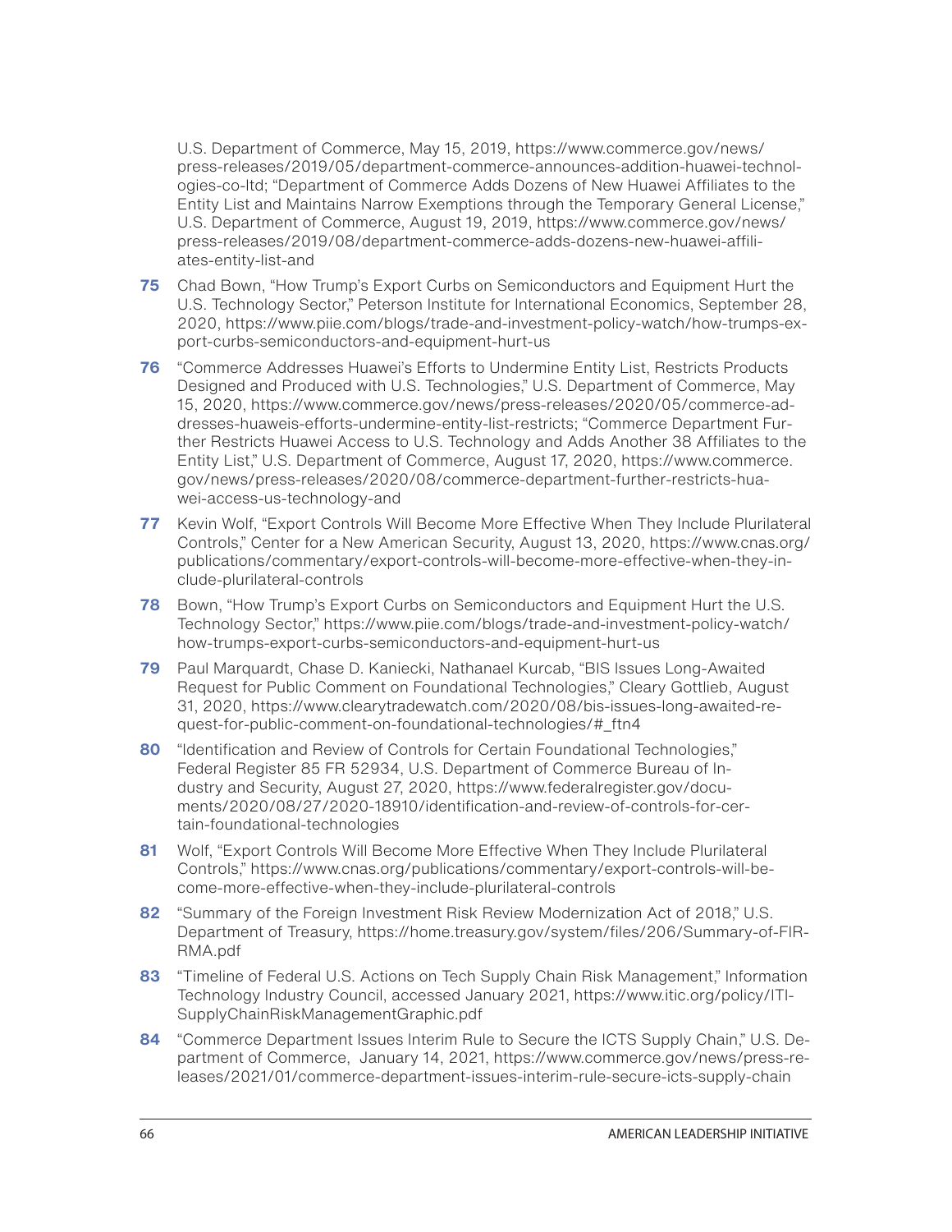U.S. Department of Commerce, May 15, 2019, https://www.commerce.gov/news/press-releases/2019/05/department-commerce-announces-addition-huawei-technologies-co-ltd; "Department of Commerce Adds Dozens of New Huawei Affiliates to the Entity List and Maintains Narrow Exemptions through the Temporary General License," U.S. Department of Commerce, August 19, 2019, https://www.commerce.gov/news/press-releases/2019/08/department-commerce-adds-dozens-new-huawei-affiliates-entity-list-and

**75** Chad Bown, "How Trump's Export Curbs on Semiconductors and Equipment Hurt the U.S. Technology Sector," Peterson Institute for International Economics, September 28, 2020, https://www.piie.com/blogs/trade-and-investment-policy-watch/how-trumps-export-curbs-semiconductors-and-equipment-hurt-us

**76** "Commerce Addresses Huawei's Efforts to Undermine Entity List, Restricts Products Designed and Produced with U.S. Technologies," U.S. Department of Commerce, May 15, 2020, https://www.commerce.gov/news/press-releases/2020/05/commerce-addresses-huaweis-efforts-undermine-entity-list-restricts; "Commerce Department Further Restricts Huawei Access to U.S. Technology and Adds Another 38 Affiliates to the Entity List," U.S. Department of Commerce, August 17, 2020, https://www.commerce.gov/news/press-releases/2020/08/commerce-department-further-restricts-huawei-access-us-technology-and

**77** Kevin Wolf, "Export Controls Will Become More Effective When They Include Plurilateral Controls," Center for a New American Security, August 13, 2020, https://www.cnas.org/publications/commentary/export-controls-will-become-more-effective-when-they-include-plurilateral-controls

**78** Bown, "How Trump's Export Curbs on Semiconductors and Equipment Hurt the U.S. Technology Sector," https://www.piie.com/blogs/trade-and-investment-policy-watch/how-trumps-export-curbs-semiconductors-and-equipment-hurt-us

**79** Paul Marquardt, Chase D. Kaniecki, Nathanael Kurcab, "BIS Issues Long-Awaited Request for Public Comment on Foundational Technologies," Cleary Gottlieb, August 31, 2020, https://www.clearytradewatch.com/2020/08/bis-issues-long-awaited-request-for-public-comment-on-foundational-technologies/#_ftn4

**80** "Identification and Review of Controls for Certain Foundational Technologies," Federal Register 85 FR 52934, U.S. Department of Commerce Bureau of Industry and Security, August 27, 2020, https://www.federalregister.gov/documents/2020/08/27/2020-18910/identification-and-review-of-controls-for-certain-foundational-technologies

**81** Wolf, "Export Controls Will Become More Effective When They Include Plurilateral Controls," https://www.cnas.org/publications/commentary/export-controls-will-become-more-effective-when-they-include-plurilateral-controls

**82** "Summary of the Foreign Investment Risk Review Modernization Act of 2018," U.S. Department of Treasury, https://home.treasury.gov/system/files/206/Summary-of-FIRRMA.pdf

**83** "Timeline of Federal U.S. Actions on Tech Supply Chain Risk Management," Information Technology Industry Council, accessed January 2021, https://www.itic.org/policy/ITI-SupplyChainRiskManagementGraphic.pdf

**84** "Commerce Department Issues Interim Rule to Secure the ICTS Supply Chain," U.S. Department of Commerce, January 14, 2021, https://www.commerce.gov/news/press-releases/2021/01/commerce-department-issues-interim-rule-secure-icts-supply-chain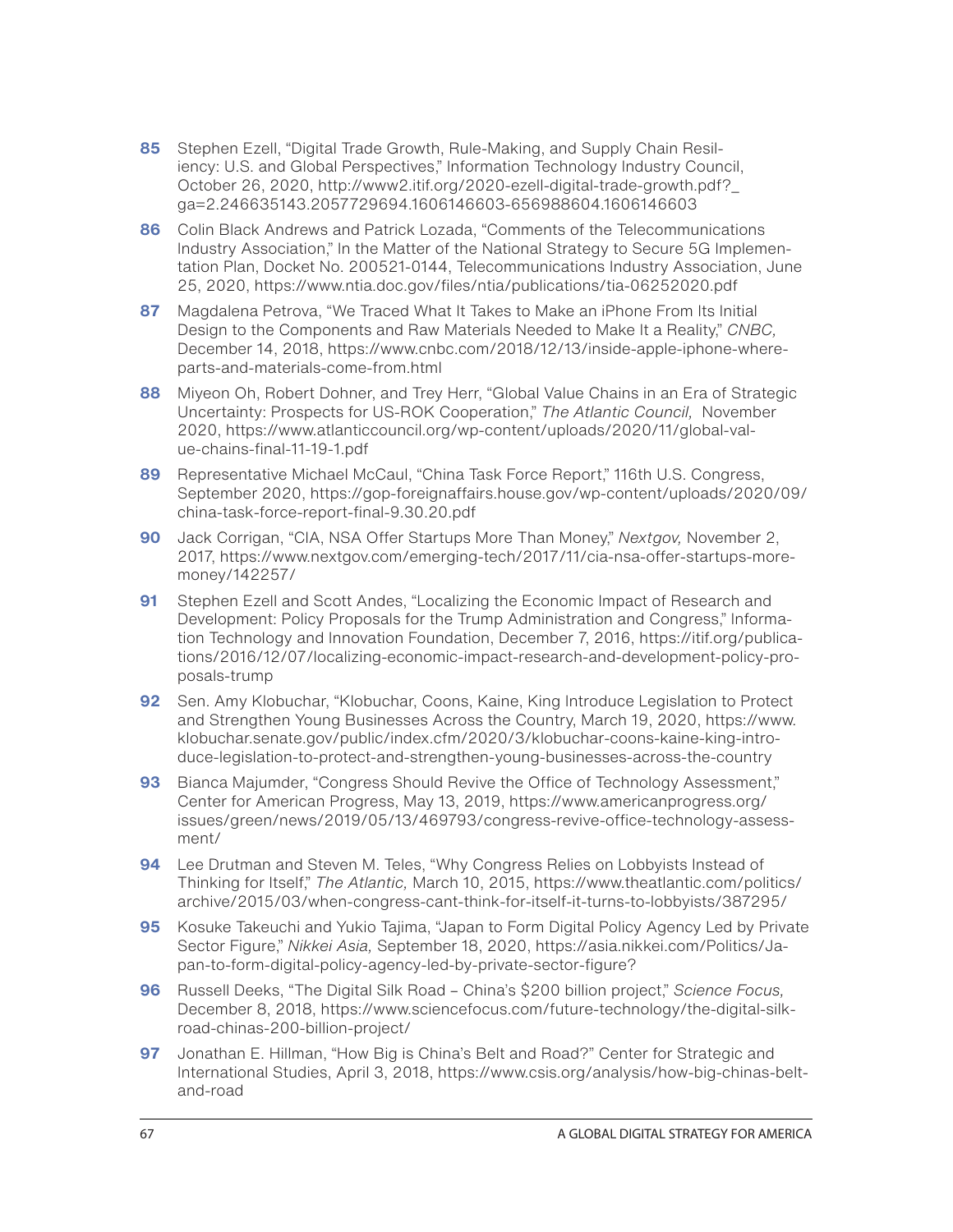**85** Stephen Ezell, "Digital Trade Growth, Rule-Making, and Supply Chain Resiliency: U.S. and Global Perspectives," Information Technology Industry Council, October 26, 2020, http://www2.itif.org/2020-ezell-digital-trade-growth.pdf?_ga=2.246635143.2057729694.1606146603-656988604.1606146603

**86** Colin Black Andrews and Patrick Lozada, "Comments of the Telecommunications Industry Association," In the Matter of the National Strategy to Secure 5G Implementation Plan, Docket No. 200521-0144, Telecommunications Industry Association, June 25, 2020, https://www.ntia.doc.gov/files/ntia/publications/tia-06252020.pdf

**87** Magdalena Petrova, "We Traced What It Takes to Make an iPhone From Its Initial Design to the Components and Raw Materials Needed to Make It a Reality," *CNBC,* December 14, 2018, https://www.cnbc.com/2018/12/13/inside-apple-iphone-where-parts-and-materials-come-from.html

**88** Miyeon Oh, Robert Dohner, and Trey Herr, "Global Value Chains in an Era of Strategic Uncertainty: Prospects for US-ROK Cooperation," *The Atlantic Council,* November 2020, https://www.atlanticcouncil.org/wp-content/uploads/2020/11/global-value-chains-final-11-19-1.pdf

**89** Representative Michael McCaul, "China Task Force Report," 116th U.S. Congress, September 2020, https://gop-foreignaffairs.house.gov/wp-content/uploads/2020/09/china-task-force-report-final-9.30.20.pdf

**90** Jack Corrigan, "CIA, NSA Offer Startups More Than Money," *Nextgov,* November 2, 2017, https://www.nextgov.com/emerging-tech/2017/11/cia-nsa-offer-startups-more-money/142257/

**91** Stephen Ezell and Scott Andes, "Localizing the Economic Impact of Research and Development: Policy Proposals for the Trump Administration and Congress," Information Technology and Innovation Foundation, December 7, 2016, https://itif.org/publications/2016/12/07/localizing-economic-impact-research-and-development-policy-proposals-trump

**92** Sen. Amy Klobuchar, "Klobuchar, Coons, Kaine, King Introduce Legislation to Protect and Strengthen Young Businesses Across the Country, March 19, 2020, https://www.klobuchar.senate.gov/public/index.cfm/2020/3/klobuchar-coons-kaine-king-introduce-legislation-to-protect-and-strengthen-young-businesses-across-the-country

**93** Bianca Majumder, "Congress Should Revive the Office of Technology Assessment," Center for American Progress, May 13, 2019, https://www.americanprogress.org/issues/green/news/2019/05/13/469793/congress-revive-office-technology-assessment/

**94** Lee Drutman and Steven M. Teles, "Why Congress Relies on Lobbyists Instead of Thinking for Itself," *The Atlantic,* March 10, 2015, https://www.theatlantic.com/politics/archive/2015/03/when-congress-cant-think-for-itself-it-turns-to-lobbyists/387295/

**95** Kosuke Takeuchi and Yukio Tajima, "Japan to Form Digital Policy Agency Led by Private Sector Figure," *Nikkei Asia,* September 18, 2020, https://asia.nikkei.com/Politics/Japan-to-form-digital-policy-agency-led-by-private-sector-figure?

**96** Russell Deeks, "The Digital Silk Road – China's $200 billion project," *Science Focus,* December 8, 2018, https://www.sciencefocus.com/future-technology/the-digital-silk-road-chinas-200-billion-project/

**97** Jonathan E. Hillman, "How Big is China's Belt and Road?" Center for Strategic and International Studies, April 3, 2018, https://www.csis.org/analysis/how-big-chinas-belt-and-road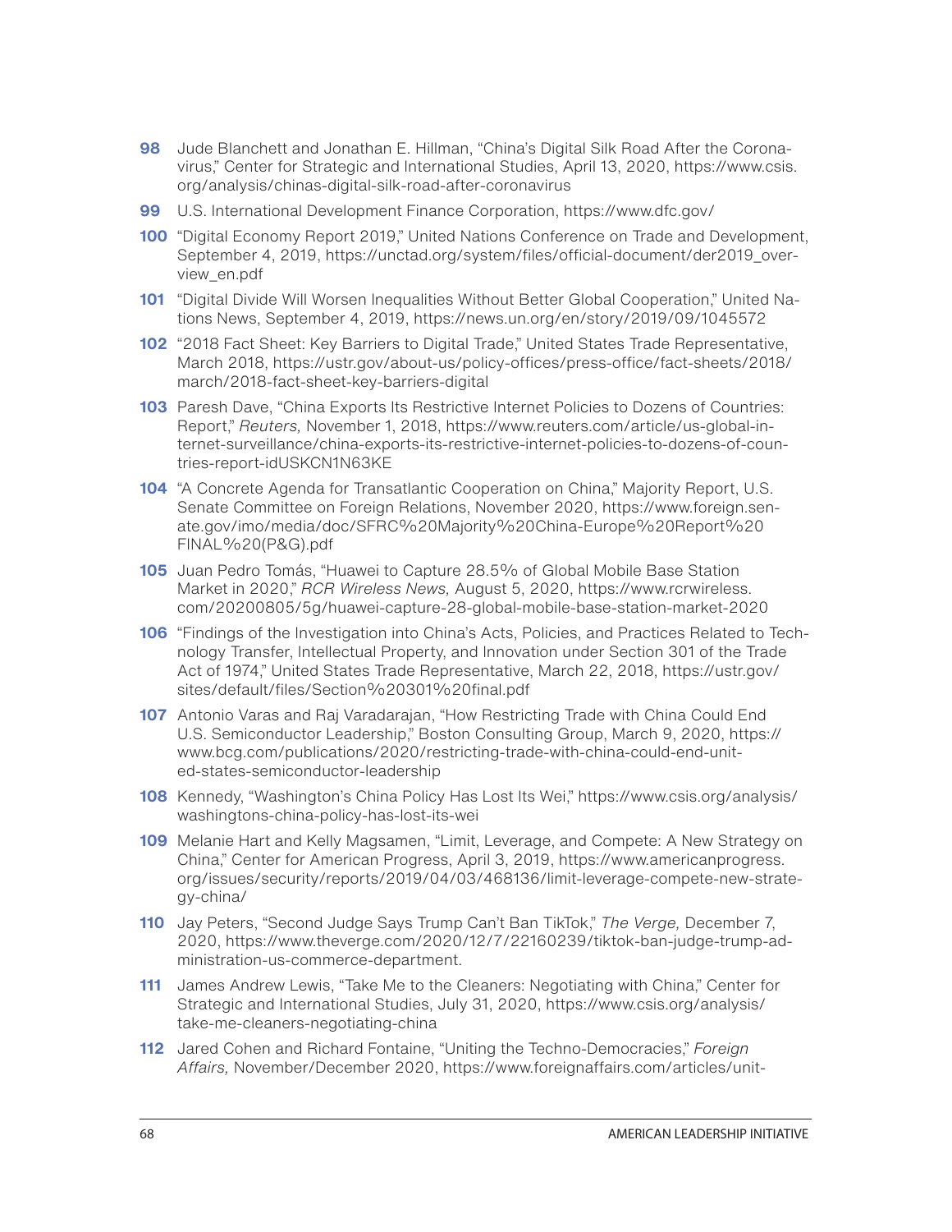**98** Jude Blanchett and Jonathan E. Hillman, "China's Digital Silk Road After the Coronavirus," Center for Strategic and International Studies, April 13, 2020, https://www.csis.org/analysis/chinas-digital-silk-road-after-coronavirus

**99** U.S. International Development Finance Corporation, https://www.dfc.gov/

**100** "Digital Economy Report 2019," United Nations Conference on Trade and Development, September 4, 2019, https://unctad.org/system/files/official-document/der2019_overview_en.pdf

**101** "Digital Divide Will Worsen Inequalities Without Better Global Cooperation," United Nations News, September 4, 2019, https://news.un.org/en/story/2019/09/1045572

**102** "2018 Fact Sheet: Key Barriers to Digital Trade," United States Trade Representative, March 2018, https://ustr.gov/about-us/policy-offices/press-office/fact-sheets/2018/march/2018-fact-sheet-key-barriers-digital

**103** Paresh Dave, "China Exports Its Restrictive Internet Policies to Dozens of Countries: Report," *Reuters,* November 1, 2018, https://www.reuters.com/article/us-global-internet-surveillance/china-exports-its-restrictive-internet-policies-to-dozens-of-countries-report-idUSKCN1N63KE

**104** "A Concrete Agenda for Transatlantic Cooperation on China," Majority Report, U.S. Senate Committee on Foreign Relations, November 2020, https://www.foreign.senate.gov/imo/media/doc/SFRC%20Majority%20China-Europe%20Report%20FINAL%20(P&G).pdf

**105** Juan Pedro Tomás, "Huawei to Capture 28.5% of Global Mobile Base Station Market in 2020," *RCR Wireless News,* August 5, 2020, https://www.rcrwireless.com/20200805/5g/huawei-capture-28-global-mobile-base-station-market-2020

**106** "Findings of the Investigation into China's Acts, Policies, and Practices Related to Technology Transfer, Intellectual Property, and Innovation under Section 301 of the Trade Act of 1974," United States Trade Representative, March 22, 2018, https://ustr.gov/sites/default/files/Section%20301%20final.pdf

**107** Antonio Varas and Raj Varadarajan, "How Restricting Trade with China Could End U.S. Semiconductor Leadership," Boston Consulting Group, March 9, 2020, https://www.bcg.com/publications/2020/restricting-trade-with-china-could-end-united-states-semiconductor-leadership

**108** Kennedy, "Washington's China Policy Has Lost Its Wei," https://www.csis.org/analysis/washingtons-china-policy-has-lost-its-wei

**109** Melanie Hart and Kelly Magsamen, "Limit, Leverage, and Compete: A New Strategy on China," Center for American Progress, April 3, 2019, https://www.americanprogress.org/issues/security/reports/2019/04/03/468136/limit-leverage-compete-new-strategy-china/

**110** Jay Peters, "Second Judge Says Trump Can't Ban TikTok," *The Verge,* December 7, 2020, https://www.theverge.com/2020/12/7/22160239/tiktok-ban-judge-trump-administration-us-commerce-department.

**111** James Andrew Lewis, "Take Me to the Cleaners: Negotiating with China," Center for Strategic and International Studies, July 31, 2020, https://www.csis.org/analysis/take-me-cleaners-negotiating-china

**112** Jared Cohen and Richard Fontaine, "Uniting the Techno-Democracies," *Foreign Affairs,* November/December 2020, https://www.foreignaffairs.com/articles/unit-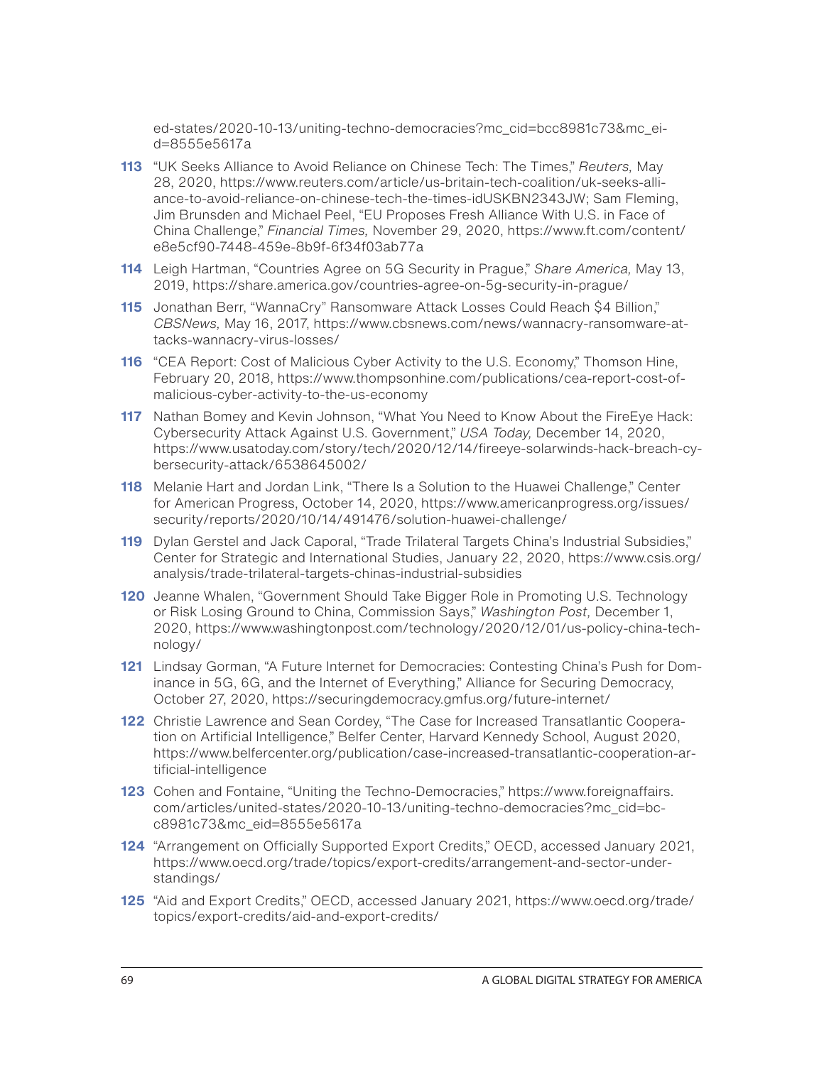ed-states/2020-10-13/uniting-techno-democracies?mc_cid=bcc8981c73&mc_eid=8555e5617a

**113** "UK Seeks Alliance to Avoid Reliance on Chinese Tech: The Times," *Reuters,* May 28, 2020, https://www.reuters.com/article/us-britain-tech-coalition/uk-seeks-alliance-to-avoid-reliance-on-chinese-tech-the-times-idUSKBN2343JW; Sam Fleming, Jim Brunsden and Michael Peel, "EU Proposes Fresh Alliance With U.S. in Face of China Challenge," *Financial Times,* November 29, 2020, https://www.ft.com/content/e8e5cf90-7448-459e-8b9f-6f34f03ab77a

**114** Leigh Hartman, "Countries Agree on 5G Security in Prague," *Share America,* May 13, 2019, https://share.america.gov/countries-agree-on-5g-security-in-prague/

**115** Jonathan Berr, "WannaCry" Ransomware Attack Losses Could Reach $4 Billion," *CBSNews,* May 16, 2017, https://www.cbsnews.com/news/wannacry-ransomware-attacks-wannacry-virus-losses/

**116** "CEA Report: Cost of Malicious Cyber Activity to the U.S. Economy," Thomson Hine, February 20, 2018, https://www.thompsonhine.com/publications/cea-report-cost-of-malicious-cyber-activity-to-the-us-economy

**117** Nathan Bomey and Kevin Johnson, "What You Need to Know About the FireEye Hack: Cybersecurity Attack Against U.S. Government," *USA Today,* December 14, 2020, https://www.usatoday.com/story/tech/2020/12/14/fireeye-solarwinds-hack-breach-cybersecurity-attack/6538645002/

**118** Melanie Hart and Jordan Link, "There Is a Solution to the Huawei Challenge," Center for American Progress, October 14, 2020, https://www.americanprogress.org/issues/security/reports/2020/10/14/491476/solution-huawei-challenge/

**119** Dylan Gerstel and Jack Caporal, "Trade Trilateral Targets China's Industrial Subsidies," Center for Strategic and International Studies, January 22, 2020, https://www.csis.org/analysis/trade-trilateral-targets-chinas-industrial-subsidies

**120** Jeanne Whalen, "Government Should Take Bigger Role in Promoting U.S. Technology or Risk Losing Ground to China, Commission Says," *Washington Post,* December 1, 2020, https://www.washingtonpost.com/technology/2020/12/01/us-policy-china-technology/

**121** Lindsay Gorman, "A Future Internet for Democracies: Contesting China's Push for Dominance in 5G, 6G, and the Internet of Everything," Alliance for Securing Democracy, October 27, 2020, https://securingdemocracy.gmfus.org/future-internet/

**122** Christie Lawrence and Sean Cordey, "The Case for Increased Transatlantic Cooperation on Artificial Intelligence," Belfer Center, Harvard Kennedy School, August 2020, https://www.belfercenter.org/publication/case-increased-transatlantic-cooperation-artificial-intelligence

**123** Cohen and Fontaine, "Uniting the Techno-Democracies," https://www.foreignaffairs.com/articles/united-states/2020-10-13/uniting-techno-democracies?mc_cid=bcc8981c73&mc_eid=8555e5617a

**124** "Arrangement on Officially Supported Export Credits," OECD, accessed January 2021, https://www.oecd.org/trade/topics/export-credits/arrangement-and-sector-understandings/

**125** "Aid and Export Credits," OECD, accessed January 2021, https://www.oecd.org/trade/topics/export-credits/aid-and-export-credits/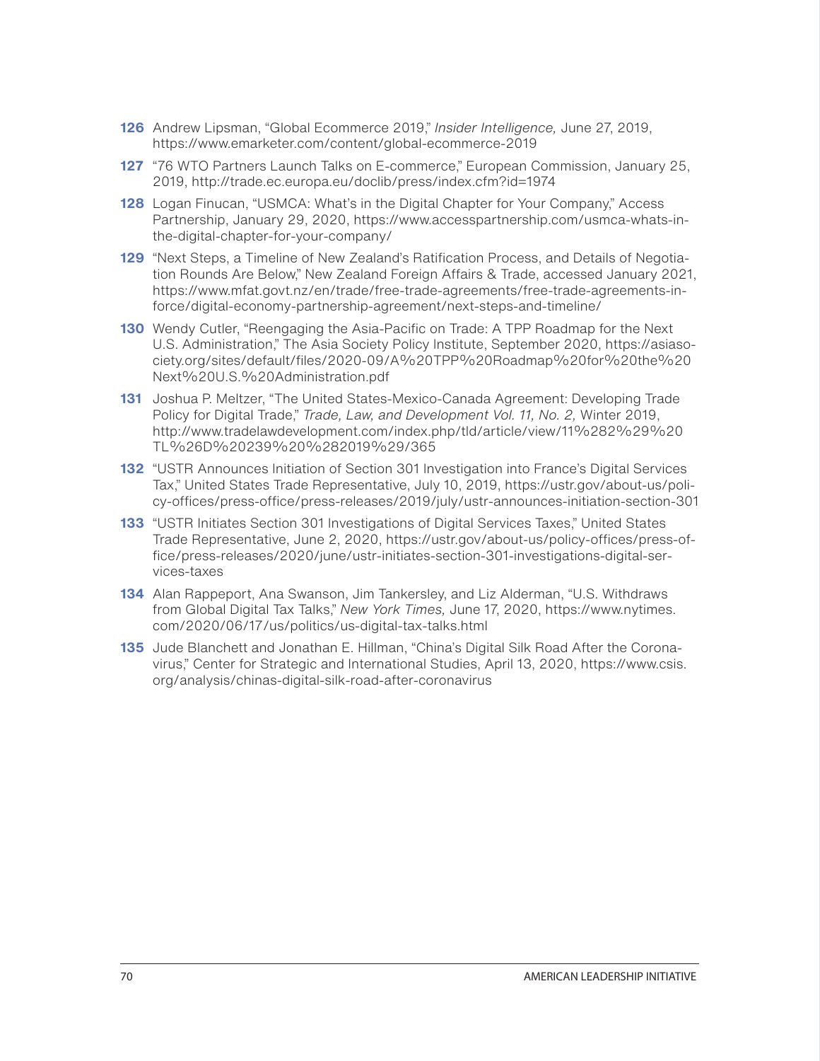**126** Andrew Lipsman, "Global Ecommerce 2019," *Insider Intelligence,* June 27, 2019, https://www.emarketer.com/content/global-ecommerce-2019

**127** "76 WTO Partners Launch Talks on E-commerce," European Commission, January 25, 2019, http://trade.ec.europa.eu/doclib/press/index.cfm?id=1974

**128** Logan Finucan, "USMCA: What's in the Digital Chapter for Your Company," Access Partnership, January 29, 2020, https://www.accesspartnership.com/usmca-whats-in-the-digital-chapter-for-your-company/

**129** "Next Steps, a Timeline of New Zealand's Ratification Process, and Details of Negotiation Rounds Are Below," New Zealand Foreign Affairs & Trade, accessed January 2021, https://www.mfat.govt.nz/en/trade/free-trade-agreements/free-trade-agreements-in-force/digital-economy-partnership-agreement/next-steps-and-timeline/

**130** Wendy Cutler, "Reengaging the Asia-Pacific on Trade: A TPP Roadmap for the Next U.S. Administration," The Asia Society Policy Institute, September 2020, https://asiasociety.org/sites/default/files/2020-09/A%20TPP%20Roadmap%20for%20the%20Next%20U.S.%20Administration.pdf

**131** Joshua P. Meltzer, "The United States-Mexico-Canada Agreement: Developing Trade Policy for Digital Trade," *Trade, Law, and Development Vol. 11, No. 2,* Winter 2019, http://www.tradelawdevelopment.com/index.php/tld/article/view/11%282%29%20TL%26D%20239%20%282019%29/365

**132** "USTR Announces Initiation of Section 301 Investigation into France's Digital Services Tax," United States Trade Representative, July 10, 2019, https://ustr.gov/about-us/policy-offices/press-office/press-releases/2019/july/ustr-announces-initiation-section-301

**133** "USTR Initiates Section 301 Investigations of Digital Services Taxes," United States Trade Representative, June 2, 2020, https://ustr.gov/about-us/policy-offices/press-office/press-releases/2020/june/ustr-initiates-section-301-investigations-digital-services-taxes

**134** Alan Rappeport, Ana Swanson, Jim Tankersley, and Liz Alderman, "U.S. Withdraws from Global Digital Tax Talks," *New York Times,* June 17, 2020, https://www.nytimes.com/2020/06/17/us/politics/us-digital-tax-talks.html

**135** Jude Blanchett and Jonathan E. Hillman, "China's Digital Silk Road After the Coronavirus," Center for Strategic and International Studies, April 13, 2020, https://www.csis.org/analysis/chinas-digital-silk-road-after-coronavirus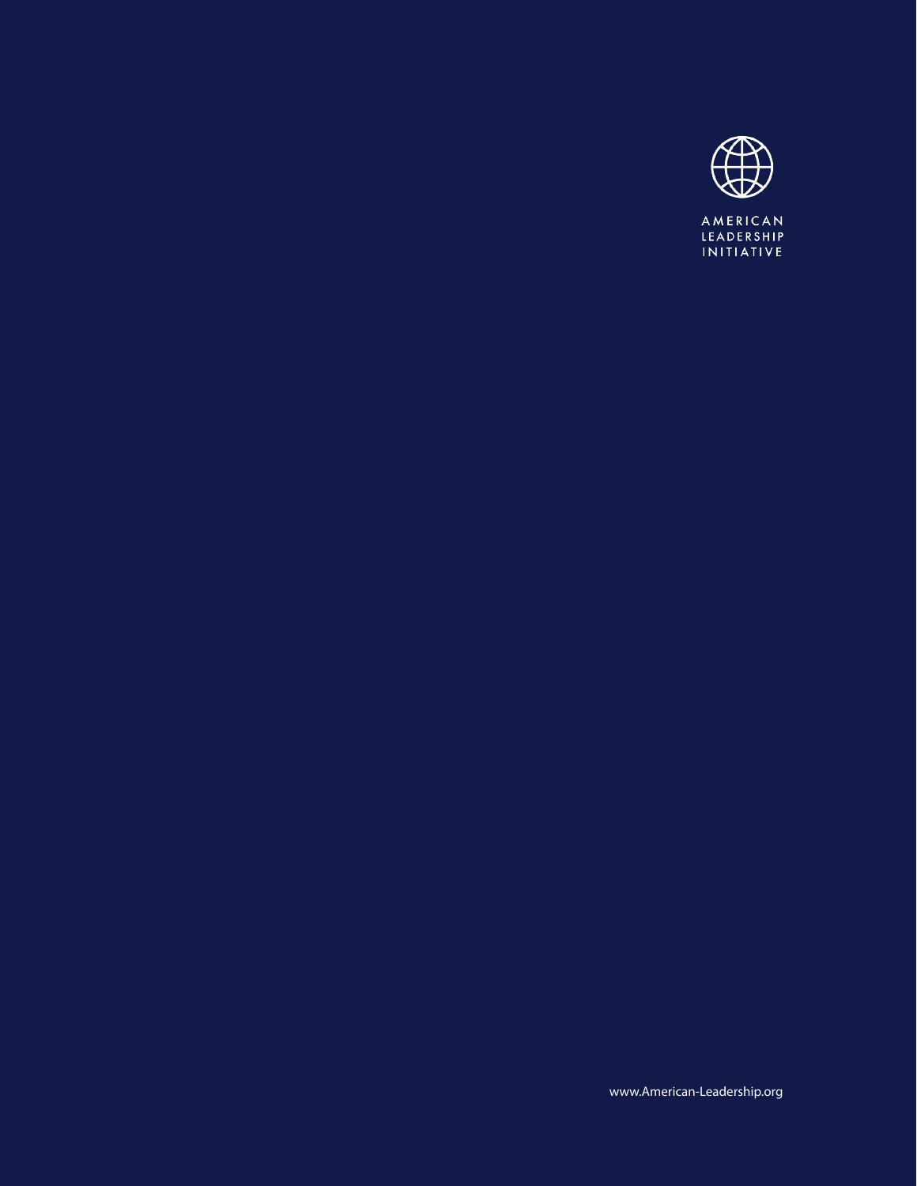AMERICAN
LEADERSHIP
INITIATIVE

www.American-Leadership.org